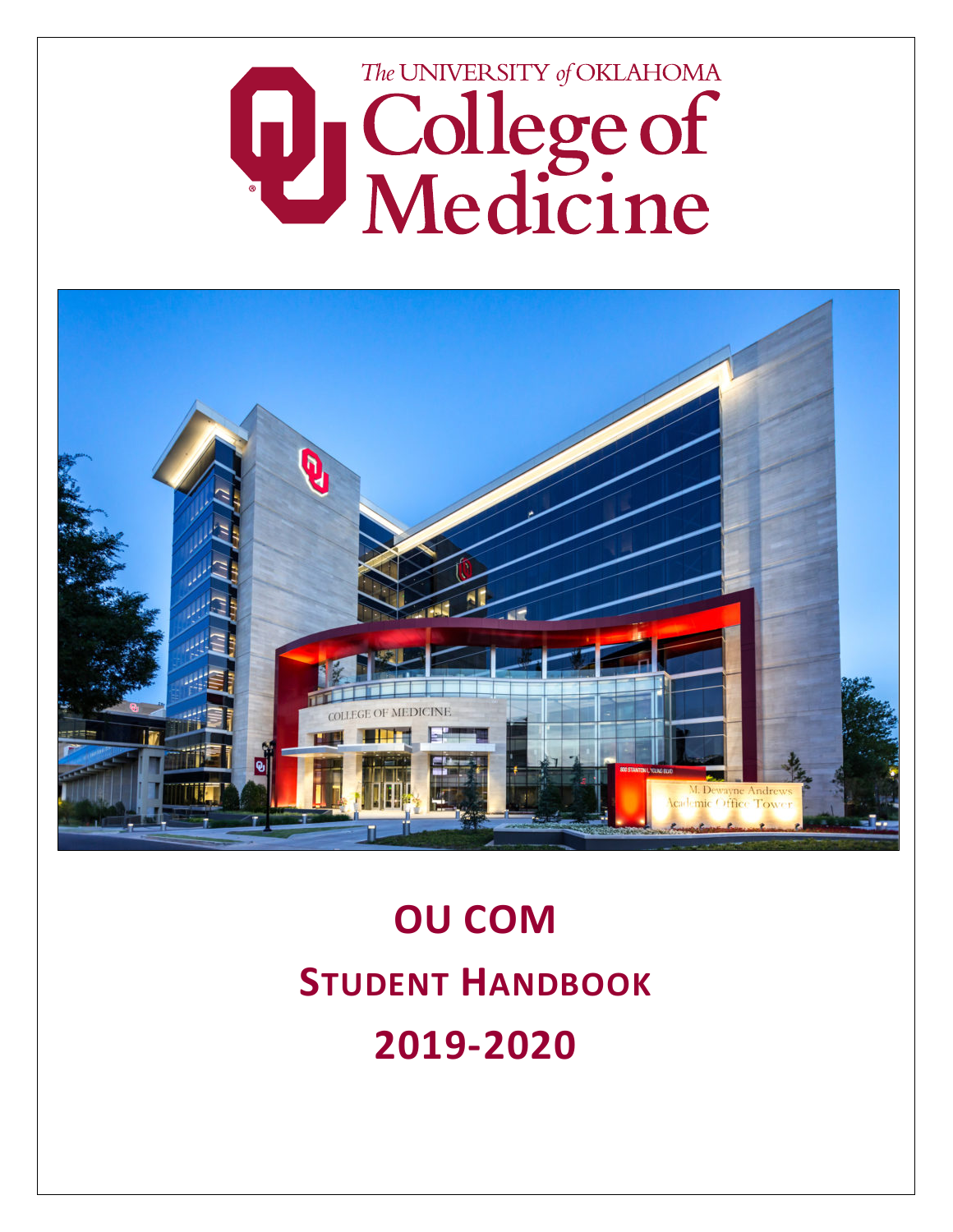The UNIVERSITY of OKLAHOMA

College of Medicine

# OU COM

# STUDENT HANDBOOK

# 2019-2020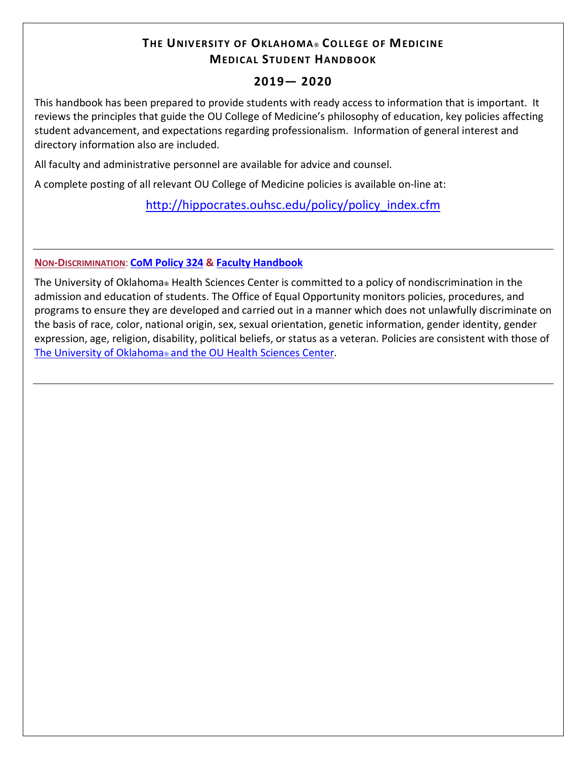# THE UNIVERSITY OF OKLAHOMA® COLLEGE OF MEDICINE
## MEDICAL STUDENT HANDBOOK

## 2019— 2020

This handbook has been prepared to provide students with ready access to information that is important. It reviews the principles that guide the OU College of Medicine's philosophy of education, key policies affecting student advancement, and expectations regarding professionalism. Information of general interest and directory information also are included.

All faculty and administrative personnel are available for advice and counsel.

A complete posting of all relevant OU College of Medicine policies is available on-line at:

http://hippocrates.ouhsc.edu/policy/policy_index.cfm

---

**NON-DISCRIMINATION: CoM Policy 324 & Faculty Handbook**

The University of Oklahoma® Health Sciences Center is committed to a policy of nondiscrimination in the admission and education of students. The Office of Equal Opportunity monitors policies, procedures, and programs to ensure they are developed and carried out in a manner which does not unlawfully discriminate on the basis of race, color, national origin, sex, sexual orientation, genetic information, gender identity, gender expression, age, religion, disability, political beliefs, or status as a veteran. Policies are consistent with those of The University of Oklahoma® and the OU Health Sciences Center.

---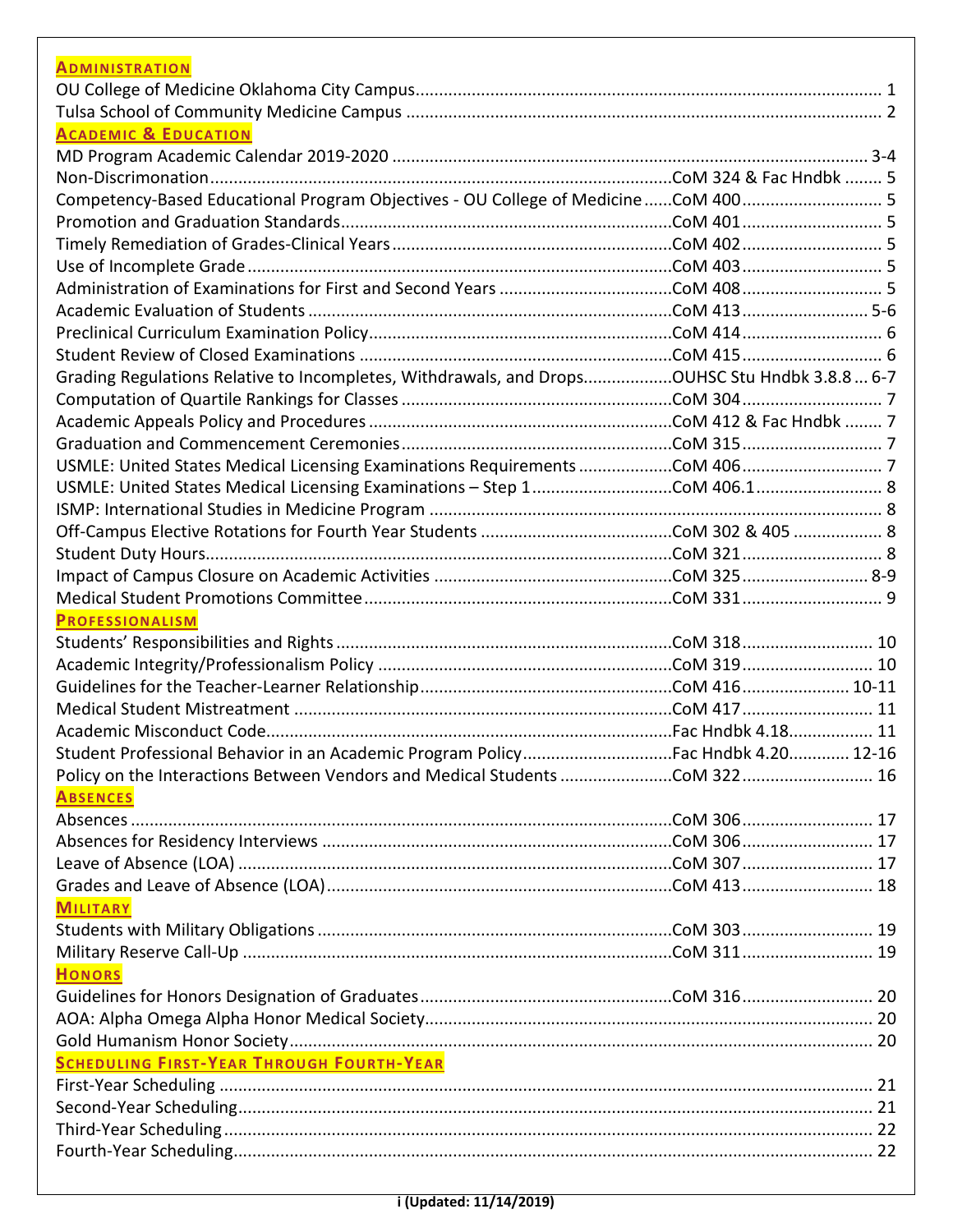## Administration

| | | |
|---|---|---|
| OU College of Medicine Oklahoma City Campus | | 1 |
| Tulsa School of Community Medicine Campus | | 2 |

## Academic & Education

| | | |
|---|---|---|
| MD Program Academic Calendar 2019-2020 | | 3-4 |
| Non-Discrimination | CoM 324 & Fac Hndbk | 5 |
| Competency-Based Educational Program Objectives - OU College of Medicine | CoM 400 | 5 |
| Promotion and Graduation Standards | CoM 401 | 5 |
| Timely Remediation of Grades-Clinical Years | CoM 402 | 5 |
| Use of Incomplete Grade | CoM 403 | 5 |
| Administration of Examinations for First and Second Years | CoM 408 | 5 |
| Academic Evaluation of Students | CoM 413 | 5-6 |
| Preclinical Curriculum Examination Policy | CoM 414 | 6 |
| Student Review of Closed Examinations | CoM 415 | 6 |
| Grading Regulations Relative to Incompletes, Withdrawals, and Drops | OUHSC Stu Hndbk 3.8.8 | 6-7 |
| Computation of Quartile Rankings for Classes | CoM 304 | 7 |
| Academic Appeals Policy and Procedures | CoM 412 & Fac Hndbk | 7 |
| Graduation and Commencement Ceremonies | CoM 315 | 7 |
| USMLE: United States Medical Licensing Examinations Requirements | CoM 406 | 7 |
| USMLE: United States Medical Licensing Examinations – Step 1 | CoM 406.1 | 8 |
| ISMP: International Studies in Medicine Program | | 8 |
| Off-Campus Elective Rotations for Fourth Year Students | CoM 302 & 405 | 8 |
| Student Duty Hours | CoM 321 | 8 |
| Impact of Campus Closure on Academic Activities | CoM 325 | 8-9 |
| Medical Student Promotions Committee | CoM 331 | 9 |

## Professionalism

| | | |
|---|---|---|
| Students' Responsibilities and Rights | CoM 318 | 10 |
| Academic Integrity/Professionalism Policy | CoM 319 | 10 |
| Guidelines for the Teacher-Learner Relationship | CoM 416 | 10-11 |
| Medical Student Mistreatment | CoM 417 | 11 |
| Academic Misconduct Code | Fac Hndbk 4.18 | 11 |
| Student Professional Behavior in an Academic Program Policy | Fac Hndbk 4.20 | 12-16 |
| Policy on the Interactions Between Vendors and Medical Students | CoM 322 | 16 |

## Absences

| | | |
|---|---|---|
| Absences | CoM 306 | 17 |
| Absences for Residency Interviews | CoM 306 | 17 |
| Leave of Absence (LOA) | CoM 307 | 17 |
| Grades and Leave of Absence (LOA) | CoM 413 | 18 |

## Military

| | | |
|---|---|---|
| Students with Military Obligations | CoM 303 | 19 |
| Military Reserve Call-Up | CoM 311 | 19 |

## Honors

| | | |
|---|---|---|
| Guidelines for Honors Designation of Graduates | CoM 316 | 20 |
| AOA: Alpha Omega Alpha Honor Medical Society | | 20 |
| Gold Humanism Honor Society | | 20 |

## Scheduling First-Year Through Fourth-Year

| | | |
|---|---|---|
| First-Year Scheduling | | 21 |
| Second-Year Scheduling | | 21 |
| Third-Year Scheduling | | 22 |
| Fourth-Year Scheduling | | 22 |

i (Updated: 11/14/2019)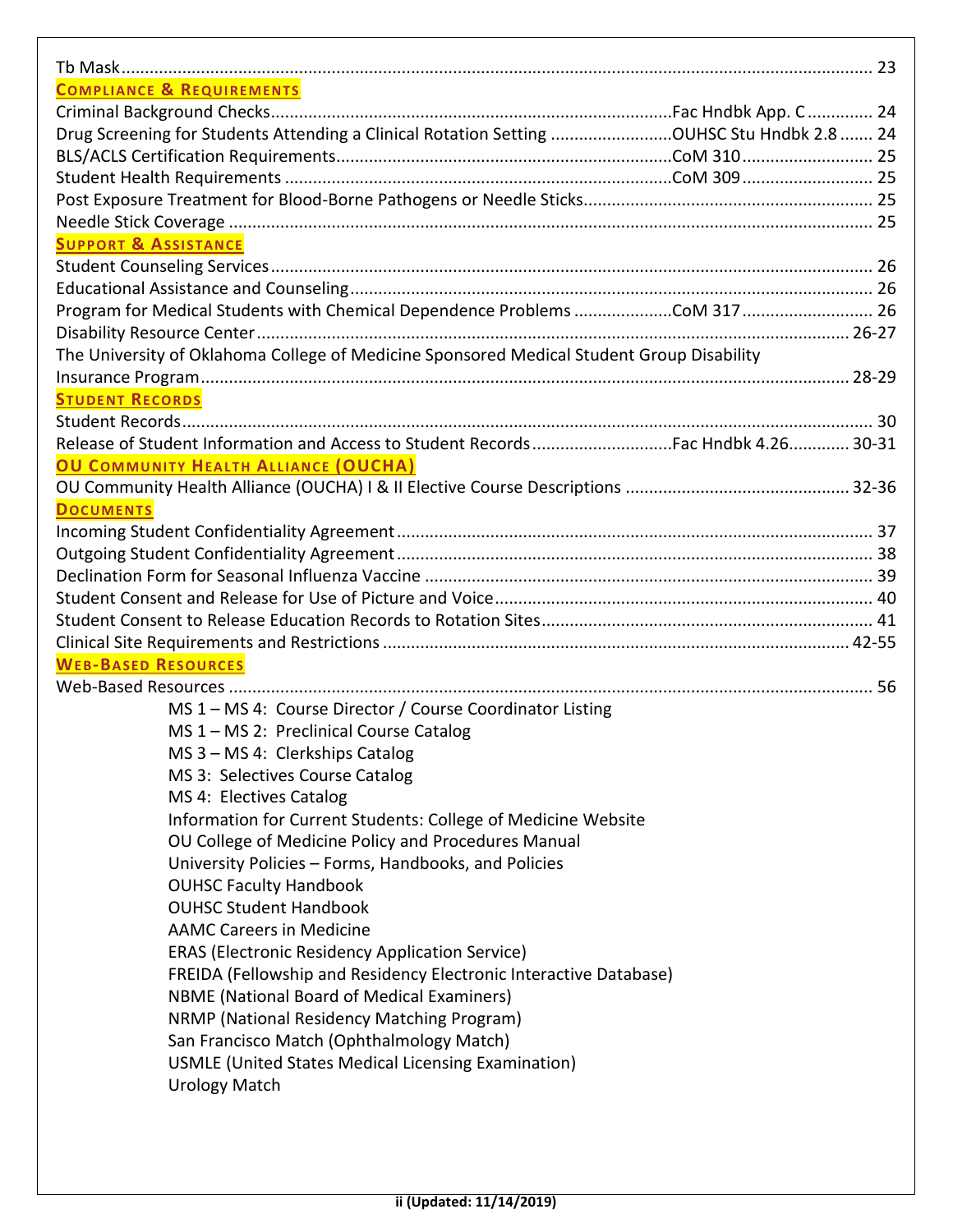Tb Mask ............................................................................................................................................ 23

**COMPLIANCE & REQUIREMENTS**

Criminal Background Checks ..................................................................................... Fac Hndbk App. C ............. 24
Drug Screening for Students Attending a Clinical Rotation Setting .......................... OUHSC Stu Hndbk 2.8 ....... 24
BLS/ACLS Certification Requirements ....................................................................... CoM 310 ........................... 25
Student Health Requirements ................................................................................... CoM 309 ........................... 25
Post Exposure Treatment for Blood-Borne Pathogens or Needle Sticks ............................................................. 25
Needle Stick Coverage ........................................................................................................................................ 25

**SUPPORT & ASSISTANCE**

Student Counseling Services ................................................................................................................................ 26
Educational Assistance and Counseling ............................................................................................................... 26
Program for Medical Students with Chemical Dependence Problems .................... CoM 317 ........................... 26
Disability Resource Center ............................................................................................................................... 26-27
The University of Oklahoma College of Medicine Sponsored Medical Student Group Disability Insurance Program ........................................................................................................................................... 28-29

**STUDENT RECORDS**

Student Records .................................................................................................................................................. 30
Release of Student Information and Access to Student Records ............................. Fac Hndbk 4.26 ............ 30-31

**OU COMMUNITY HEALTH ALLIANCE (OUCHA)**

OU Community Health Alliance (OUCHA) I & II Elective Course Descriptions ............................................... 32-36

**DOCUMENTS**

Incoming Student Confidentiality Agreement ..................................................................................................... 37
Outgoing Student Confidentiality Agreement ..................................................................................................... 38
Declination Form for Seasonal Influenza Vaccine ............................................................................................... 39
Student Consent and Release for Use of Picture and Voice ................................................................................ 40
Student Consent to Release Education Records to Rotation Sites ...................................................................... 41
Clinical Site Requirements and Restrictions ................................................................................................... 42-55

**WEB-BASED RESOURCES**

Web-Based Resources ......................................................................................................................................... 56

- MS 1 – MS 4: Course Director / Course Coordinator Listing
- MS 1 – MS 2: Preclinical Course Catalog
- MS 3 – MS 4: Clerkships Catalog
- MS 3: Selectives Course Catalog
- MS 4: Electives Catalog
- Information for Current Students: College of Medicine Website
- OU College of Medicine Policy and Procedures Manual
- University Policies – Forms, Handbooks, and Policies
- OUHSC Faculty Handbook
- OUHSC Student Handbook
- AAMC Careers in Medicine
- ERAS (Electronic Residency Application Service)
- FREIDA (Fellowship and Residency Electronic Interactive Database)
- NBME (National Board of Medical Examiners)
- NRMP (National Residency Matching Program)
- San Francisco Match (Ophthalmology Match)
- USMLE (United States Medical Licensing Examination)
- Urology Match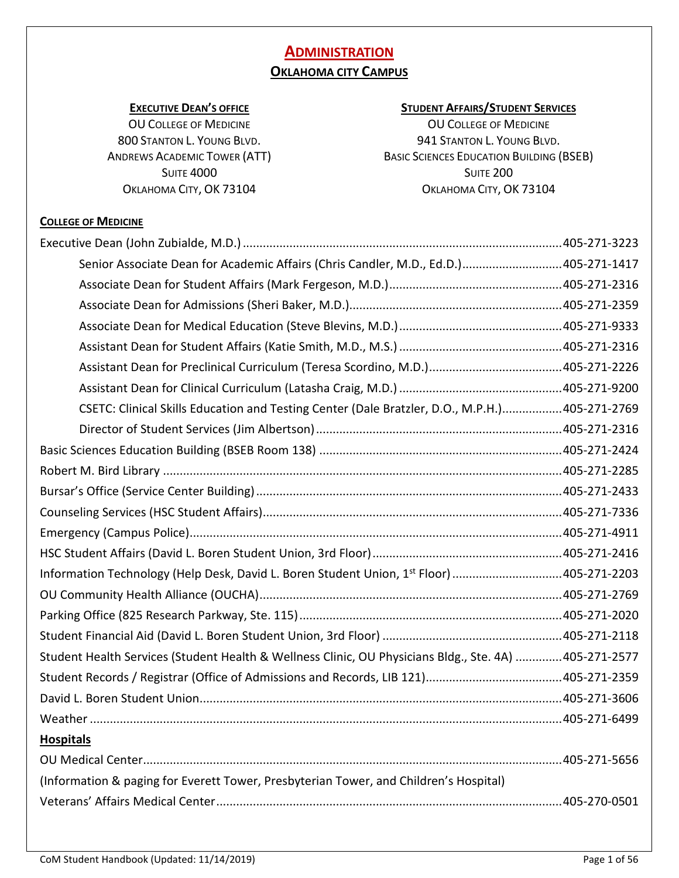# ADMINISTRATION

## OKLAHOMA CITY CAMPUS

**EXECUTIVE DEAN'S OFFICE**
OU COLLEGE OF MEDICINE
800 STANTON L. YOUNG BLVD.
ANDREWS ACADEMIC TOWER (ATT)
SUITE 4000
OKLAHOMA CITY, OK 73104

**STUDENT AFFAIRS/STUDENT SERVICES**
OU COLLEGE OF MEDICINE
941 STANTON L. YOUNG BLVD.
BASIC SCIENCES EDUCATION BUILDING (BSEB)
SUITE 200
OKLAHOMA CITY, OK 73104

**COLLEGE OF MEDICINE**

Executive Dean (John Zubialde, M.D.) ............ 405-271-3223

- Senior Associate Dean for Academic Affairs (Chris Candler, M.D., Ed.D.) ............ 405-271-1417
- Associate Dean for Student Affairs (Mark Fergeson, M.D.) ............ 405-271-2316
- Associate Dean for Admissions (Sheri Baker, M.D.) ............ 405-271-2359
- Associate Dean for Medical Education (Steve Blevins, M.D.) ............ 405-271-9333
- Assistant Dean for Student Affairs (Katie Smith, M.D., M.S.) ............ 405-271-2316
- Assistant Dean for Preclinical Curriculum (Teresa Scordino, M.D.) ............ 405-271-2226
- Assistant Dean for Clinical Curriculum (Latasha Craig, M.D.) ............ 405-271-9200
- CSETC: Clinical Skills Education and Testing Center (Dale Bratzler, D.O., M.P.H.) ............ 405-271-2769
- Director of Student Services (Jim Albertson) ............ 405-271-2316

Basic Sciences Education Building (BSEB Room 138) ............ 405-271-2424

Robert M. Bird Library ............ 405-271-2285

Bursar's Office (Service Center Building) ............ 405-271-2433

Counseling Services (HSC Student Affairs) ............ 405-271-7336

Emergency (Campus Police) ............ 405-271-4911

HSC Student Affairs (David L. Boren Student Union, 3rd Floor) ............ 405-271-2416

Information Technology (Help Desk, David L. Boren Student Union, 1st Floor) ............ 405-271-2203

OU Community Health Alliance (OUCHA) ............ 405-271-2769

Parking Office (825 Research Parkway, Ste. 115) ............ 405-271-2020

Student Financial Aid (David L. Boren Student Union, 3rd Floor) ............ 405-271-2118

Student Health Services (Student Health & Wellness Clinic, OU Physicians Bldg., Ste. 4A) ............ 405-271-2577

Student Records / Registrar (Office of Admissions and Records, LIB 121) ............ 405-271-2359

David L. Boren Student Union ............ 405-271-3606

Weather ............ 405-271-6499

**Hospitals**

OU Medical Center ............ 405-271-5656

(Information & paging for Everett Tower, Presbyterian Tower, and Children's Hospital)

Veterans' Affairs Medical Center ............ 405-270-0501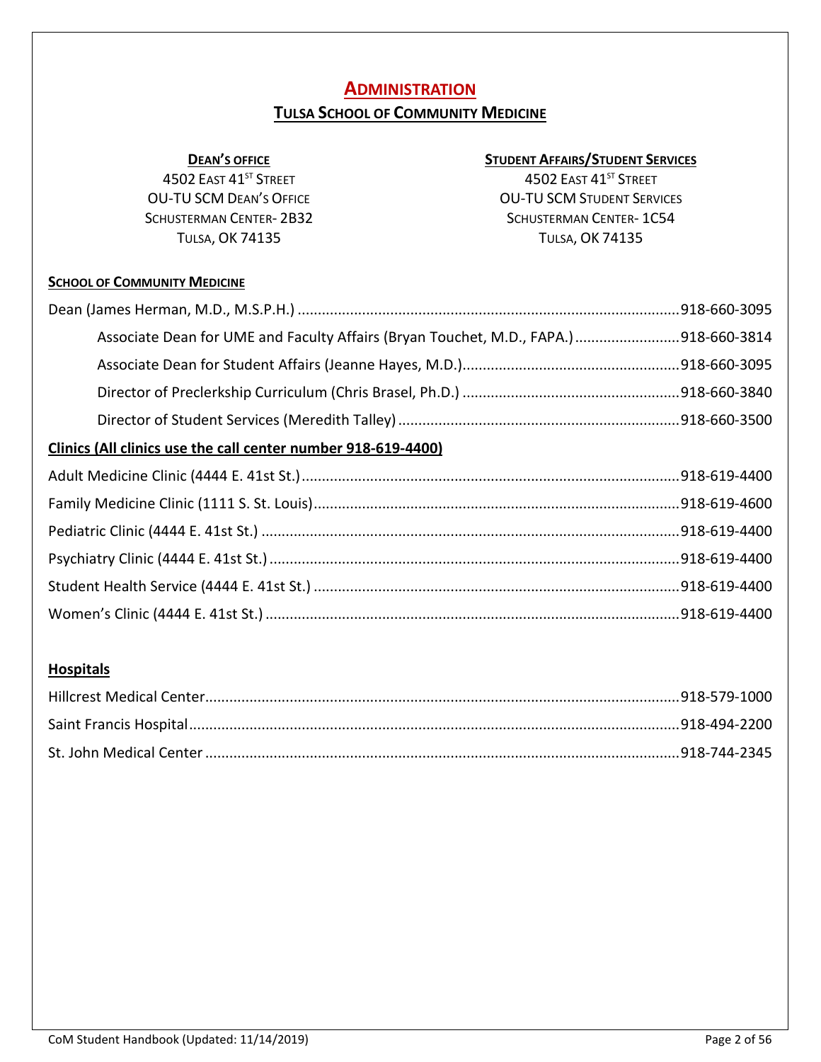# ADMINISTRATION

## TULSA SCHOOL OF COMMUNITY MEDICINE

**DEAN'S OFFICE**
4502 EAST 41ST STREET
OU-TU SCM DEAN'S OFFICE
SCHUSTERMAN CENTER- 2B32
TULSA, OK 74135

**STUDENT AFFAIRS/STUDENT SERVICES**
4502 EAST 41ST STREET
OU-TU SCM STUDENT SERVICES
SCHUSTERMAN CENTER- 1C54
TULSA, OK 74135

**SCHOOL OF COMMUNITY MEDICINE**

Dean (James Herman, M.D., M.S.P.H.) ............................................................ 918-660-3095

- Associate Dean for UME and Faculty Affairs (Bryan Touchet, M.D., FAPA.) ............ 918-660-3814
- Associate Dean for Student Affairs (Jeanne Hayes, M.D.) ........................................ 918-660-3095
- Director of Preclerkship Curriculum (Chris Brasel, Ph.D.) ........................................ 918-660-3840
- Director of Student Services (Meredith Talley) ........................................................ 918-660-3500

**Clinics (All clinics use the call center number 918-619-4400)**

Adult Medicine Clinic (4444 E. 41st St.) ............................................................ 918-619-4400

Family Medicine Clinic (1111 S. St. Louis) ............................................................ 918-619-4600

Pediatric Clinic (4444 E. 41st St.) ............................................................ 918-619-4400

Psychiatry Clinic (4444 E. 41st St.) ............................................................ 918-619-4400

Student Health Service (4444 E. 41st St.) ............................................................ 918-619-4400

Women's Clinic (4444 E. 41st St.) ............................................................ 918-619-4400

**Hospitals**

Hillcrest Medical Center ............................................................ 918-579-1000

Saint Francis Hospital ............................................................ 918-494-2200

St. John Medical Center ............................................................ 918-744-2345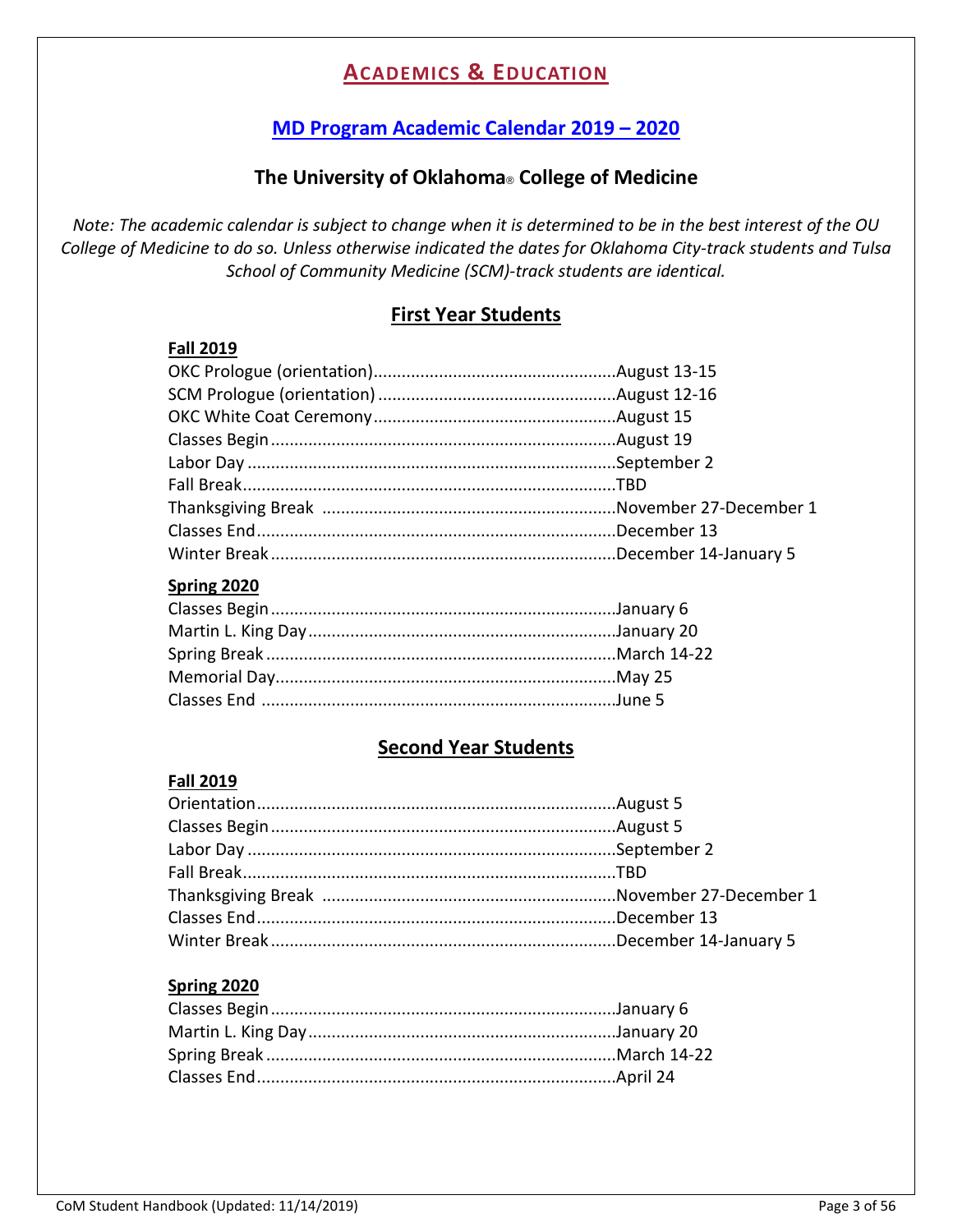# ACADEMICS & EDUCATION

## MD Program Academic Calendar 2019 – 2020

### The University of Oklahoma® College of Medicine

*Note: The academic calendar is subject to change when it is determined to be in the best interest of the OU College of Medicine to do so. Unless otherwise indicated the dates for Oklahoma City-track students and Tulsa School of Community Medicine (SCM)-track students are identical.*

### First Year Students

**Fall 2019**

| Event | Date |
|---|---|
| OKC Prologue (orientation) | August 13-15 |
| SCM Prologue (orientation) | August 12-16 |
| OKC White Coat Ceremony | August 15 |
| Classes Begin | August 19 |
| Labor Day | September 2 |
| Fall Break | TBD |
| Thanksgiving Break | November 27-December 1 |
| Classes End | December 13 |
| Winter Break | December 14-January 5 |

**Spring 2020**

| Event | Date |
|---|---|
| Classes Begin | January 6 |
| Martin L. King Day | January 20 |
| Spring Break | March 14-22 |
| Memorial Day | May 25 |
| Classes End | June 5 |

### Second Year Students

**Fall 2019**

| Event | Date |
|---|---|
| Orientation | August 5 |
| Classes Begin | August 5 |
| Labor Day | September 2 |
| Fall Break | TBD |
| Thanksgiving Break | November 27-December 1 |
| Classes End | December 13 |
| Winter Break | December 14-January 5 |

**Spring 2020**

| Event | Date |
|---|---|
| Classes Begin | January 6 |
| Martin L. King Day | January 20 |
| Spring Break | March 14-22 |
| Classes End | April 24 |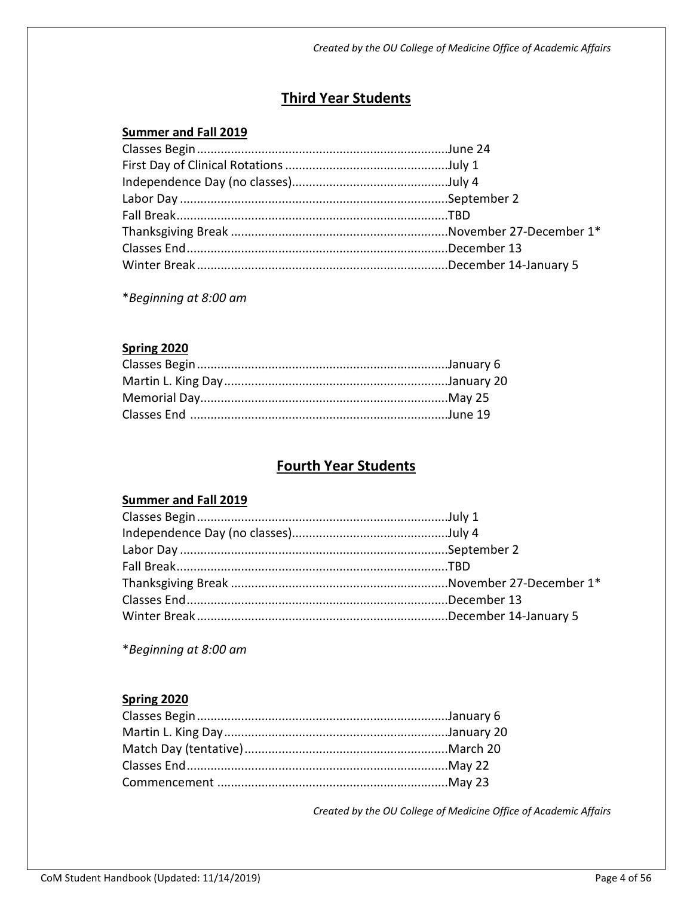## Third Year Students

**Summer and Fall 2019**

Classes Begin..........................................................................June 24
First Day of Clinical Rotations ................................................July 1
Independence Day (no classes).............................................July 4
Labor Day ..............................................................................September 2
Fall Break...............................................................................TBD
Thanksgiving Break ................................................................November 27-December 1*
Classes End............................................................................December 13
Winter Break..........................................................................December 14-January 5

**Beginning at 8:00 am*

**Spring 2020**

Classes Begin..........................................................................January 6
Martin L. King Day..................................................................January 20
Memorial Day.........................................................................May 25
Classes End ............................................................................June 19

## Fourth Year Students

**Summer and Fall 2019**

Classes Begin..........................................................................July 1
Independence Day (no classes).............................................July 4
Labor Day ..............................................................................September 2
Fall Break...............................................................................TBD
Thanksgiving Break ................................................................November 27-December 1*
Classes End............................................................................December 13
Winter Break..........................................................................December 14-January 5

**Beginning at 8:00 am*

**Spring 2020**

Classes Begin..........................................................................January 6
Martin L. King Day..................................................................January 20
Match Day (tentative)............................................................March 20
Classes End............................................................................May 22
Commencement ....................................................................May 23

*Created by the OU College of Medicine Office of Academic Affairs*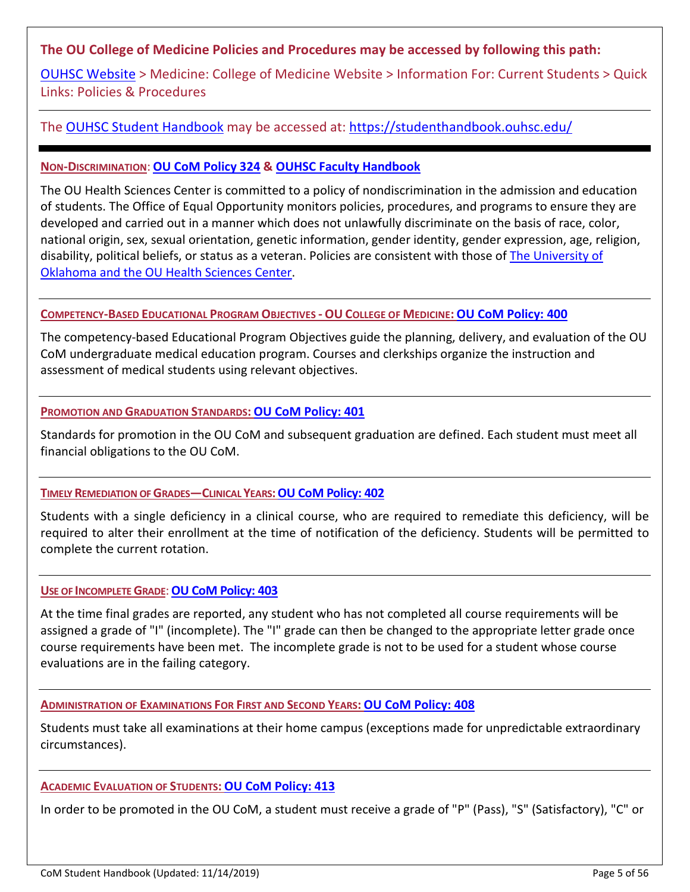**The OU College of Medicine Policies and Procedures may be accessed by following this path:**

OUHSC Website > Medicine: College of Medicine Website > Information For: Current Students > Quick Links: Policies & Procedures

---

The OUHSC Student Handbook may be accessed at: https://studenthandbook.ouhsc.edu/

---

**NON-DISCRIMINATION: OU CoM Policy 324 & OUHSC Faculty Handbook**

The OU Health Sciences Center is committed to a policy of nondiscrimination in the admission and education of students. The Office of Equal Opportunity monitors policies, procedures, and programs to ensure they are developed and carried out in a manner which does not unlawfully discriminate on the basis of race, color, national origin, sex, sexual orientation, genetic information, gender identity, gender expression, age, religion, disability, political beliefs, or status as a veteran. Policies are consistent with those of The University of Oklahoma and the OU Health Sciences Center.

---

**COMPETENCY-BASED EDUCATIONAL PROGRAM OBJECTIVES - OU COLLEGE OF MEDICINE: OU CoM Policy: 400**

The competency-based Educational Program Objectives guide the planning, delivery, and evaluation of the OU CoM undergraduate medical education program. Courses and clerkships organize the instruction and assessment of medical students using relevant objectives.

---

**PROMOTION AND GRADUATION STANDARDS: OU CoM Policy: 401**

Standards for promotion in the OU CoM and subsequent graduation are defined. Each student must meet all financial obligations to the OU CoM.

---

**TIMELY REMEDIATION OF GRADES—CLINICAL YEARS: OU CoM Policy: 402**

Students with a single deficiency in a clinical course, who are required to remediate this deficiency, will be required to alter their enrollment at the time of notification of the deficiency. Students will be permitted to complete the current rotation.

---

**USE OF INCOMPLETE GRADE: OU CoM Policy: 403**

At the time final grades are reported, any student who has not completed all course requirements will be assigned a grade of "I" (incomplete). The "I" grade can then be changed to the appropriate letter grade once course requirements have been met. The incomplete grade is not to be used for a student whose course evaluations are in the failing category.

---

**ADMINISTRATION OF EXAMINATIONS FOR FIRST AND SECOND YEARS: OU CoM Policy: 408**

Students must take all examinations at their home campus (exceptions made for unpredictable extraordinary circumstances).

---

**ACADEMIC EVALUATION OF STUDENTS: OU CoM Policy: 413**

In order to be promoted in the OU CoM, a student must receive a grade of "P" (Pass), "S" (Satisfactory), "C" or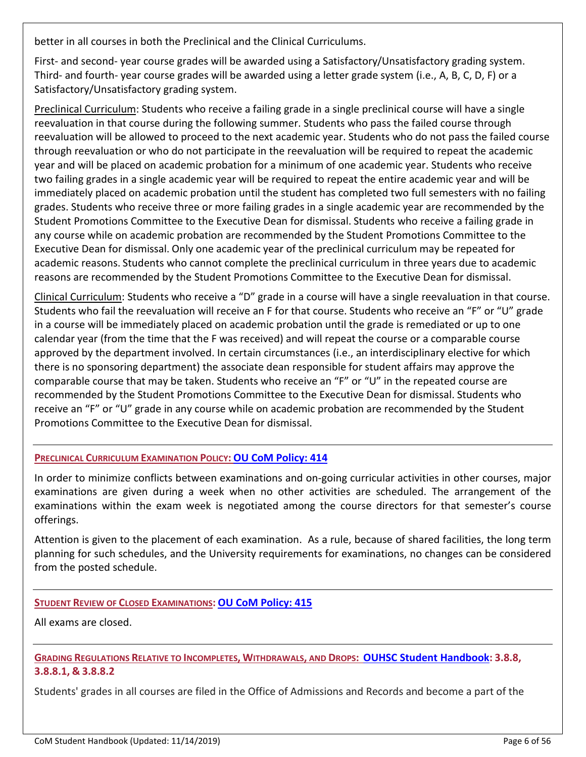better in all courses in both the Preclinical and the Clinical Curriculums.

First- and second- year course grades will be awarded using a Satisfactory/Unsatisfactory grading system. Third- and fourth- year course grades will be awarded using a letter grade system (i.e., A, B, C, D, F) or a Satisfactory/Unsatisfactory grading system.

Preclinical Curriculum: Students who receive a failing grade in a single preclinical course will have a single reevaluation in that course during the following summer. Students who pass the failed course through reevaluation will be allowed to proceed to the next academic year. Students who do not pass the failed course through reevaluation or who do not participate in the reevaluation will be required to repeat the academic year and will be placed on academic probation for a minimum of one academic year. Students who receive two failing grades in a single academic year will be required to repeat the entire academic year and will be immediately placed on academic probation until the student has completed two full semesters with no failing grades. Students who receive three or more failing grades in a single academic year are recommended by the Student Promotions Committee to the Executive Dean for dismissal. Students who receive a failing grade in any course while on academic probation are recommended by the Student Promotions Committee to the Executive Dean for dismissal. Only one academic year of the preclinical curriculum may be repeated for academic reasons. Students who cannot complete the preclinical curriculum in three years due to academic reasons are recommended by the Student Promotions Committee to the Executive Dean for dismissal.

Clinical Curriculum: Students who receive a "D" grade in a course will have a single reevaluation in that course. Students who fail the reevaluation will receive an F for that course. Students who receive an "F" or "U" grade in a course will be immediately placed on academic probation until the grade is remediated or up to one calendar year (from the time that the F was received) and will repeat the course or a comparable course approved by the department involved. In certain circumstances (i.e., an interdisciplinary elective for which there is no sponsoring department) the associate dean responsible for student affairs may approve the comparable course that may be taken. Students who receive an "F" or "U" in the repeated course are recommended by the Student Promotions Committee to the Executive Dean for dismissal. Students who receive an "F" or "U" grade in any course while on academic probation are recommended by the Student Promotions Committee to the Executive Dean for dismissal.

---

### PRECLINICAL CURRICULUM EXAMINATION POLICY: OU CoM Policy: 414

In order to minimize conflicts between examinations and on-going curricular activities in other courses, major examinations are given during a week when no other activities are scheduled. The arrangement of the examinations within the exam week is negotiated among the course directors for that semester's course offerings.

Attention is given to the placement of each examination. As a rule, because of shared facilities, the long term planning for such schedules, and the University requirements for examinations, no changes can be considered from the posted schedule.

---

### STUDENT REVIEW OF CLOSED EXAMINATIONS: OU CoM Policy: 415

All exams are closed.

---

### GRADING REGULATIONS RELATIVE TO INCOMPLETES, WITHDRAWALS, AND DROPS: OUHSC Student Handbook: 3.8.8, 3.8.8.1, & 3.8.8.2

Students' grades in all courses are filed in the Office of Admissions and Records and become a part of the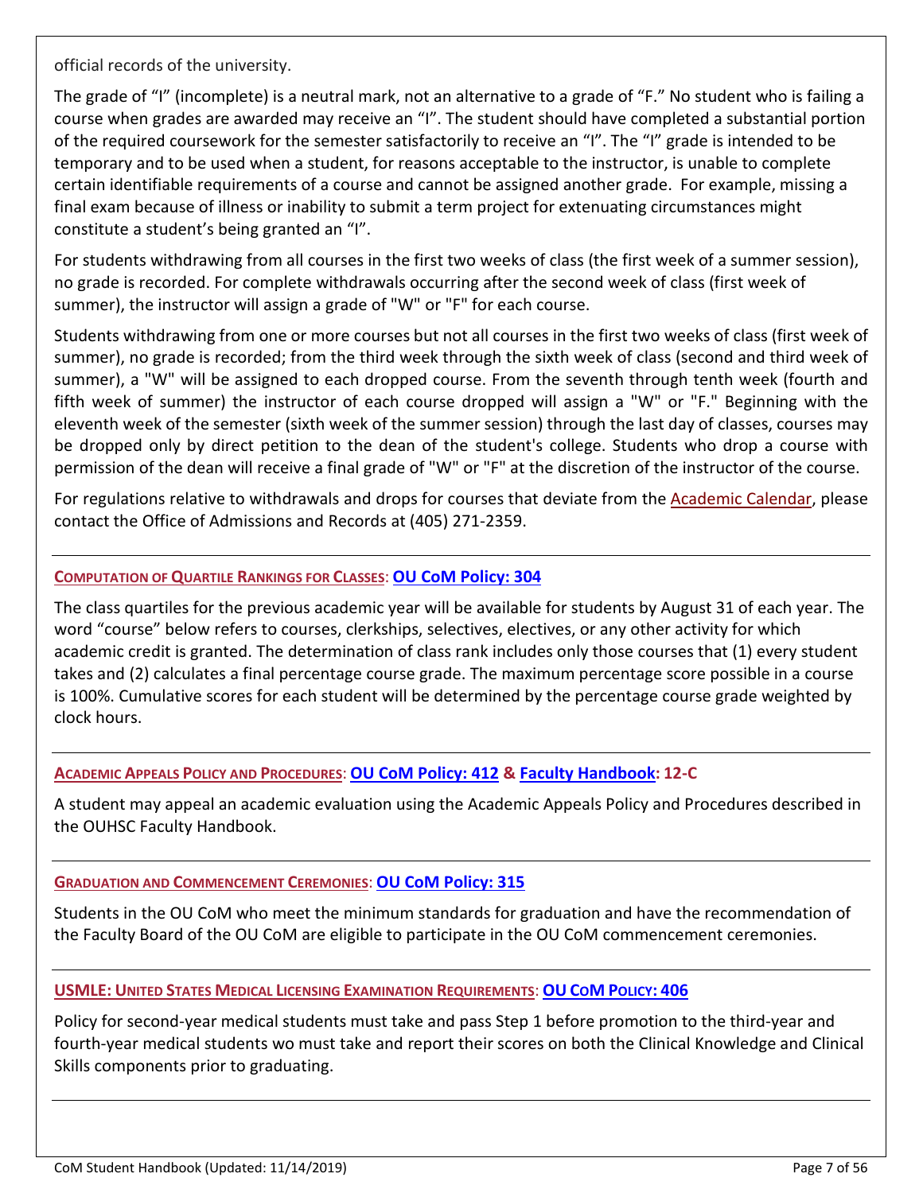official records of the university.

The grade of "I" (incomplete) is a neutral mark, not an alternative to a grade of "F." No student who is failing a course when grades are awarded may receive an "I". The student should have completed a substantial portion of the required coursework for the semester satisfactorily to receive an "I". The "I" grade is intended to be temporary and to be used when a student, for reasons acceptable to the instructor, is unable to complete certain identifiable requirements of a course and cannot be assigned another grade. For example, missing a final exam because of illness or inability to submit a term project for extenuating circumstances might constitute a student's being granted an "I".

For students withdrawing from all courses in the first two weeks of class (the first week of a summer session), no grade is recorded. For complete withdrawals occurring after the second week of class (first week of summer), the instructor will assign a grade of "W" or "F" for each course.

Students withdrawing from one or more courses but not all courses in the first two weeks of class (first week of summer), no grade is recorded; from the third week through the sixth week of class (second and third week of summer), a "W" will be assigned to each dropped course. From the seventh through tenth week (fourth and fifth week of summer) the instructor of each course dropped will assign a "W" or "F." Beginning with the eleventh week of the semester (sixth week of the summer session) through the last day of classes, courses may be dropped only by direct petition to the dean of the student's college. Students who drop a course with permission of the dean will receive a final grade of "W" or "F" at the discretion of the instructor of the course.

For regulations relative to withdrawals and drops for courses that deviate from the Academic Calendar, please contact the Office of Admissions and Records at (405) 271-2359.

---

### COMPUTATION OF QUARTILE RANKINGS FOR CLASSES: OU CoM Policy: 304

The class quartiles for the previous academic year will be available for students by August 31 of each year. The word "course" below refers to courses, clerkships, selectives, electives, or any other activity for which academic credit is granted. The determination of class rank includes only those courses that (1) every student takes and (2) calculates a final percentage course grade. The maximum percentage score possible in a course is 100%. Cumulative scores for each student will be determined by the percentage course grade weighted by clock hours.

---

### ACADEMIC APPEALS POLICY AND PROCEDURES: OU CoM Policy: 412 & Faculty Handbook: 12-C

A student may appeal an academic evaluation using the Academic Appeals Policy and Procedures described in the OUHSC Faculty Handbook.

---

### GRADUATION AND COMMENCEMENT CEREMONIES: OU CoM Policy: 315

Students in the OU CoM who meet the minimum standards for graduation and have the recommendation of the Faculty Board of the OU CoM are eligible to participate in the OU CoM commencement ceremonies.

---

### USMLE: UNITED STATES MEDICAL LICENSING EXAMINATION REQUIREMENTS: OU COM POLICY: 406

Policy for second-year medical students must take and pass Step 1 before promotion to the third-year and fourth-year medical students wo must take and report their scores on both the Clinical Knowledge and Clinical Skills components prior to graduating.

---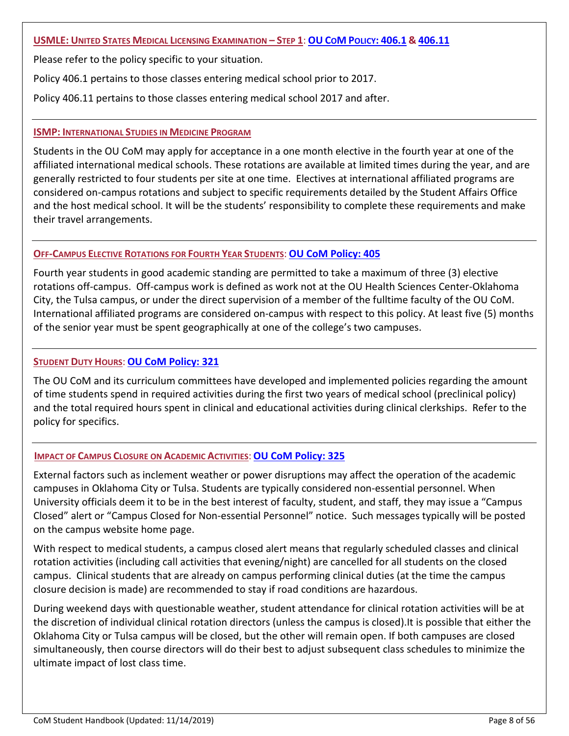### USMLE: UNITED STATES MEDICAL LICENSING EXAMINATION – STEP 1: OU COM POLICY: 406.1 & 406.11

Please refer to the policy specific to your situation.

Policy 406.1 pertains to those classes entering medical school prior to 2017.

Policy 406.11 pertains to those classes entering medical school 2017 and after.

### ISMP: INTERNATIONAL STUDIES IN MEDICINE PROGRAM

Students in the OU CoM may apply for acceptance in a one month elective in the fourth year at one of the affiliated international medical schools. These rotations are available at limited times during the year, and are generally restricted to four students per site at one time. Electives at international affiliated programs are considered on-campus rotations and subject to specific requirements detailed by the Student Affairs Office and the host medical school. It will be the students' responsibility to complete these requirements and make their travel arrangements.

### OFF-CAMPUS ELECTIVE ROTATIONS FOR FOURTH YEAR STUDENTS: OU CoM Policy: 405

Fourth year students in good academic standing are permitted to take a maximum of three (3) elective rotations off-campus. Off-campus work is defined as work not at the OU Health Sciences Center-Oklahoma City, the Tulsa campus, or under the direct supervision of a member of the fulltime faculty of the OU CoM. International affiliated programs are considered on-campus with respect to this policy. At least five (5) months of the senior year must be spent geographically at one of the college's two campuses.

### STUDENT DUTY HOURS: OU CoM Policy: 321

The OU CoM and its curriculum committees have developed and implemented policies regarding the amount of time students spend in required activities during the first two years of medical school (preclinical policy) and the total required hours spent in clinical and educational activities during clinical clerkships. Refer to the policy for specifics.

### IMPACT OF CAMPUS CLOSURE ON ACADEMIC ACTIVITIES: OU CoM Policy: 325

External factors such as inclement weather or power disruptions may affect the operation of the academic campuses in Oklahoma City or Tulsa. Students are typically considered non-essential personnel. When University officials deem it to be in the best interest of faculty, student, and staff, they may issue a "Campus Closed" alert or "Campus Closed for Non-essential Personnel" notice. Such messages typically will be posted on the campus website home page.

With respect to medical students, a campus closed alert means that regularly scheduled classes and clinical rotation activities (including call activities that evening/night) are cancelled for all students on the closed campus. Clinical students that are already on campus performing clinical duties (at the time the campus closure decision is made) are recommended to stay if road conditions are hazardous.

During weekend days with questionable weather, student attendance for clinical rotation activities will be at the discretion of individual clinical rotation directors (unless the campus is closed).It is possible that either the Oklahoma City or Tulsa campus will be closed, but the other will remain open. If both campuses are closed simultaneously, then course directors will do their best to adjust subsequent class schedules to minimize the ultimate impact of lost class time.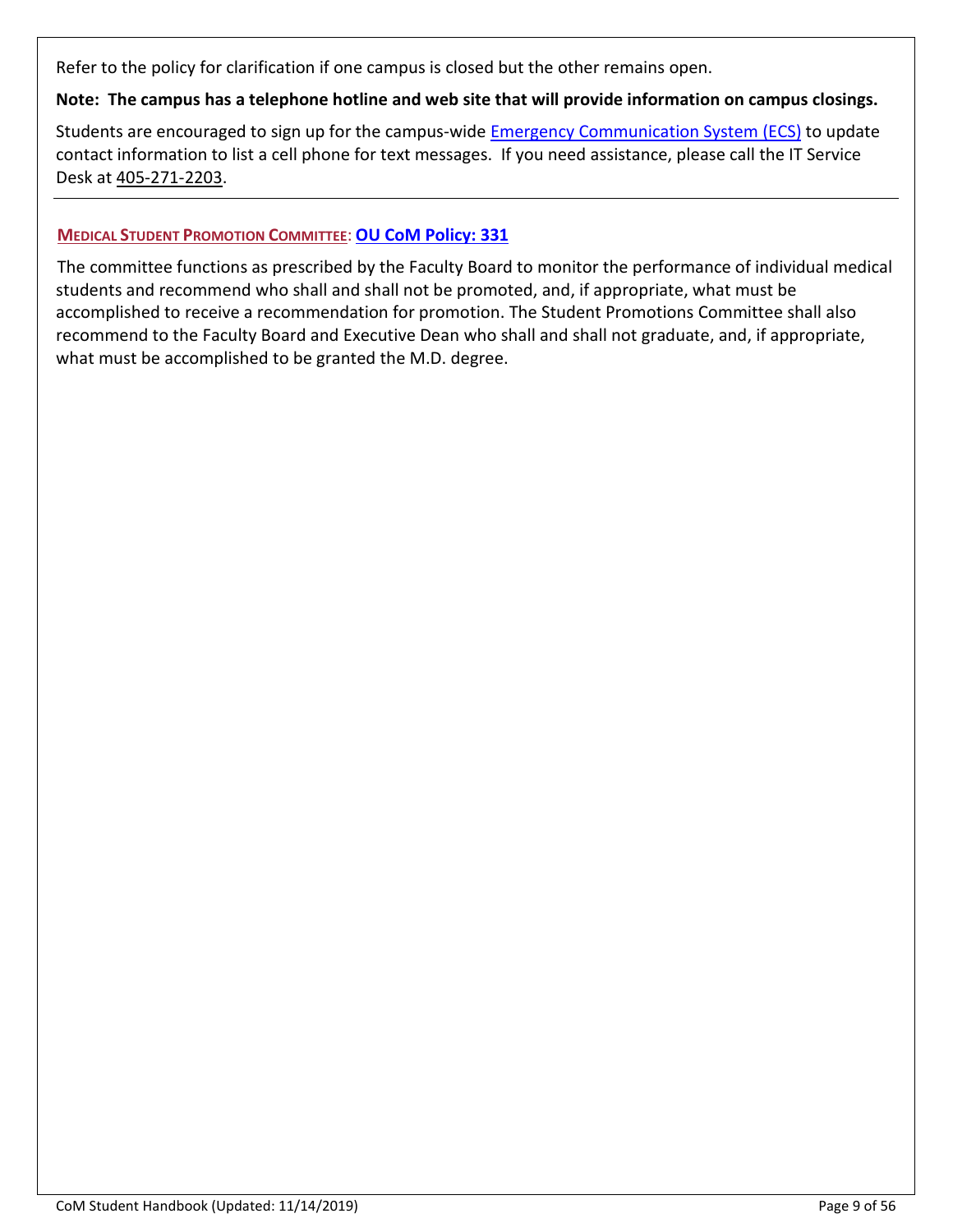Refer to the policy for clarification if one campus is closed but the other remains open.

**Note: The campus has a telephone hotline and web site that will provide information on campus closings.**

Students are encouraged to sign up for the campus-wide Emergency Communication System (ECS) to update contact information to list a cell phone for text messages. If you need assistance, please call the IT Service Desk at 405-271-2203.

---

## MEDICAL STUDENT PROMOTION COMMITTEE: OU CoM Policy: 331

The committee functions as prescribed by the Faculty Board to monitor the performance of individual medical students and recommend who shall and shall not be promoted, and, if appropriate, what must be accomplished to receive a recommendation for promotion. The Student Promotions Committee shall also recommend to the Faculty Board and Executive Dean who shall and shall not graduate, and, if appropriate, what must be accomplished to be granted the M.D. degree.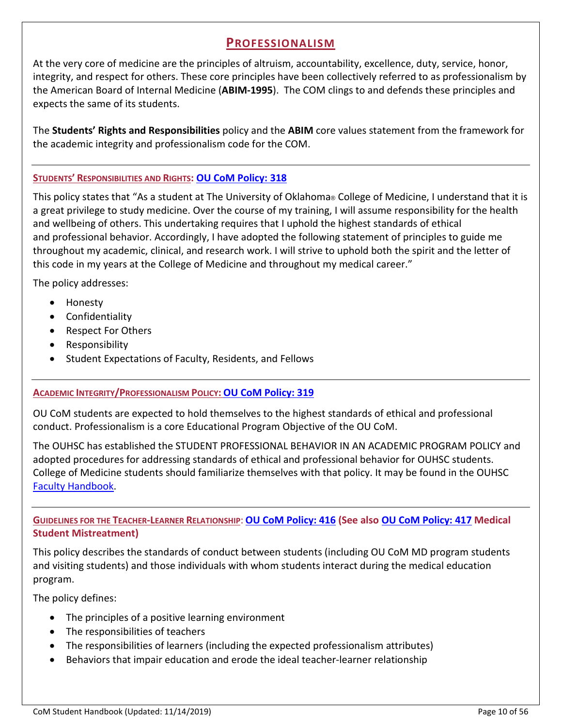# PROFESSIONALISM

At the very core of medicine are the principles of altruism, accountability, excellence, duty, service, honor, integrity, and respect for others. These core principles have been collectively referred to as professionalism by the American Board of Internal Medicine (**ABIM-1995**). The COM clings to and defends these principles and expects the same of its students.

The **Students' Rights and Responsibilities** policy and the **ABIM** core values statement from the framework for the academic integrity and professionalism code for the COM.

---

## STUDENTS' RESPONSIBILITIES AND RIGHTS: OU CoM Policy: 318

This policy states that "As a student at The University of Oklahoma® College of Medicine, I understand that it is a great privilege to study medicine. Over the course of my training, I will assume responsibility for the health and wellbeing of others. This undertaking requires that I uphold the highest standards of ethical and professional behavior. Accordingly, I have adopted the following statement of principles to guide me throughout my academic, clinical, and research work. I will strive to uphold both the spirit and the letter of this code in my years at the College of Medicine and throughout my medical career."

The policy addresses:

- Honesty
- Confidentiality
- Respect For Others
- Responsibility
- Student Expectations of Faculty, Residents, and Fellows

---

## ACADEMIC INTEGRITY/PROFESSIONALISM POLICY: OU CoM Policy: 319

OU CoM students are expected to hold themselves to the highest standards of ethical and professional conduct. Professionalism is a core Educational Program Objective of the OU CoM.

The OUHSC has established the STUDENT PROFESSIONAL BEHAVIOR IN AN ACADEMIC PROGRAM POLICY and adopted procedures for addressing standards of ethical and professional behavior for OUHSC students. College of Medicine students should familiarize themselves with that policy. It may be found in the OUHSC Faculty Handbook.

---

## GUIDELINES FOR THE TEACHER-LEARNER RELATIONSHIP: OU CoM Policy: 416 (See also OU CoM Policy: 417 Medical Student Mistreatment)

This policy describes the standards of conduct between students (including OU CoM MD program students and visiting students) and those individuals with whom students interact during the medical education program.

The policy defines:

- The principles of a positive learning environment
- The responsibilities of teachers
- The responsibilities of learners (including the expected professionalism attributes)
- Behaviors that impair education and erode the ideal teacher-learner relationship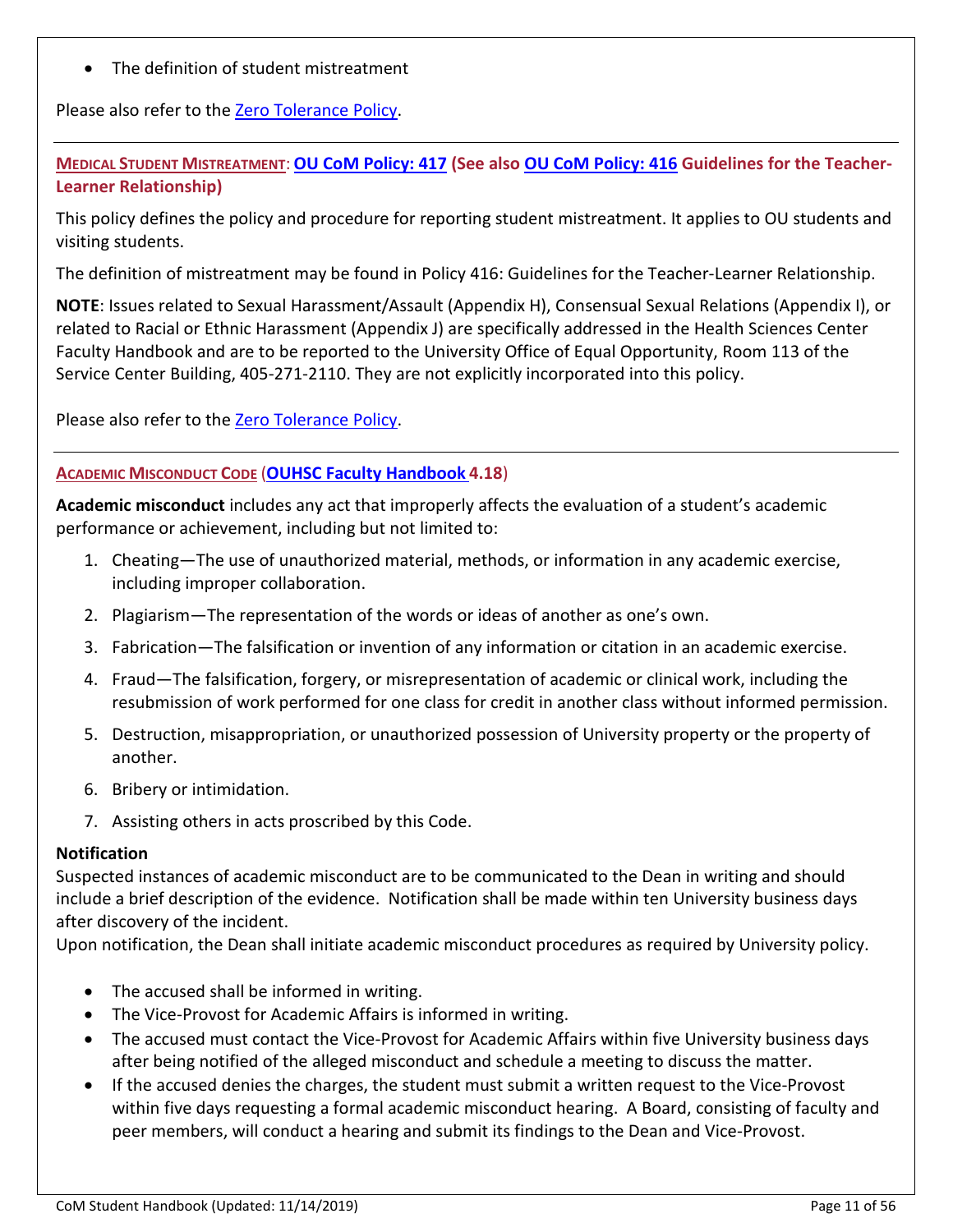- The definition of student mistreatment

Please also refer to the [Zero Tolerance Policy](Zero Tolerance Policy).

---

### MEDICAL STUDENT MISTREATMENT: OU CoM Policy: 417 (See also OU CoM Policy: 416 Guidelines for the Teacher-Learner Relationship)

This policy defines the policy and procedure for reporting student mistreatment. It applies to OU students and visiting students.

The definition of mistreatment may be found in Policy 416: Guidelines for the Teacher-Learner Relationship.

**NOTE**: Issues related to Sexual Harassment/Assault (Appendix H), Consensual Sexual Relations (Appendix I), or related to Racial or Ethnic Harassment (Appendix J) are specifically addressed in the Health Sciences Center Faculty Handbook and are to be reported to the University Office of Equal Opportunity, Room 113 of the Service Center Building, 405-271-2110. They are not explicitly incorporated into this policy.

Please also refer to the Zero Tolerance Policy.

---

### ACADEMIC MISCONDUCT CODE (OUHSC Faculty Handbook 4.18)

**Academic misconduct** includes any act that improperly affects the evaluation of a student's academic performance or achievement, including but not limited to:

1. Cheating—The use of unauthorized material, methods, or information in any academic exercise, including improper collaboration.
2. Plagiarism—The representation of the words or ideas of another as one's own.
3. Fabrication—The falsification or invention of any information or citation in an academic exercise.
4. Fraud—The falsification, forgery, or misrepresentation of academic or clinical work, including the resubmission of work performed for one class for credit in another class without informed permission.
5. Destruction, misappropriation, or unauthorized possession of University property or the property of another.
6. Bribery or intimidation.
7. Assisting others in acts proscribed by this Code.

**Notification**
Suspected instances of academic misconduct are to be communicated to the Dean in writing and should include a brief description of the evidence. Notification shall be made within ten University business days after discovery of the incident.
Upon notification, the Dean shall initiate academic misconduct procedures as required by University policy.

- The accused shall be informed in writing.
- The Vice-Provost for Academic Affairs is informed in writing.
- The accused must contact the Vice-Provost for Academic Affairs within five University business days after being notified of the alleged misconduct and schedule a meeting to discuss the matter.
- If the accused denies the charges, the student must submit a written request to the Vice-Provost within five days requesting a formal academic misconduct hearing. A Board, consisting of faculty and peer members, will conduct a hearing and submit its findings to the Dean and Vice-Provost.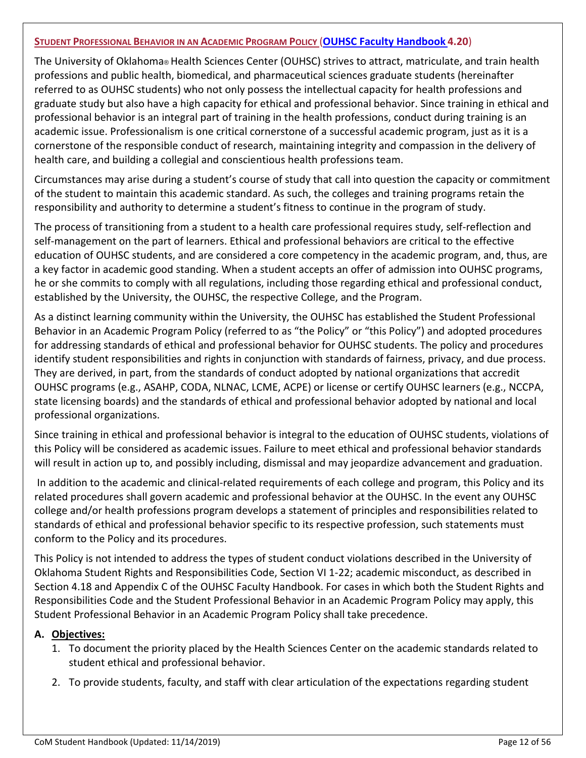## STUDENT PROFESSIONAL BEHAVIOR IN AN ACADEMIC PROGRAM POLICY (OUHSC Faculty Handbook 4.20)

The University of Oklahoma® Health Sciences Center (OUHSC) strives to attract, matriculate, and train health professions and public health, biomedical, and pharmaceutical sciences graduate students (hereinafter referred to as OUHSC students) who not only possess the intellectual capacity for health professions and graduate study but also have a high capacity for ethical and professional behavior. Since training in ethical and professional behavior is an integral part of training in the health professions, conduct during training is an academic issue. Professionalism is one critical cornerstone of a successful academic program, just as it is a cornerstone of the responsible conduct of research, maintaining integrity and compassion in the delivery of health care, and building a collegial and conscientious health professions team.

Circumstances may arise during a student's course of study that call into question the capacity or commitment of the student to maintain this academic standard. As such, the colleges and training programs retain the responsibility and authority to determine a student's fitness to continue in the program of study.

The process of transitioning from a student to a health care professional requires study, self-reflection and self-management on the part of learners. Ethical and professional behaviors are critical to the effective education of OUHSC students, and are considered a core competency in the academic program, and, thus, are a key factor in academic good standing. When a student accepts an offer of admission into OUHSC programs, he or she commits to comply with all regulations, including those regarding ethical and professional conduct, established by the University, the OUHSC, the respective College, and the Program.

As a distinct learning community within the University, the OUHSC has established the Student Professional Behavior in an Academic Program Policy (referred to as "the Policy" or "this Policy") and adopted procedures for addressing standards of ethical and professional behavior for OUHSC students. The policy and procedures identify student responsibilities and rights in conjunction with standards of fairness, privacy, and due process. They are derived, in part, from the standards of conduct adopted by national organizations that accredit OUHSC programs (e.g., ASAHP, CODA, NLNAC, LCME, ACPE) or license or certify OUHSC learners (e.g., NCCPA, state licensing boards) and the standards of ethical and professional behavior adopted by national and local professional organizations.

Since training in ethical and professional behavior is integral to the education of OUHSC students, violations of this Policy will be considered as academic issues. Failure to meet ethical and professional behavior standards will result in action up to, and possibly including, dismissal and may jeopardize advancement and graduation.

In addition to the academic and clinical-related requirements of each college and program, this Policy and its related procedures shall govern academic and professional behavior at the OUHSC. In the event any OUHSC college and/or health professions program develops a statement of principles and responsibilities related to standards of ethical and professional behavior specific to its respective profession, such statements must conform to the Policy and its procedures.

This Policy is not intended to address the types of student conduct violations described in the University of Oklahoma Student Rights and Responsibilities Code, Section VI 1-22; academic misconduct, as described in Section 4.18 and Appendix C of the OUHSC Faculty Handbook. For cases in which both the Student Rights and Responsibilities Code and the Student Professional Behavior in an Academic Program Policy may apply, this Student Professional Behavior in an Academic Program Policy shall take precedence.

**A. Objectives:**

1. To document the priority placed by the Health Sciences Center on the academic standards related to student ethical and professional behavior.
2. To provide students, faculty, and staff with clear articulation of the expectations regarding student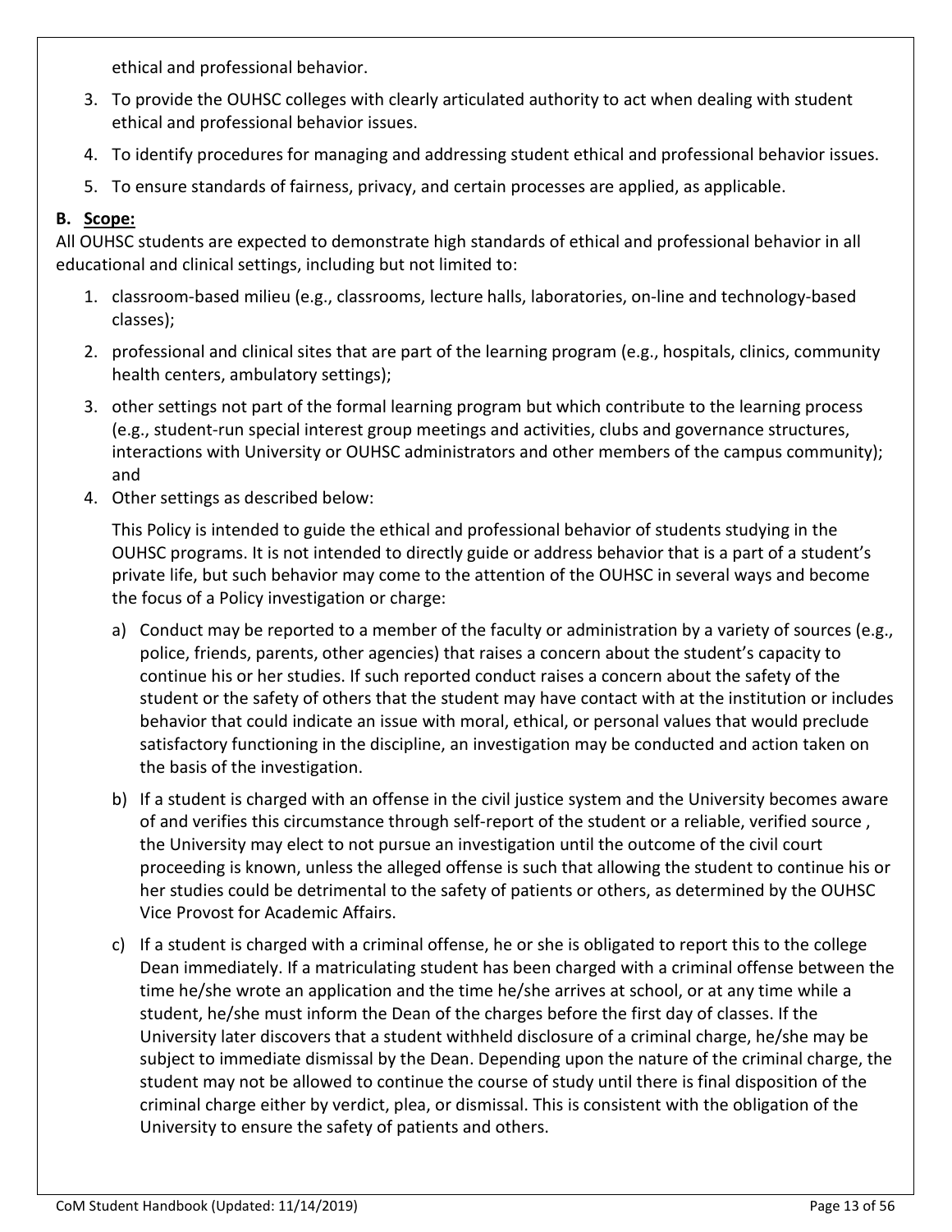ethical and professional behavior.

3. To provide the OUHSC colleges with clearly articulated authority to act when dealing with student ethical and professional behavior issues.
4. To identify procedures for managing and addressing student ethical and professional behavior issues.
5. To ensure standards of fairness, privacy, and certain processes are applied, as applicable.

**B. Scope:**

All OUHSC students are expected to demonstrate high standards of ethical and professional behavior in all educational and clinical settings, including but not limited to:

1. classroom-based milieu (e.g., classrooms, lecture halls, laboratories, on-line and technology-based classes);
2. professional and clinical sites that are part of the learning program (e.g., hospitals, clinics, community health centers, ambulatory settings);
3. other settings not part of the formal learning program but which contribute to the learning process (e.g., student-run special interest group meetings and activities, clubs and governance structures, interactions with University or OUHSC administrators and other members of the campus community); and
4. Other settings as described below:

   This Policy is intended to guide the ethical and professional behavior of students studying in the OUHSC programs. It is not intended to directly guide or address behavior that is a part of a student's private life, but such behavior may come to the attention of the OUHSC in several ways and become the focus of a Policy investigation or charge:

   a) Conduct may be reported to a member of the faculty or administration by a variety of sources (e.g., police, friends, parents, other agencies) that raises a concern about the student's capacity to continue his or her studies. If such reported conduct raises a concern about the safety of the student or the safety of others that the student may have contact with at the institution or includes behavior that could indicate an issue with moral, ethical, or personal values that would preclude satisfactory functioning in the discipline, an investigation may be conducted and action taken on the basis of the investigation.

   b) If a student is charged with an offense in the civil justice system and the University becomes aware of and verifies this circumstance through self-report of the student or a reliable, verified source , the University may elect to not pursue an investigation until the outcome of the civil court proceeding is known, unless the alleged offense is such that allowing the student to continue his or her studies could be detrimental to the safety of patients or others, as determined by the OUHSC Vice Provost for Academic Affairs.

   c) If a student is charged with a criminal offense, he or she is obligated to report this to the college Dean immediately. If a matriculating student has been charged with a criminal offense between the time he/she wrote an application and the time he/she arrives at school, or at any time while a student, he/she must inform the Dean of the charges before the first day of classes. If the University later discovers that a student withheld disclosure of a criminal charge, he/she may be subject to immediate dismissal by the Dean. Depending upon the nature of the criminal charge, the student may not be allowed to continue the course of study until there is final disposition of the criminal charge either by verdict, plea, or dismissal. This is consistent with the obligation of the University to ensure the safety of patients and others.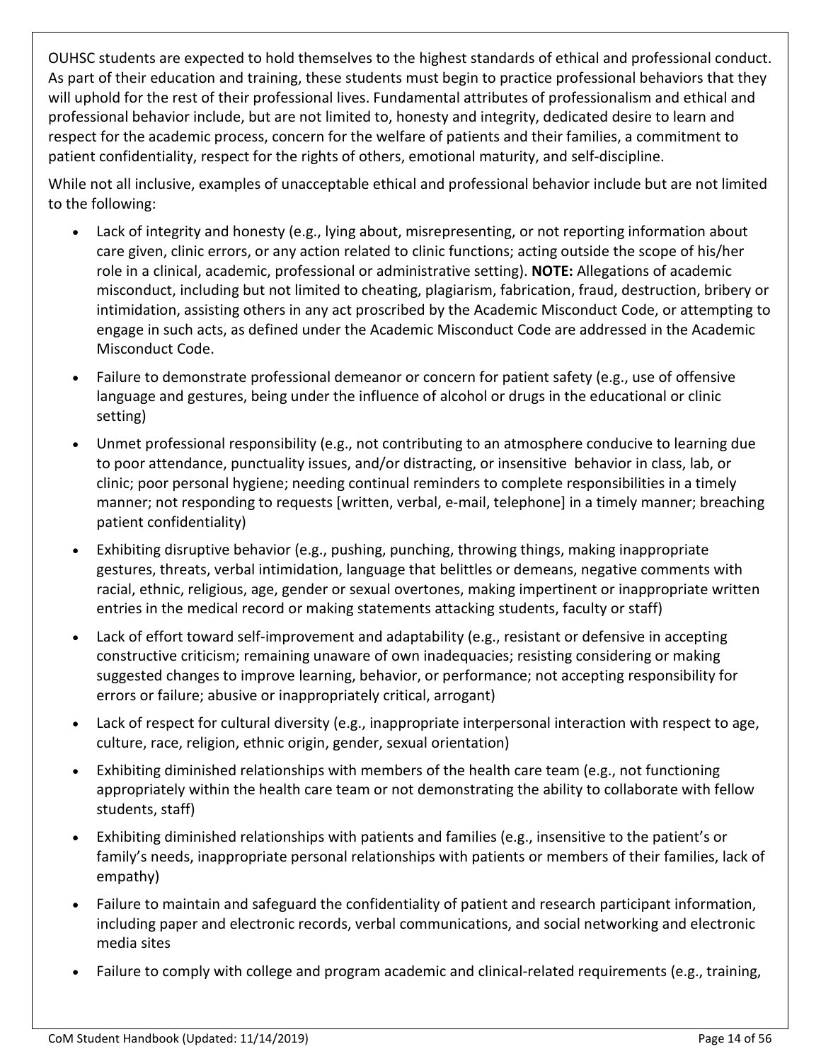OUHSC students are expected to hold themselves to the highest standards of ethical and professional conduct. As part of their education and training, these students must begin to practice professional behaviors that they will uphold for the rest of their professional lives. Fundamental attributes of professionalism and ethical and professional behavior include, but are not limited to, honesty and integrity, dedicated desire to learn and respect for the academic process, concern for the welfare of patients and their families, a commitment to patient confidentiality, respect for the rights of others, emotional maturity, and self-discipline.

While not all inclusive, examples of unacceptable ethical and professional behavior include but are not limited to the following:

- Lack of integrity and honesty (e.g., lying about, misrepresenting, or not reporting information about care given, clinic errors, or any action related to clinic functions; acting outside the scope of his/her role in a clinical, academic, professional or administrative setting). **NOTE:** Allegations of academic misconduct, including but not limited to cheating, plagiarism, fabrication, fraud, destruction, bribery or intimidation, assisting others in any act proscribed by the Academic Misconduct Code, or attempting to engage in such acts, as defined under the Academic Misconduct Code are addressed in the Academic Misconduct Code.
- Failure to demonstrate professional demeanor or concern for patient safety (e.g., use of offensive language and gestures, being under the influence of alcohol or drugs in the educational or clinic setting)
- Unmet professional responsibility (e.g., not contributing to an atmosphere conducive to learning due to poor attendance, punctuality issues, and/or distracting, or insensitive behavior in class, lab, or clinic; poor personal hygiene; needing continual reminders to complete responsibilities in a timely manner; not responding to requests [written, verbal, e-mail, telephone] in a timely manner; breaching patient confidentiality)
- Exhibiting disruptive behavior (e.g., pushing, punching, throwing things, making inappropriate gestures, threats, verbal intimidation, language that belittles or demeans, negative comments with racial, ethnic, religious, age, gender or sexual overtones, making impertinent or inappropriate written entries in the medical record or making statements attacking students, faculty or staff)
- Lack of effort toward self-improvement and adaptability (e.g., resistant or defensive in accepting constructive criticism; remaining unaware of own inadequacies; resisting considering or making suggested changes to improve learning, behavior, or performance; not accepting responsibility for errors or failure; abusive or inappropriately critical, arrogant)
- Lack of respect for cultural diversity (e.g., inappropriate interpersonal interaction with respect to age, culture, race, religion, ethnic origin, gender, sexual orientation)
- Exhibiting diminished relationships with members of the health care team (e.g., not functioning appropriately within the health care team or not demonstrating the ability to collaborate with fellow students, staff)
- Exhibiting diminished relationships with patients and families (e.g., insensitive to the patient's or family's needs, inappropriate personal relationships with patients or members of their families, lack of empathy)
- Failure to maintain and safeguard the confidentiality of patient and research participant information, including paper and electronic records, verbal communications, and social networking and electronic media sites
- Failure to comply with college and program academic and clinical-related requirements (e.g., training,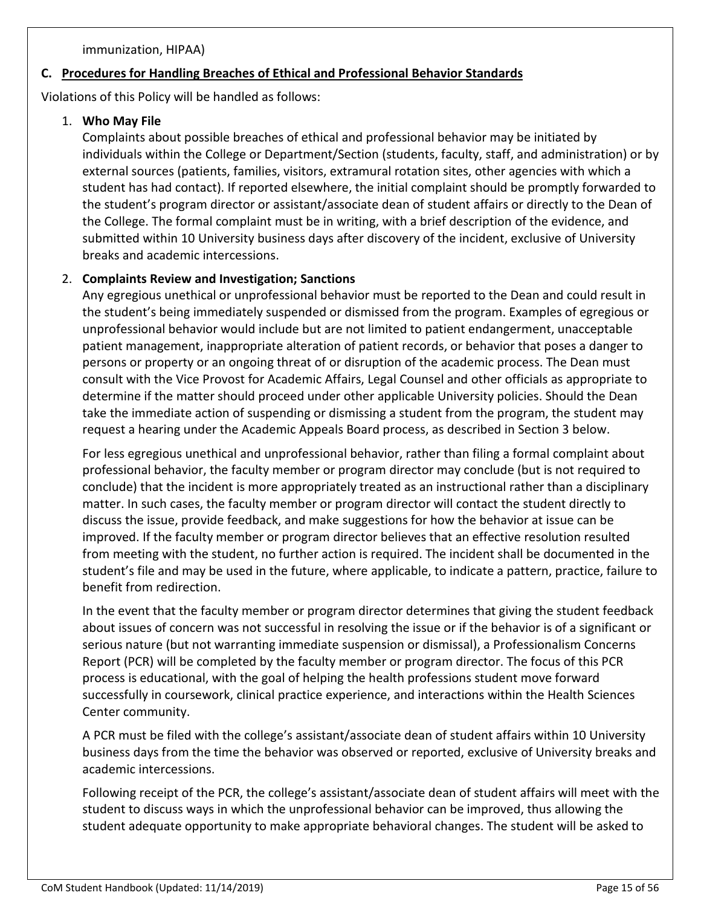immunization, HIPAA)

### C. Procedures for Handling Breaches of Ethical and Professional Behavior Standards

Violations of this Policy will be handled as follows:

1. **Who May File**

   Complaints about possible breaches of ethical and professional behavior may be initiated by individuals within the College or Department/Section (students, faculty, staff, and administration) or by external sources (patients, families, visitors, extramural rotation sites, other agencies with which a student has had contact). If reported elsewhere, the initial complaint should be promptly forwarded to the student's program director or assistant/associate dean of student affairs or directly to the Dean of the College. The formal complaint must be in writing, with a brief description of the evidence, and submitted within 10 University business days after discovery of the incident, exclusive of University breaks and academic intercessions.

2. **Complaints Review and Investigation; Sanctions**

   Any egregious unethical or unprofessional behavior must be reported to the Dean and could result in the student's being immediately suspended or dismissed from the program. Examples of egregious or unprofessional behavior would include but are not limited to patient endangerment, unacceptable patient management, inappropriate alteration of patient records, or behavior that poses a danger to persons or property or an ongoing threat of or disruption of the academic process. The Dean must consult with the Vice Provost for Academic Affairs, Legal Counsel and other officials as appropriate to determine if the matter should proceed under other applicable University policies. Should the Dean take the immediate action of suspending or dismissing a student from the program, the student may request a hearing under the Academic Appeals Board process, as described in Section 3 below.

   For less egregious unethical and unprofessional behavior, rather than filing a formal complaint about professional behavior, the faculty member or program director may conclude (but is not required to conclude) that the incident is more appropriately treated as an instructional rather than a disciplinary matter. In such cases, the faculty member or program director will contact the student directly to discuss the issue, provide feedback, and make suggestions for how the behavior at issue can be improved. If the faculty member or program director believes that an effective resolution resulted from meeting with the student, no further action is required. The incident shall be documented in the student's file and may be used in the future, where applicable, to indicate a pattern, practice, failure to benefit from redirection.

   In the event that the faculty member or program director determines that giving the student feedback about issues of concern was not successful in resolving the issue or if the behavior is of a significant or serious nature (but not warranting immediate suspension or dismissal), a Professionalism Concerns Report (PCR) will be completed by the faculty member or program director. The focus of this PCR process is educational, with the goal of helping the health professions student move forward successfully in coursework, clinical practice experience, and interactions within the Health Sciences Center community.

   A PCR must be filed with the college's assistant/associate dean of student affairs within 10 University business days from the time the behavior was observed or reported, exclusive of University breaks and academic intercessions.

   Following receipt of the PCR, the college's assistant/associate dean of student affairs will meet with the student to discuss ways in which the unprofessional behavior can be improved, thus allowing the student adequate opportunity to make appropriate behavioral changes. The student will be asked to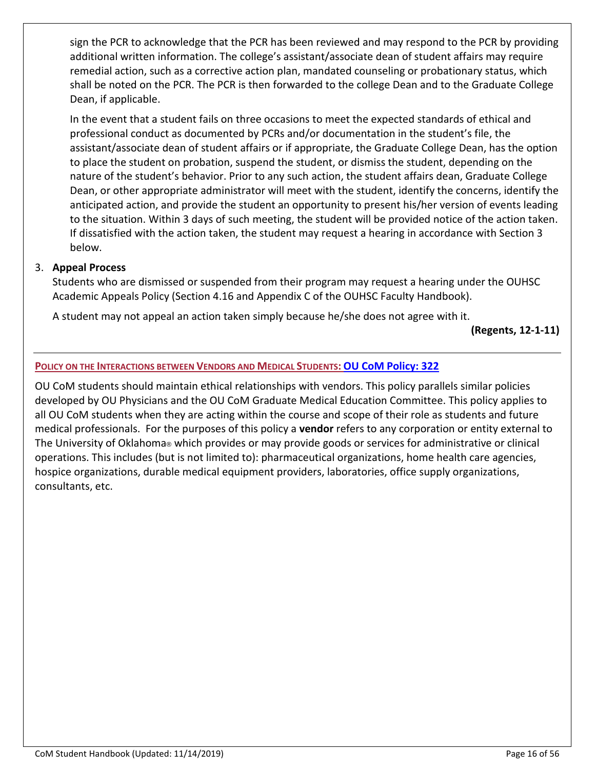sign the PCR to acknowledge that the PCR has been reviewed and may respond to the PCR by providing additional written information. The college's assistant/associate dean of student affairs may require remedial action, such as a corrective action plan, mandated counseling or probationary status, which shall be noted on the PCR. The PCR is then forwarded to the college Dean and to the Graduate College Dean, if applicable.

In the event that a student fails on three occasions to meet the expected standards of ethical and professional conduct as documented by PCRs and/or documentation in the student's file, the assistant/associate dean of student affairs or if appropriate, the Graduate College Dean, has the option to place the student on probation, suspend the student, or dismiss the student, depending on the nature of the student's behavior. Prior to any such action, the student affairs dean, Graduate College Dean, or other appropriate administrator will meet with the student, identify the concerns, identify the anticipated action, and provide the student an opportunity to present his/her version of events leading to the situation. Within 3 days of such meeting, the student will be provided notice of the action taken. If dissatisfied with the action taken, the student may request a hearing in accordance with Section 3 below.

3. **Appeal Process**

   Students who are dismissed or suspended from their program may request a hearing under the OUHSC Academic Appeals Policy (Section 4.16 and Appendix C of the OUHSC Faculty Handbook).

   A student may not appeal an action taken simply because he/she does not agree with it.

**(Regents, 12-1-11)**

---

## POLICY ON THE INTERACTIONS BETWEEN VENDORS AND MEDICAL STUDENTS: OU CoM Policy: 322

OU CoM students should maintain ethical relationships with vendors. This policy parallels similar policies developed by OU Physicians and the OU CoM Graduate Medical Education Committee. This policy applies to all OU CoM students when they are acting within the course and scope of their role as students and future medical professionals. For the purposes of this policy a **vendor** refers to any corporation or entity external to The University of Oklahoma® which provides or may provide goods or services for administrative or clinical operations. This includes (but is not limited to): pharmaceutical organizations, home health care agencies, hospice organizations, durable medical equipment providers, laboratories, office supply organizations, consultants, etc.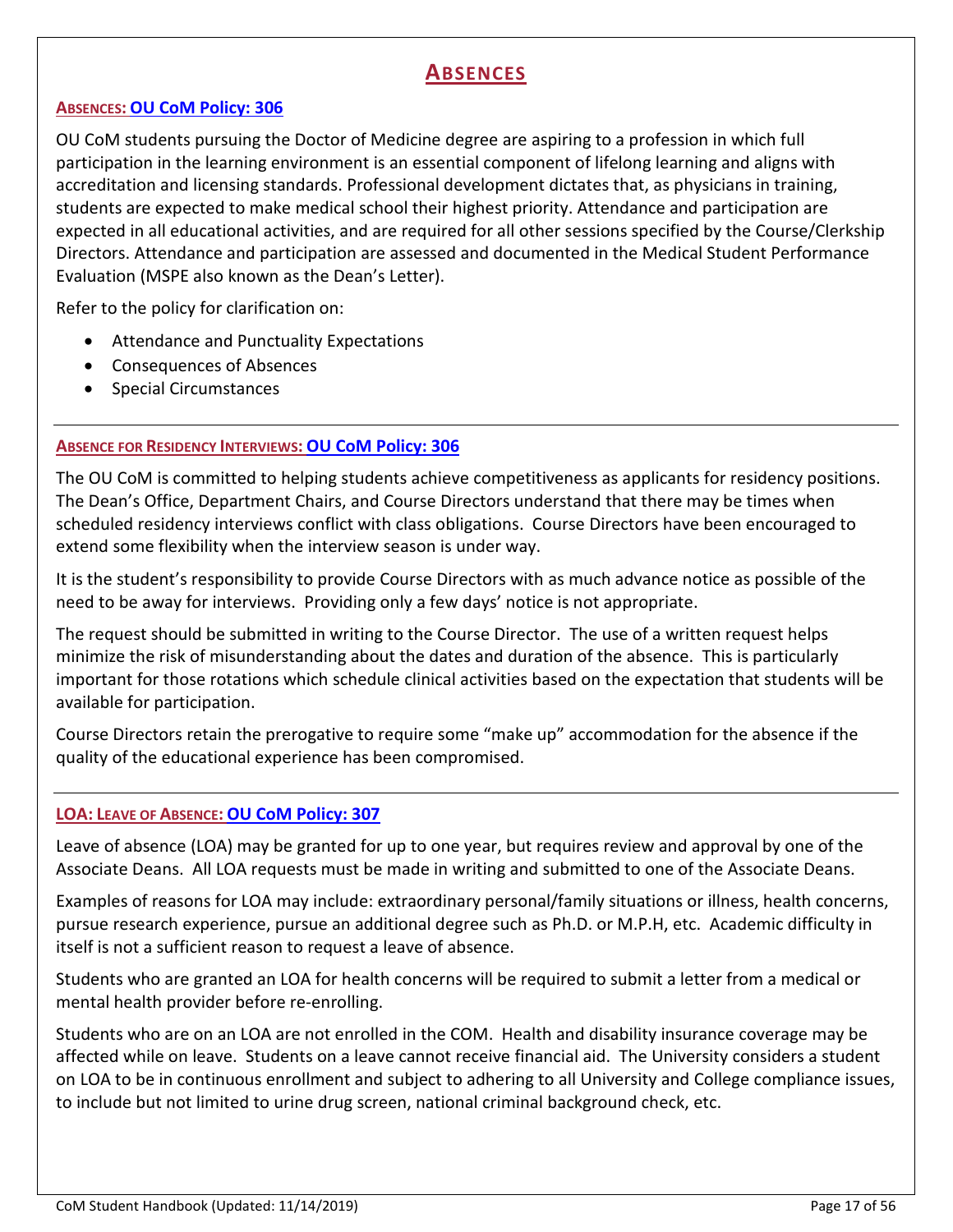# ABSENCES

### ABSENCES: OU CoM Policy: 306

OU CoM students pursuing the Doctor of Medicine degree are aspiring to a profession in which full participation in the learning environment is an essential component of lifelong learning and aligns with accreditation and licensing standards. Professional development dictates that, as physicians in training, students are expected to make medical school their highest priority. Attendance and participation are expected in all educational activities, and are required for all other sessions specified by the Course/Clerkship Directors. Attendance and participation are assessed and documented in the Medical Student Performance Evaluation (MSPE also known as the Dean's Letter).

Refer to the policy for clarification on:

- Attendance and Punctuality Expectations
- Consequences of Absences
- Special Circumstances

---

### ABSENCE FOR RESIDENCY INTERVIEWS: OU CoM Policy: 306

The OU CoM is committed to helping students achieve competitiveness as applicants for residency positions. The Dean's Office, Department Chairs, and Course Directors understand that there may be times when scheduled residency interviews conflict with class obligations. Course Directors have been encouraged to extend some flexibility when the interview season is under way.

It is the student's responsibility to provide Course Directors with as much advance notice as possible of the need to be away for interviews. Providing only a few days' notice is not appropriate.

The request should be submitted in writing to the Course Director. The use of a written request helps minimize the risk of misunderstanding about the dates and duration of the absence. This is particularly important for those rotations which schedule clinical activities based on the expectation that students will be available for participation.

Course Directors retain the prerogative to require some "make up" accommodation for the absence if the quality of the educational experience has been compromised.

---

### LOA: LEAVE OF ABSENCE: OU CoM Policy: 307

Leave of absence (LOA) may be granted for up to one year, but requires review and approval by one of the Associate Deans. All LOA requests must be made in writing and submitted to one of the Associate Deans.

Examples of reasons for LOA may include: extraordinary personal/family situations or illness, health concerns, pursue research experience, pursue an additional degree such as Ph.D. or M.P.H, etc. Academic difficulty in itself is not a sufficient reason to request a leave of absence.

Students who are granted an LOA for health concerns will be required to submit a letter from a medical or mental health provider before re-enrolling.

Students who are on an LOA are not enrolled in the COM. Health and disability insurance coverage may be affected while on leave. Students on a leave cannot receive financial aid. The University considers a student on LOA to be in continuous enrollment and subject to adhering to all University and College compliance issues, to include but not limited to urine drug screen, national criminal background check, etc.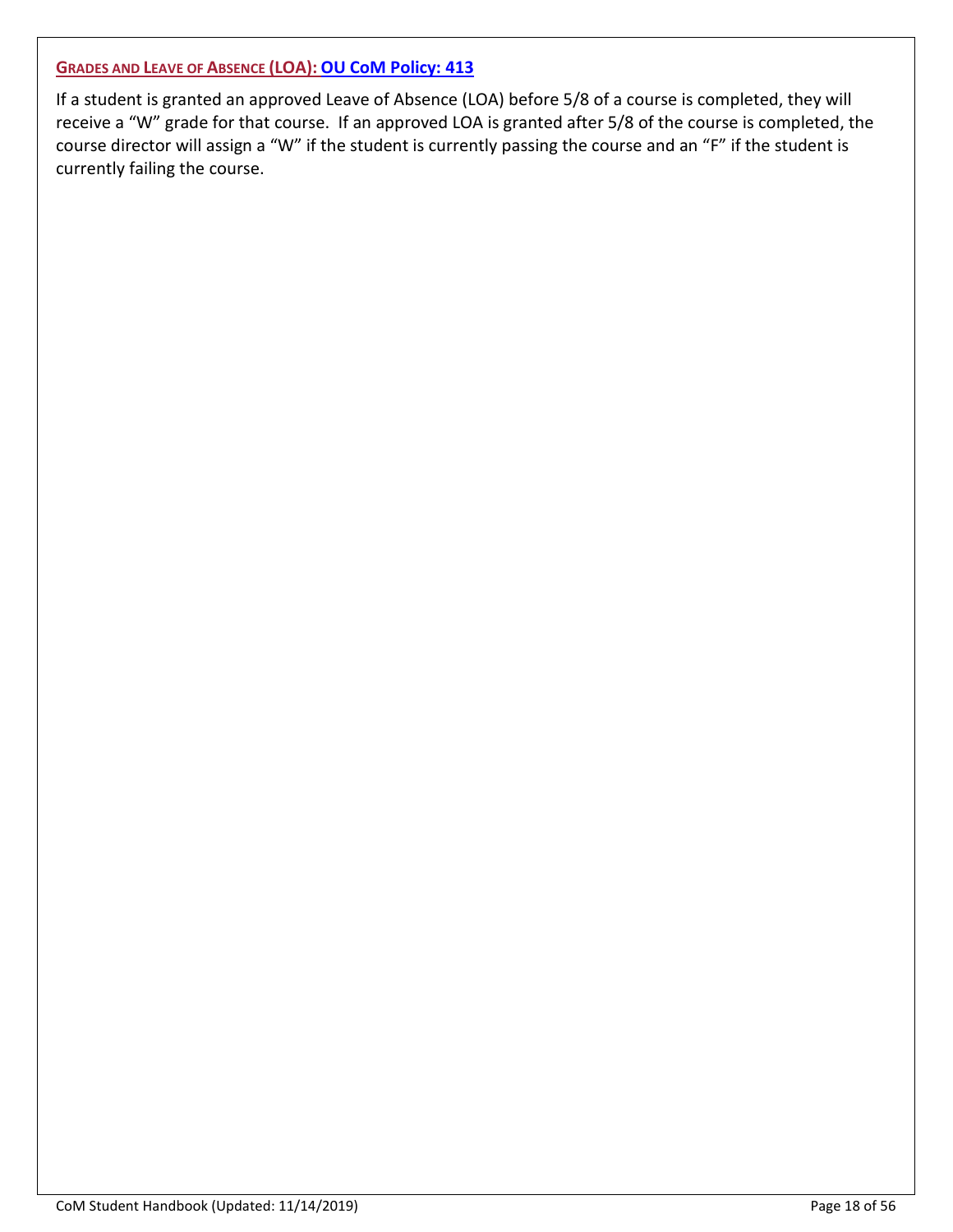### GRADES AND LEAVE OF ABSENCE (LOA): OU CoM Policy: 413

If a student is granted an approved Leave of Absence (LOA) before 5/8 of a course is completed, they will receive a "W" grade for that course. If an approved LOA is granted after 5/8 of the course is completed, the course director will assign a "W" if the student is currently passing the course and an "F" if the student is currently failing the course.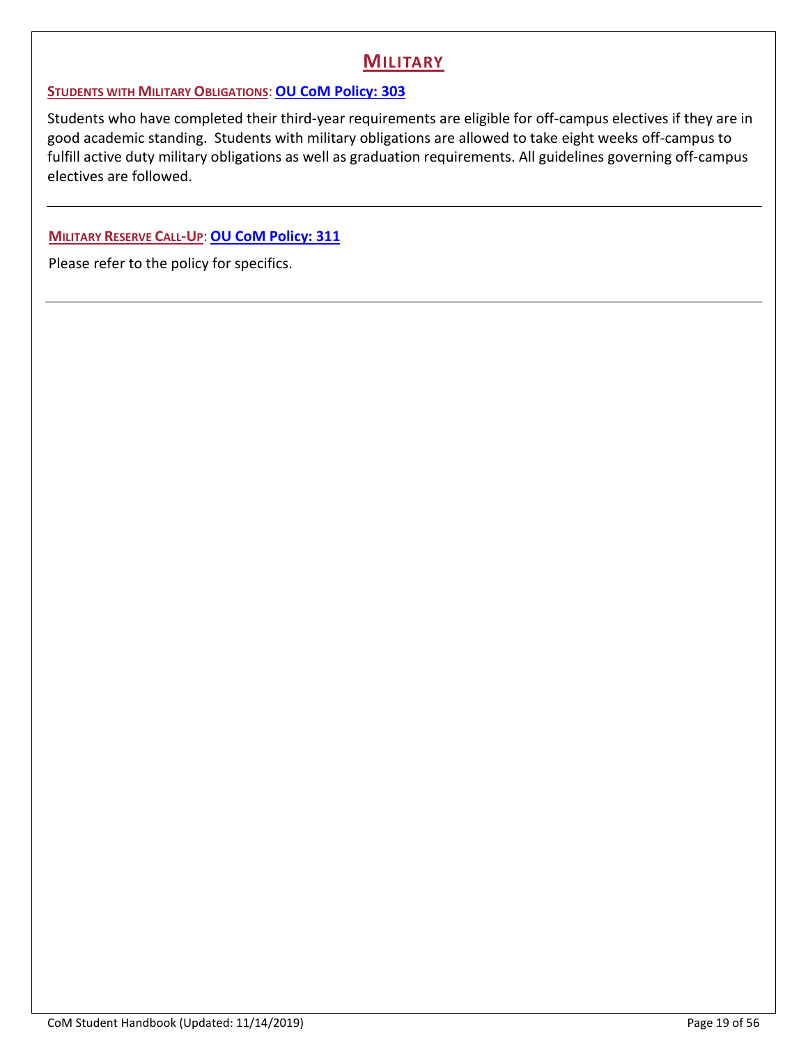# Military

### Students with Military Obligations: OU CoM Policy: 303

Students who have completed their third-year requirements are eligible for off-campus electives if they are in good academic standing. Students with military obligations are allowed to take eight weeks off-campus to fulfill active duty military obligations as well as graduation requirements. All guidelines governing off-campus electives are followed.

---

### Military Reserve Call-Up: OU CoM Policy: 311

Please refer to the policy for specifics.

---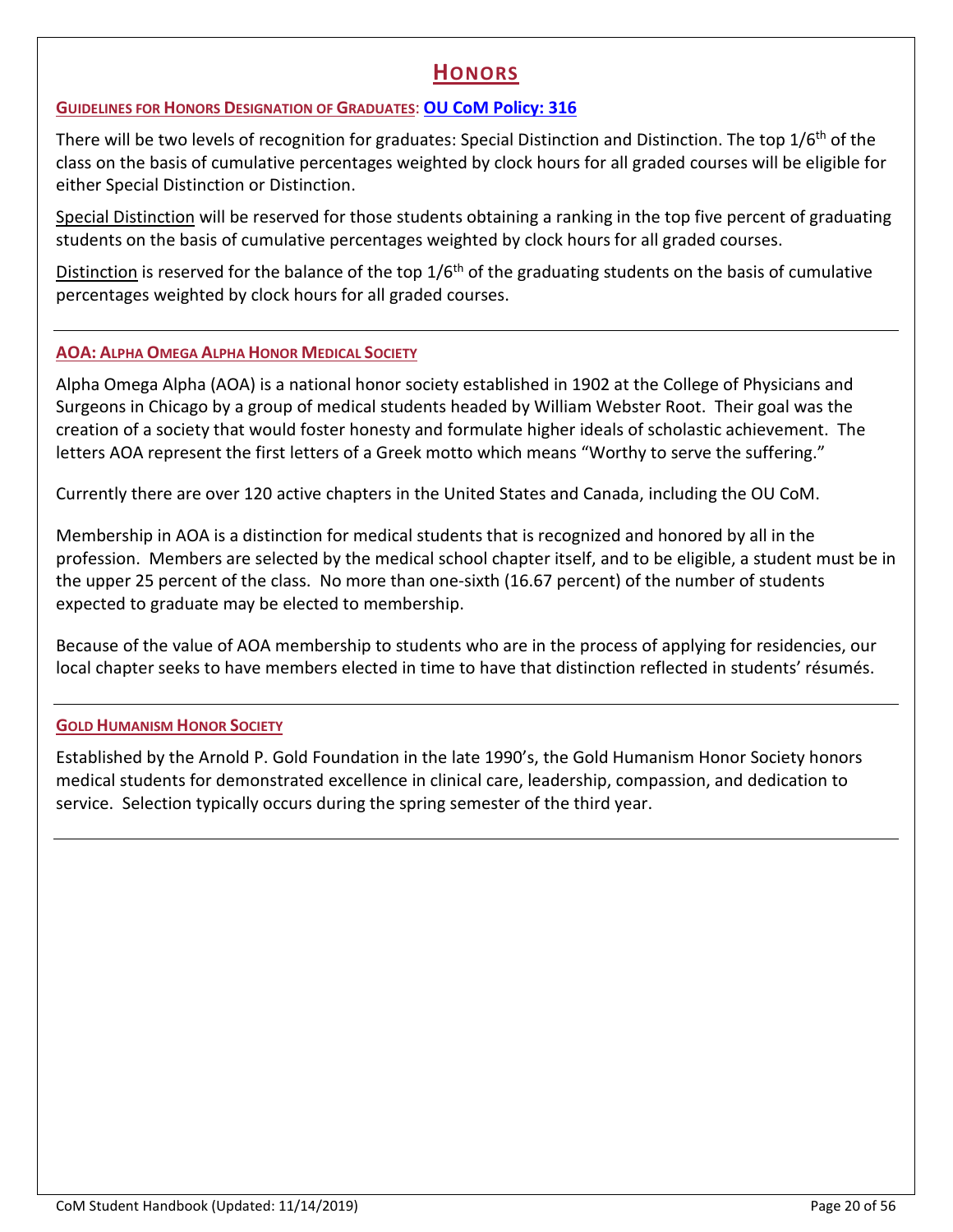# HONORS

### GUIDELINES FOR HONORS DESIGNATION OF GRADUATES: OU CoM Policy: 316

There will be two levels of recognition for graduates: Special Distinction and Distinction. The top 1/6th of the class on the basis of cumulative percentages weighted by clock hours for all graded courses will be eligible for either Special Distinction or Distinction.

Special Distinction will be reserved for those students obtaining a ranking in the top five percent of graduating students on the basis of cumulative percentages weighted by clock hours for all graded courses.

Distinction is reserved for the balance of the top 1/6th of the graduating students on the basis of cumulative percentages weighted by clock hours for all graded courses.

---

### AOA: ALPHA OMEGA ALPHA HONOR MEDICAL SOCIETY

Alpha Omega Alpha (AOA) is a national honor society established in 1902 at the College of Physicians and Surgeons in Chicago by a group of medical students headed by William Webster Root. Their goal was the creation of a society that would foster honesty and formulate higher ideals of scholastic achievement. The letters AOA represent the first letters of a Greek motto which means "Worthy to serve the suffering."

Currently there are over 120 active chapters in the United States and Canada, including the OU CoM.

Membership in AOA is a distinction for medical students that is recognized and honored by all in the profession. Members are selected by the medical school chapter itself, and to be eligible, a student must be in the upper 25 percent of the class. No more than one-sixth (16.67 percent) of the number of students expected to graduate may be elected to membership.

Because of the value of AOA membership to students who are in the process of applying for residencies, our local chapter seeks to have members elected in time to have that distinction reflected in students' résumés.

---

### GOLD HUMANISM HONOR SOCIETY

Established by the Arnold P. Gold Foundation in the late 1990's, the Gold Humanism Honor Society honors medical students for demonstrated excellence in clinical care, leadership, compassion, and dedication to service. Selection typically occurs during the spring semester of the third year.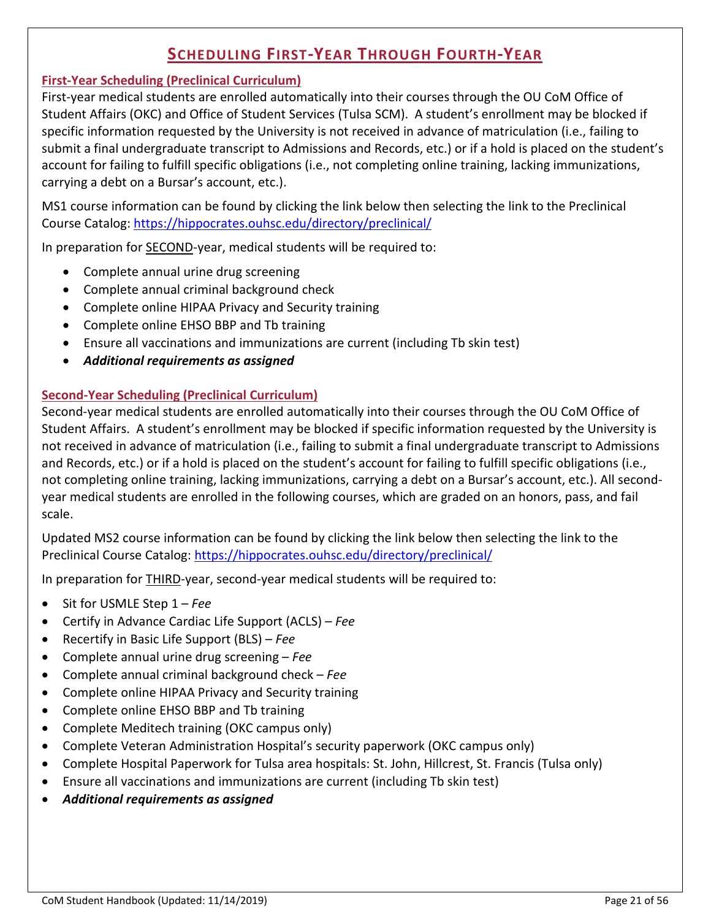# Scheduling First-Year Through Fourth-Year

## First-Year Scheduling (Preclinical Curriculum)

First-year medical students are enrolled automatically into their courses through the OU CoM Office of Student Affairs (OKC) and Office of Student Services (Tulsa SCM). A student's enrollment may be blocked if specific information requested by the University is not received in advance of matriculation (i.e., failing to submit a final undergraduate transcript to Admissions and Records, etc.) or if a hold is placed on the student's account for failing to fulfill specific obligations (i.e., not completing online training, lacking immunizations, carrying a debt on a Bursar's account, etc.).

MS1 course information can be found by clicking the link below then selecting the link to the Preclinical Course Catalog: https://hippocrates.ouhsc.edu/directory/preclinical/

In preparation for SECOND-year, medical students will be required to:

- Complete annual urine drug screening
- Complete annual criminal background check
- Complete online HIPAA Privacy and Security training
- Complete online EHSO BBP and Tb training
- Ensure all vaccinations and immunizations are current (including Tb skin test)
- ***Additional requirements as assigned***

## Second-Year Scheduling (Preclinical Curriculum)

Second-year medical students are enrolled automatically into their courses through the OU CoM Office of Student Affairs. A student's enrollment may be blocked if specific information requested by the University is not received in advance of matriculation (i.e., failing to submit a final undergraduate transcript to Admissions and Records, etc.) or if a hold is placed on the student's account for failing to fulfill specific obligations (i.e., not completing online training, lacking immunizations, carrying a debt on a Bursar's account, etc.). All second-year medical students are enrolled in the following courses, which are graded on an honors, pass, and fail scale.

Updated MS2 course information can be found by clicking the link below then selecting the link to the Preclinical Course Catalog: https://hippocrates.ouhsc.edu/directory/preclinical/

In preparation for THIRD-year, second-year medical students will be required to:

- Sit for USMLE Step 1 – *Fee*
- Certify in Advance Cardiac Life Support (ACLS) – *Fee*
- Recertify in Basic Life Support (BLS) – *Fee*
- Complete annual urine drug screening – *Fee*
- Complete annual criminal background check – *Fee*
- Complete online HIPAA Privacy and Security training
- Complete online EHSO BBP and Tb training
- Complete Meditech training (OKC campus only)
- Complete Veteran Administration Hospital's security paperwork (OKC campus only)
- Complete Hospital Paperwork for Tulsa area hospitals: St. John, Hillcrest, St. Francis (Tulsa only)
- Ensure all vaccinations and immunizations are current (including Tb skin test)
- ***Additional requirements as assigned***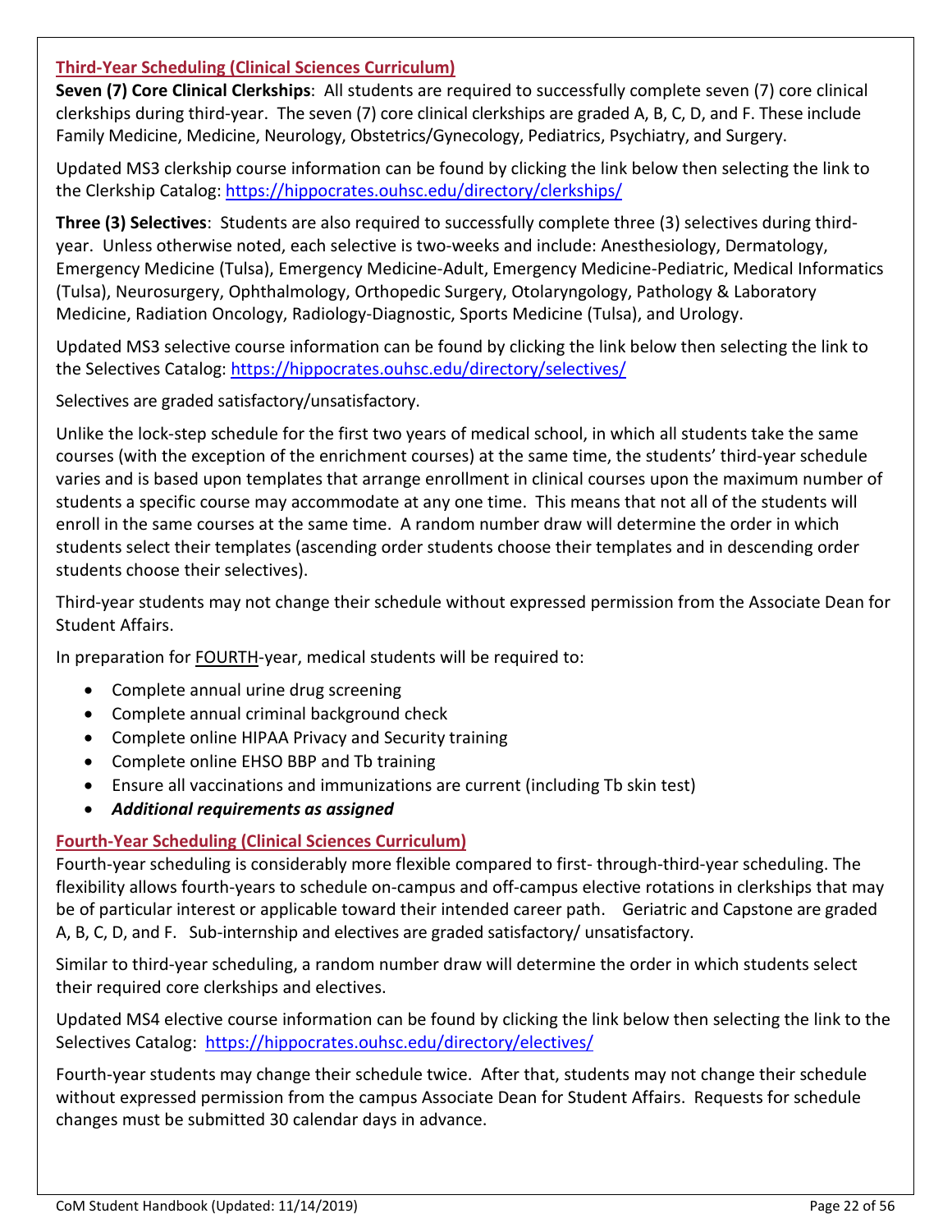## Third-Year Scheduling (Clinical Sciences Curriculum)

**Seven (7) Core Clinical Clerkships**: All students are required to successfully complete seven (7) core clinical clerkships during third-year. The seven (7) core clinical clerkships are graded A, B, C, D, and F. These include Family Medicine, Medicine, Neurology, Obstetrics/Gynecology, Pediatrics, Psychiatry, and Surgery.

Updated MS3 clerkship course information can be found by clicking the link below then selecting the link to the Clerkship Catalog: https://hippocrates.ouhsc.edu/directory/clerkships/

**Three (3) Selectives**: Students are also required to successfully complete three (3) selectives during third-year. Unless otherwise noted, each selective is two-weeks and include: Anesthesiology, Dermatology, Emergency Medicine (Tulsa), Emergency Medicine-Adult, Emergency Medicine-Pediatric, Medical Informatics (Tulsa), Neurosurgery, Ophthalmology, Orthopedic Surgery, Otolaryngology, Pathology & Laboratory Medicine, Radiation Oncology, Radiology-Diagnostic, Sports Medicine (Tulsa), and Urology.

Updated MS3 selective course information can be found by clicking the link below then selecting the link to the Selectives Catalog: https://hippocrates.ouhsc.edu/directory/selectives/

Selectives are graded satisfactory/unsatisfactory.

Unlike the lock-step schedule for the first two years of medical school, in which all students take the same courses (with the exception of the enrichment courses) at the same time, the students' third-year schedule varies and is based upon templates that arrange enrollment in clinical courses upon the maximum number of students a specific course may accommodate at any one time. This means that not all of the students will enroll in the same courses at the same time. A random number draw will determine the order in which students select their templates (ascending order students choose their templates and in descending order students choose their selectives).

Third-year students may not change their schedule without expressed permission from the Associate Dean for Student Affairs.

In preparation for FOURTH-year, medical students will be required to:

- Complete annual urine drug screening
- Complete annual criminal background check
- Complete online HIPAA Privacy and Security training
- Complete online EHSO BBP and Tb training
- Ensure all vaccinations and immunizations are current (including Tb skin test)
- ***Additional requirements as assigned***

## Fourth-Year Scheduling (Clinical Sciences Curriculum)

Fourth-year scheduling is considerably more flexible compared to first- through-third-year scheduling. The flexibility allows fourth-years to schedule on-campus and off-campus elective rotations in clerkships that may be of particular interest or applicable toward their intended career path. Geriatric and Capstone are graded A, B, C, D, and F. Sub-internship and electives are graded satisfactory/ unsatisfactory.

Similar to third-year scheduling, a random number draw will determine the order in which students select their required core clerkships and electives.

Updated MS4 elective course information can be found by clicking the link below then selecting the link to the Selectives Catalog: https://hippocrates.ouhsc.edu/directory/electives/

Fourth-year students may change their schedule twice. After that, students may not change their schedule without expressed permission from the campus Associate Dean for Student Affairs. Requests for schedule changes must be submitted 30 calendar days in advance.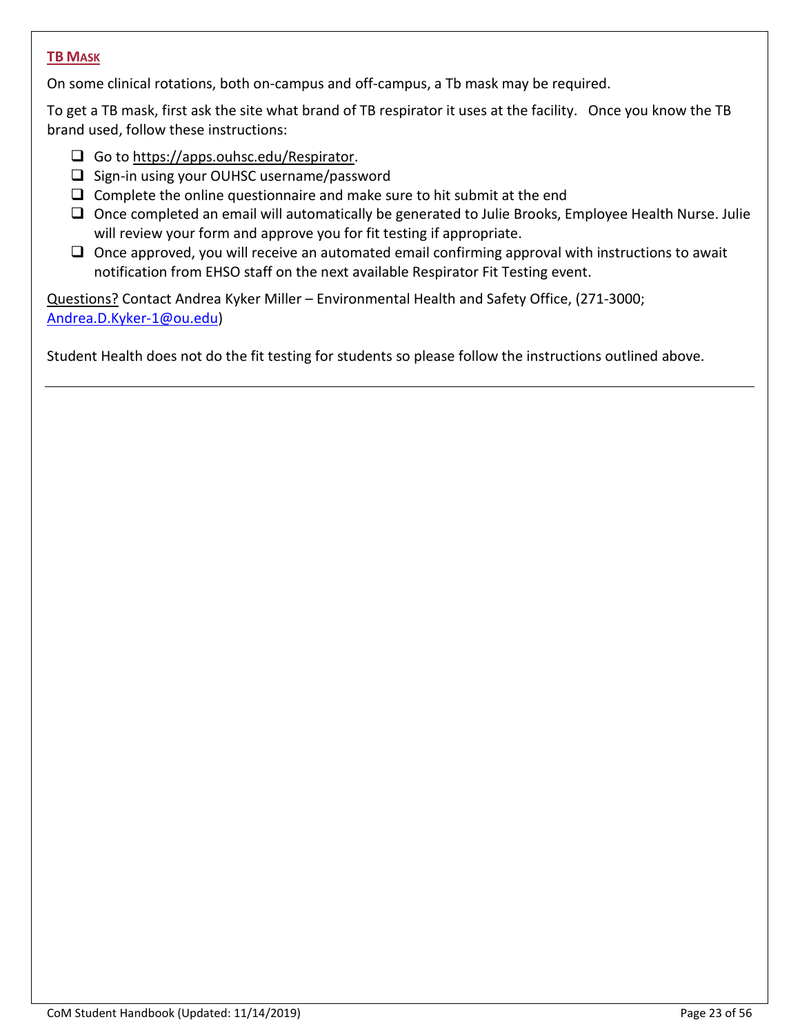## TB Mask

On some clinical rotations, both on-campus and off-campus, a Tb mask may be required.

To get a TB mask, first ask the site what brand of TB respirator it uses at the facility. Once you know the TB brand used, follow these instructions:

- [ ] Go to https://apps.ouhsc.edu/Respirator.
- [ ] Sign-in using your OUHSC username/password
- [ ] Complete the online questionnaire and make sure to hit submit at the end
- [ ] Once completed an email will automatically be generated to Julie Brooks, Employee Health Nurse. Julie will review your form and approve you for fit testing if appropriate.
- [ ] Once approved, you will receive an automated email confirming approval with instructions to await notification from EHSO staff on the next available Respirator Fit Testing event.

Questions? Contact Andrea Kyker Miller – Environmental Health and Safety Office, (271-3000; Andrea.D.Kyker-1@ou.edu)

Student Health does not do the fit testing for students so please follow the instructions outlined above.

---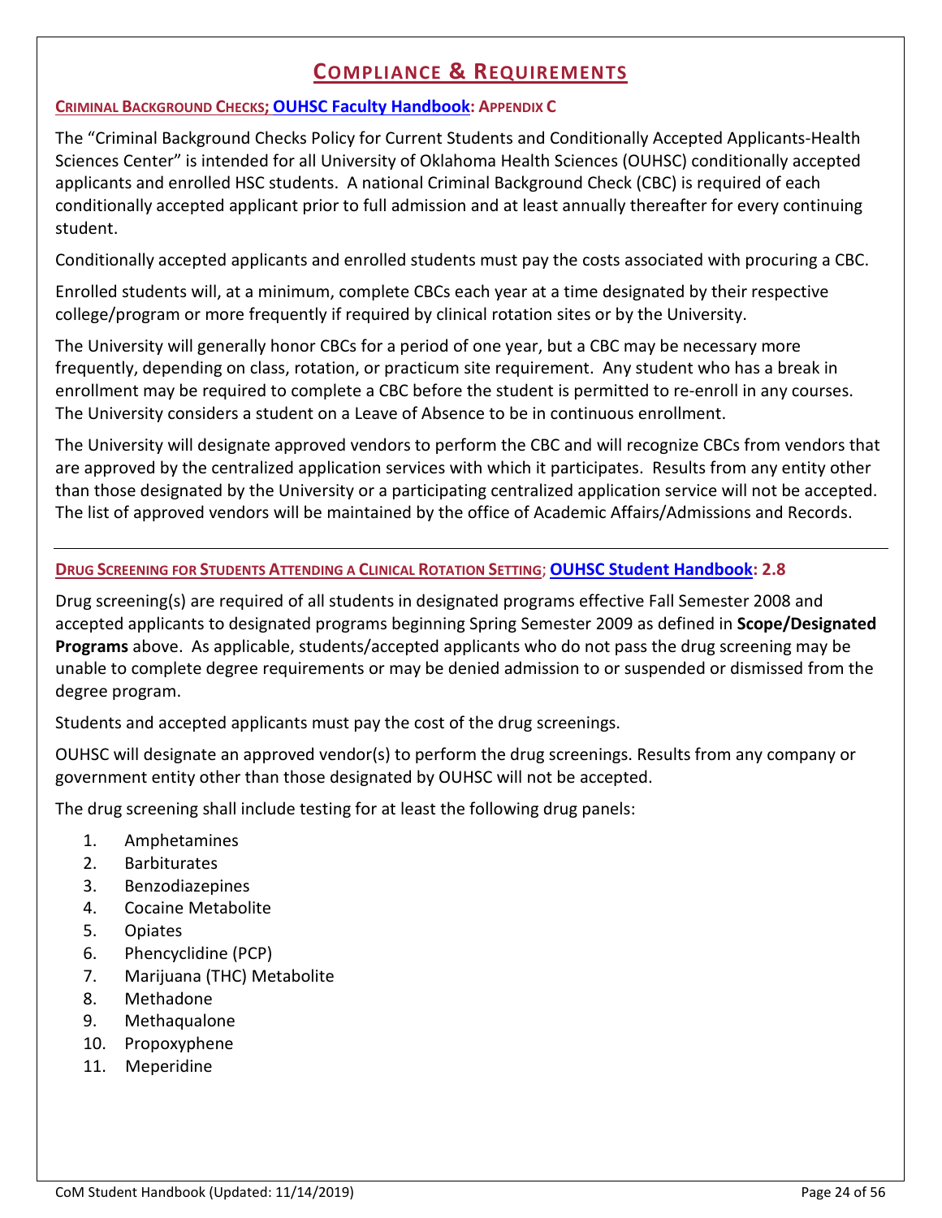# Compliance & Requirements

### Criminal Background Checks; OUHSC Faculty Handbook: Appendix C

The "Criminal Background Checks Policy for Current Students and Conditionally Accepted Applicants-Health Sciences Center" is intended for all University of Oklahoma Health Sciences (OUHSC) conditionally accepted applicants and enrolled HSC students. A national Criminal Background Check (CBC) is required of each conditionally accepted applicant prior to full admission and at least annually thereafter for every continuing student.

Conditionally accepted applicants and enrolled students must pay the costs associated with procuring a CBC.

Enrolled students will, at a minimum, complete CBCs each year at a time designated by their respective college/program or more frequently if required by clinical rotation sites or by the University.

The University will generally honor CBCs for a period of one year, but a CBC may be necessary more frequently, depending on class, rotation, or practicum site requirement. Any student who has a break in enrollment may be required to complete a CBC before the student is permitted to re-enroll in any courses. The University considers a student on a Leave of Absence to be in continuous enrollment.

The University will designate approved vendors to perform the CBC and will recognize CBCs from vendors that are approved by the centralized application services with which it participates. Results from any entity other than those designated by the University or a participating centralized application service will not be accepted. The list of approved vendors will be maintained by the office of Academic Affairs/Admissions and Records.

---

### Drug Screening for Students Attending a Clinical Rotation Setting; OUHSC Student Handbook: 2.8

Drug screening(s) are required of all students in designated programs effective Fall Semester 2008 and accepted applicants to designated programs beginning Spring Semester 2009 as defined in **Scope/Designated Programs** above. As applicable, students/accepted applicants who do not pass the drug screening may be unable to complete degree requirements or may be denied admission to or suspended or dismissed from the degree program.

Students and accepted applicants must pay the cost of the drug screenings.

OUHSC will designate an approved vendor(s) to perform the drug screenings. Results from any company or government entity other than those designated by OUHSC will not be accepted.

The drug screening shall include testing for at least the following drug panels:

1. Amphetamines
2. Barbiturates
3. Benzodiazepines
4. Cocaine Metabolite
5. Opiates
6. Phencyclidine (PCP)
7. Marijuana (THC) Metabolite
8. Methadone
9. Methaqualone
10. Propoxyphene
11. Meperidine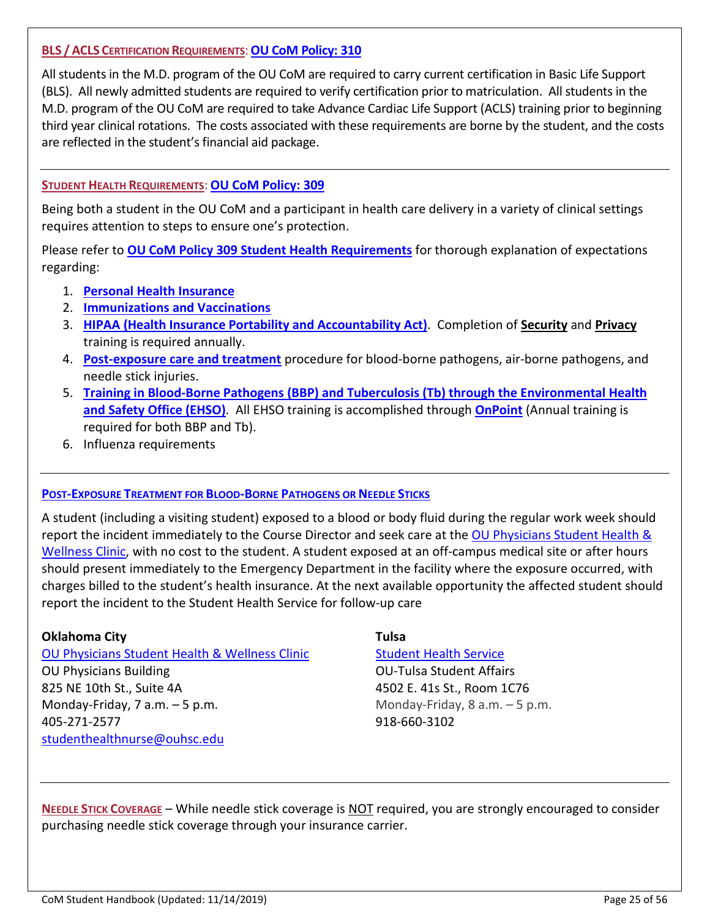## BLS / ACLS Certification Requirements: OU CoM Policy: 310

All students in the M.D. program of the OU CoM are required to carry current certification in Basic Life Support (BLS). All newly admitted students are required to verify certification prior to matriculation. All students in the M.D. program of the OU CoM are required to take Advance Cardiac Life Support (ACLS) training prior to beginning third year clinical rotations. The costs associated with these requirements are borne by the student, and the costs are reflected in the student's financial aid package.

---

## Student Health Requirements: OU CoM Policy: 309

Being both a student in the OU CoM and a participant in health care delivery in a variety of clinical settings requires attention to steps to ensure one's protection.

Please refer to **OU CoM Policy 309 Student Health Requirements** for thorough explanation of expectations regarding:

1. **Personal Health Insurance**
2. **Immunizations and Vaccinations**
3. **HIPAA (Health Insurance Portability and Accountability Act)**. Completion of **Security** and **Privacy** training is required annually.
4. **Post-exposure care and treatment** procedure for blood-borne pathogens, air-borne pathogens, and needle stick injuries.
5. **Training in Blood-Borne Pathogens (BBP) and Tuberculosis (Tb) through the Environmental Health and Safety Office (EHSO)**. All EHSO training is accomplished through **OnPoint** (Annual training is required for both BBP and Tb).
6. Influenza requirements

---

## Post-Exposure Treatment for Blood-Borne Pathogens or Needle Sticks

A student (including a visiting student) exposed to a blood or body fluid during the regular work week should report the incident immediately to the Course Director and seek care at the OU Physicians Student Health & Wellness Clinic, with no cost to the student. A student exposed at an off-campus medical site or after hours should present immediately to the Emergency Department in the facility where the exposure occurred, with charges billed to the student's health insurance. At the next available opportunity the affected student should report the incident to the Student Health Service for follow-up care

**Oklahoma City**
OU Physicians Student Health & Wellness Clinic
OU Physicians Building
825 NE 10th St., Suite 4A
Monday-Friday, 7 a.m. – 5 p.m.
405-271-2577
studenthealthnurse@ouhsc.edu

**Tulsa**
Student Health Service
OU-Tulsa Student Affairs
4502 E. 41s St., Room 1C76
Monday-Friday, 8 a.m. – 5 p.m.
918-660-3102

---

**Needle Stick Coverage** – While needle stick coverage is NOT required, you are strongly encouraged to consider purchasing needle stick coverage through your insurance carrier.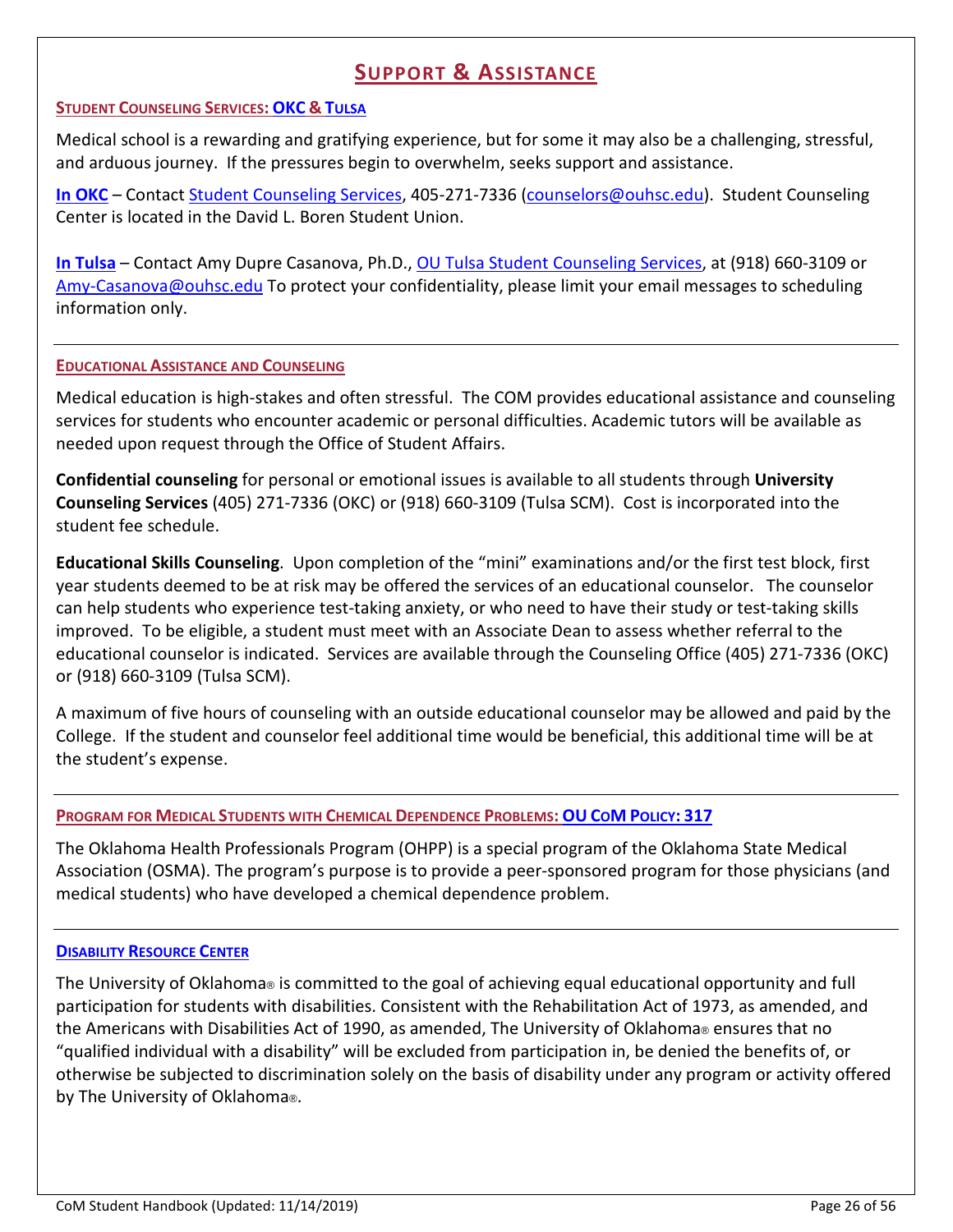# Support & Assistance

### Student Counseling Services: OKC & Tulsa

Medical school is a rewarding and gratifying experience, but for some it may also be a challenging, stressful, and arduous journey. If the pressures begin to overwhelm, seeks support and assistance.

**In OKC** – Contact Student Counseling Services, 405-271-7336 (counselors@ouhsc.edu). Student Counseling Center is located in the David L. Boren Student Union.

**In Tulsa** – Contact Amy Dupre Casanova, Ph.D., OU Tulsa Student Counseling Services, at (918) 660-3109 or Amy-Casanova@ouhsc.edu To protect your confidentiality, please limit your email messages to scheduling information only.

---

### Educational Assistance and Counseling

Medical education is high-stakes and often stressful. The COM provides educational assistance and counseling services for students who encounter academic or personal difficulties. Academic tutors will be available as needed upon request through the Office of Student Affairs.

**Confidential counseling** for personal or emotional issues is available to all students through **University Counseling Services** (405) 271-7336 (OKC) or (918) 660-3109 (Tulsa SCM). Cost is incorporated into the student fee schedule.

**Educational Skills Counseling**. Upon completion of the "mini" examinations and/or the first test block, first year students deemed to be at risk may be offered the services of an educational counselor. The counselor can help students who experience test-taking anxiety, or who need to have their study or test-taking skills improved. To be eligible, a student must meet with an Associate Dean to assess whether referral to the educational counselor is indicated. Services are available through the Counseling Office (405) 271-7336 (OKC) or (918) 660-3109 (Tulsa SCM).

A maximum of five hours of counseling with an outside educational counselor may be allowed and paid by the College. If the student and counselor feel additional time would be beneficial, this additional time will be at the student's expense.

---

### Program for Medical Students with Chemical Dependence Problems: OU CoM Policy: 317

The Oklahoma Health Professionals Program (OHPP) is a special program of the Oklahoma State Medical Association (OSMA). The program's purpose is to provide a peer-sponsored program for those physicians (and medical students) who have developed a chemical dependence problem.

---

### Disability Resource Center

The University of Oklahoma® is committed to the goal of achieving equal educational opportunity and full participation for students with disabilities. Consistent with the Rehabilitation Act of 1973, as amended, and the Americans with Disabilities Act of 1990, as amended, The University of Oklahoma® ensures that no "qualified individual with a disability" will be excluded from participation in, be denied the benefits of, or otherwise be subjected to discrimination solely on the basis of disability under any program or activity offered by The University of Oklahoma®.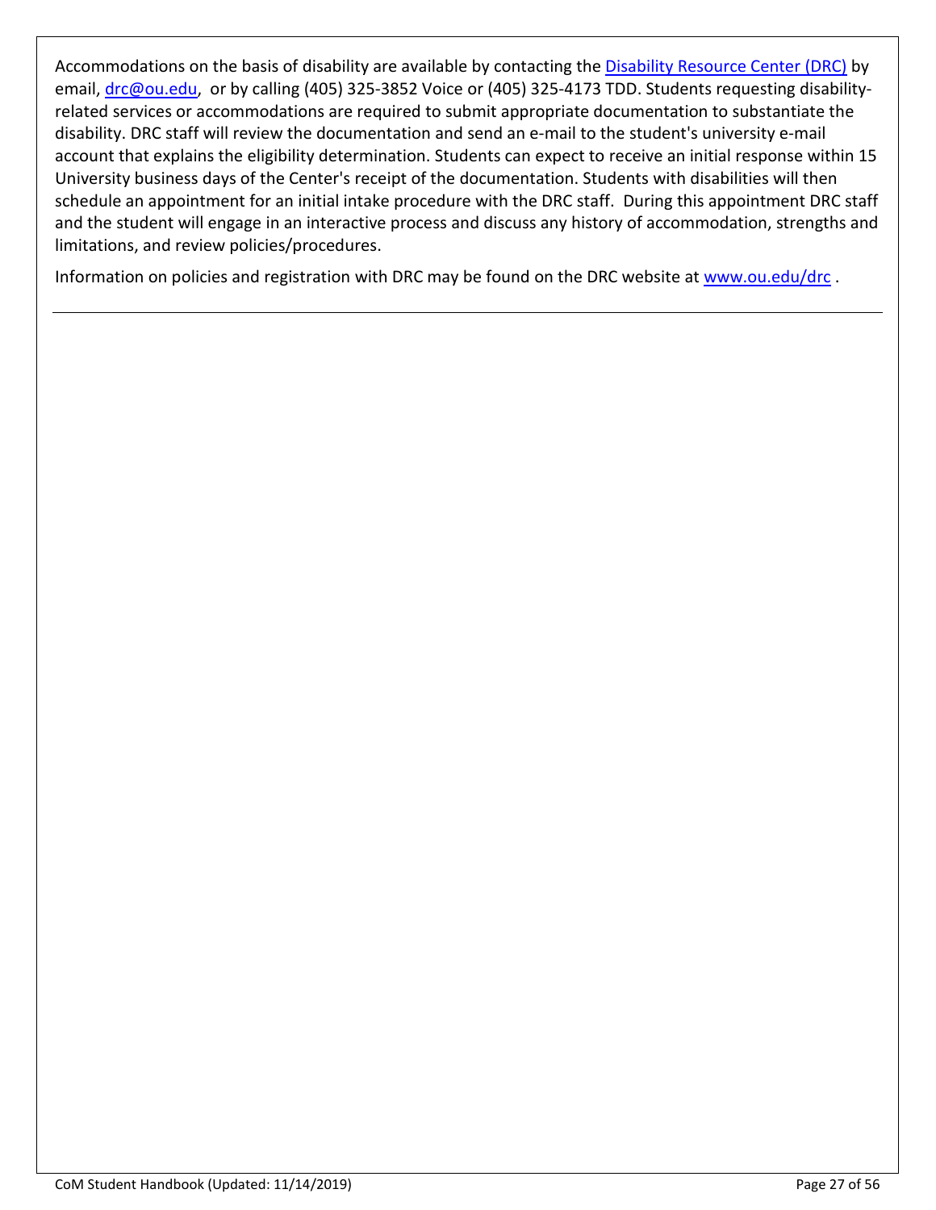Accommodations on the basis of disability are available by contacting the [Disability Resource Center (DRC)](www.ou.edu/drc) by email, [drc@ou.edu](mailto:drc@ou.edu), or by calling (405) 325-3852 Voice or (405) 325-4173 TDD. Students requesting disability-related services or accommodations are required to submit appropriate documentation to substantiate the disability. DRC staff will review the documentation and send an e-mail to the student's university e-mail account that explains the eligibility determination. Students can expect to receive an initial response within 15 University business days of the Center's receipt of the documentation. Students with disabilities will then schedule an appointment for an initial intake procedure with the DRC staff. During this appointment DRC staff and the student will engage in an interactive process and discuss any history of accommodation, strengths and limitations, and review policies/procedures.

Information on policies and registration with DRC may be found on the DRC website at [www.ou.edu/drc](www.ou.edu/drc) .

---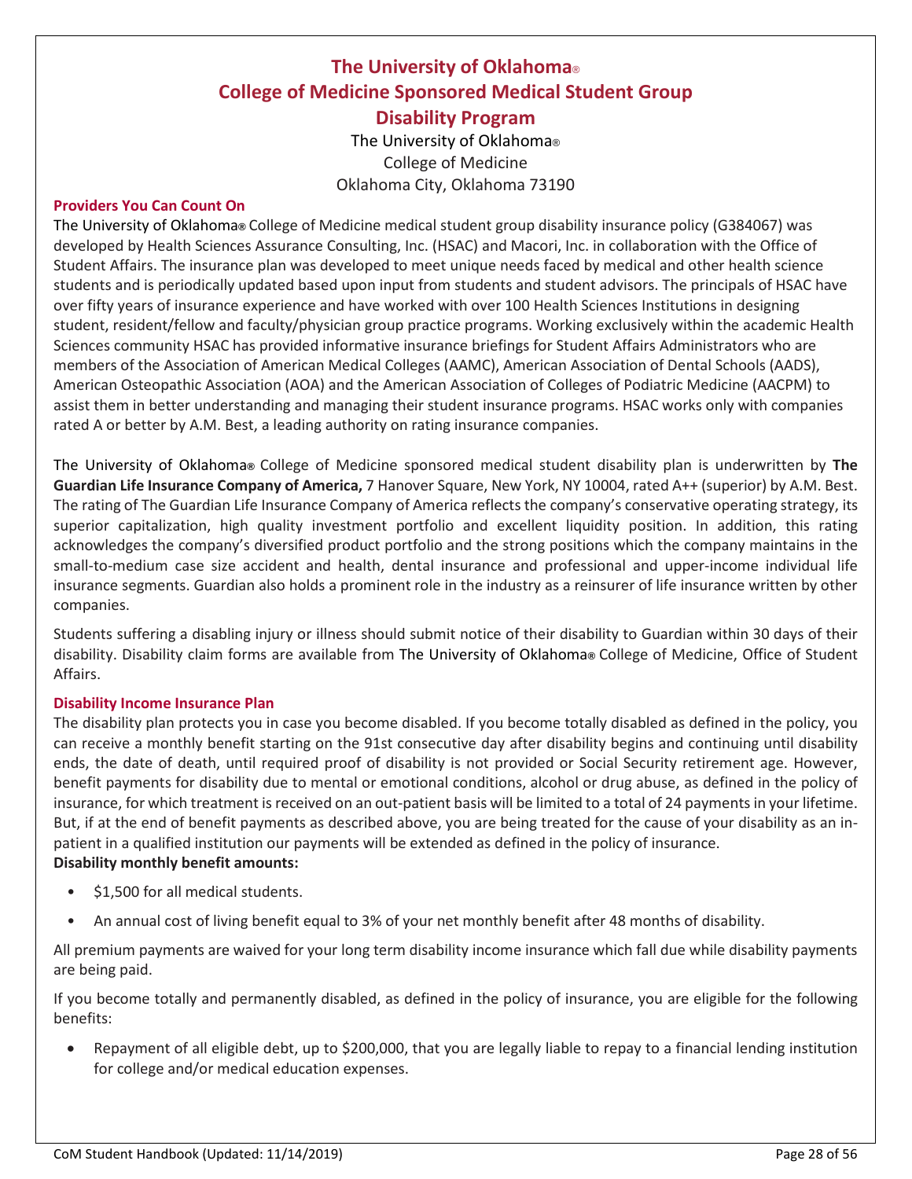# The University of Oklahoma® College of Medicine Sponsored Medical Student Group Disability Program

The University of Oklahoma®
College of Medicine
Oklahoma City, Oklahoma 73190

## Providers You Can Count On

The University of Oklahoma® College of Medicine medical student group disability insurance policy (G384067) was developed by Health Sciences Assurance Consulting, Inc. (HSAC) and Macori, Inc. in collaboration with the Office of Student Affairs. The insurance plan was developed to meet unique needs faced by medical and other health science students and is periodically updated based upon input from students and student advisors. The principals of HSAC have over fifty years of insurance experience and have worked with over 100 Health Sciences Institutions in designing student, resident/fellow and faculty/physician group practice programs. Working exclusively within the academic Health Sciences community HSAC has provided informative insurance briefings for Student Affairs Administrators who are members of the Association of American Medical Colleges (AAMC), American Association of Dental Schools (AADS), American Osteopathic Association (AOA) and the American Association of Colleges of Podiatric Medicine (AACPM) to assist them in better understanding and managing their student insurance programs. HSAC works only with companies rated A or better by A.M. Best, a leading authority on rating insurance companies.

The University of Oklahoma® College of Medicine sponsored medical student disability plan is underwritten by **The Guardian Life Insurance Company of America,** 7 Hanover Square, New York, NY 10004, rated A++ (superior) by A.M. Best. The rating of The Guardian Life Insurance Company of America reflects the company's conservative operating strategy, its superior capitalization, high quality investment portfolio and excellent liquidity position. In addition, this rating acknowledges the company's diversified product portfolio and the strong positions which the company maintains in the small-to-medium case size accident and health, dental insurance and professional and upper-income individual life insurance segments. Guardian also holds a prominent role in the industry as a reinsurer of life insurance written by other companies.

Students suffering a disabling injury or illness should submit notice of their disability to Guardian within 30 days of their disability. Disability claim forms are available from The University of Oklahoma® College of Medicine, Office of Student Affairs.

## Disability Income Insurance Plan

The disability plan protects you in case you become disabled. If you become totally disabled as defined in the policy, you can receive a monthly benefit starting on the 91st consecutive day after disability begins and continuing until disability ends, the date of death, until required proof of disability is not provided or Social Security retirement age. However, benefit payments for disability due to mental or emotional conditions, alcohol or drug abuse, as defined in the policy of insurance, for which treatment is received on an out-patient basis will be limited to a total of 24 payments in your lifetime. But, if at the end of benefit payments as described above, you are being treated for the cause of your disability as an in-patient in a qualified institution our payments will be extended as defined in the policy of insurance.

**Disability monthly benefit amounts:**

- $1,500 for all medical students.
- An annual cost of living benefit equal to 3% of your net monthly benefit after 48 months of disability.

All premium payments are waived for your long term disability income insurance which fall due while disability payments are being paid.

If you become totally and permanently disabled, as defined in the policy of insurance, you are eligible for the following benefits:

- Repayment of all eligible debt, up to $200,000, that you are legally liable to repay to a financial lending institution for college and/or medical education expenses.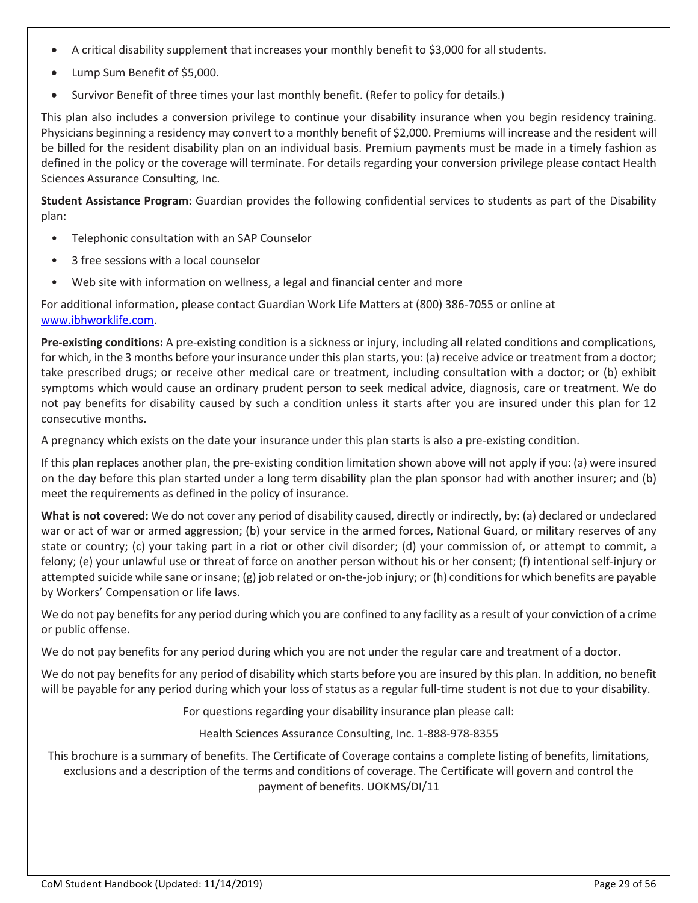- A critical disability supplement that increases your monthly benefit to $3,000 for all students.
- Lump Sum Benefit of $5,000.
- Survivor Benefit of three times your last monthly benefit. (Refer to policy for details.)

This plan also includes a conversion privilege to continue your disability insurance when you begin residency training. Physicians beginning a residency may convert to a monthly benefit of $2,000. Premiums will increase and the resident will be billed for the resident disability plan on an individual basis. Premium payments must be made in a timely fashion as defined in the policy or the coverage will terminate. For details regarding your conversion privilege please contact Health Sciences Assurance Consulting, Inc.

**Student Assistance Program:** Guardian provides the following confidential services to students as part of the Disability plan:

- Telephonic consultation with an SAP Counselor
- 3 free sessions with a local counselor
- Web site with information on wellness, a legal and financial center and more

For additional information, please contact Guardian Work Life Matters at (800) 386-7055 or online at www.ibhworklife.com.

**Pre-existing conditions:** A pre-existing condition is a sickness or injury, including all related conditions and complications, for which, in the 3 months before your insurance under this plan starts, you: (a) receive advice or treatment from a doctor; take prescribed drugs; or receive other medical care or treatment, including consultation with a doctor; or (b) exhibit symptoms which would cause an ordinary prudent person to seek medical advice, diagnosis, care or treatment. We do not pay benefits for disability caused by such a condition unless it starts after you are insured under this plan for 12 consecutive months.

A pregnancy which exists on the date your insurance under this plan starts is also a pre-existing condition.

If this plan replaces another plan, the pre-existing condition limitation shown above will not apply if you: (a) were insured on the day before this plan started under a long term disability plan the plan sponsor had with another insurer; and (b) meet the requirements as defined in the policy of insurance.

**What is not covered:** We do not cover any period of disability caused, directly or indirectly, by: (a) declared or undeclared war or act of war or armed aggression; (b) your service in the armed forces, National Guard, or military reserves of any state or country; (c) your taking part in a riot or other civil disorder; (d) your commission of, or attempt to commit, a felony; (e) your unlawful use or threat of force on another person without his or her consent; (f) intentional self-injury or attempted suicide while sane or insane; (g) job related or on-the-job injury; or (h) conditions for which benefits are payable by Workers' Compensation or life laws.

We do not pay benefits for any period during which you are confined to any facility as a result of your conviction of a crime or public offense.

We do not pay benefits for any period during which you are not under the regular care and treatment of a doctor.

We do not pay benefits for any period of disability which starts before you are insured by this plan. In addition, no benefit will be payable for any period during which your loss of status as a regular full-time student is not due to your disability.

For questions regarding your disability insurance plan please call:

Health Sciences Assurance Consulting, Inc. 1-888-978-8355

This brochure is a summary of benefits. The Certificate of Coverage contains a complete listing of benefits, limitations, exclusions and a description of the terms and conditions of coverage. The Certificate will govern and control the payment of benefits. UOKMS/DI/11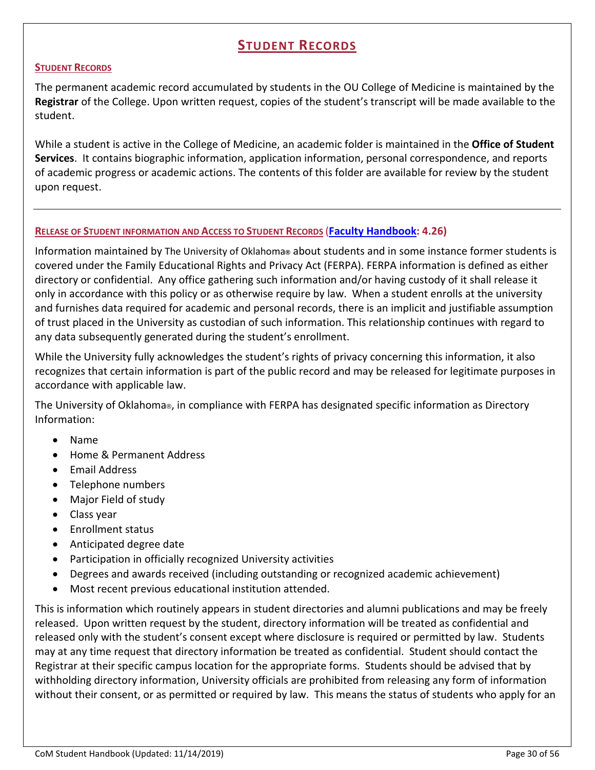# STUDENT RECORDS

## STUDENT RECORDS

The permanent academic record accumulated by students in the OU College of Medicine is maintained by the **Registrar** of the College. Upon written request, copies of the student's transcript will be made available to the student.

While a student is active in the College of Medicine, an academic folder is maintained in the **Office of Student Services**. It contains biographic information, application information, personal correspondence, and reports of academic progress or academic actions. The contents of this folder are available for review by the student upon request.

---

## RELEASE OF STUDENT INFORMATION AND ACCESS TO STUDENT RECORDS (Faculty Handbook: 4.26)

Information maintained by The University of Oklahoma® about students and in some instance former students is covered under the Family Educational Rights and Privacy Act (FERPA). FERPA information is defined as either directory or confidential. Any office gathering such information and/or having custody of it shall release it only in accordance with this policy or as otherwise require by law. When a student enrolls at the university and furnishes data required for academic and personal records, there is an implicit and justifiable assumption of trust placed in the University as custodian of such information. This relationship continues with regard to any data subsequently generated during the student's enrollment.

While the University fully acknowledges the student's rights of privacy concerning this information, it also recognizes that certain information is part of the public record and may be released for legitimate purposes in accordance with applicable law.

The University of Oklahoma®, in compliance with FERPA has designated specific information as Directory Information:

- Name
- Home & Permanent Address
- Email Address
- Telephone numbers
- Major Field of study
- Class year
- Enrollment status
- Anticipated degree date
- Participation in officially recognized University activities
- Degrees and awards received (including outstanding or recognized academic achievement)
- Most recent previous educational institution attended.

This is information which routinely appears in student directories and alumni publications and may be freely released. Upon written request by the student, directory information will be treated as confidential and released only with the student's consent except where disclosure is required or permitted by law. Students may at any time request that directory information be treated as confidential. Student should contact the Registrar at their specific campus location for the appropriate forms. Students should be advised that by withholding directory information, University officials are prohibited from releasing any form of information without their consent, or as permitted or required by law. This means the status of students who apply for an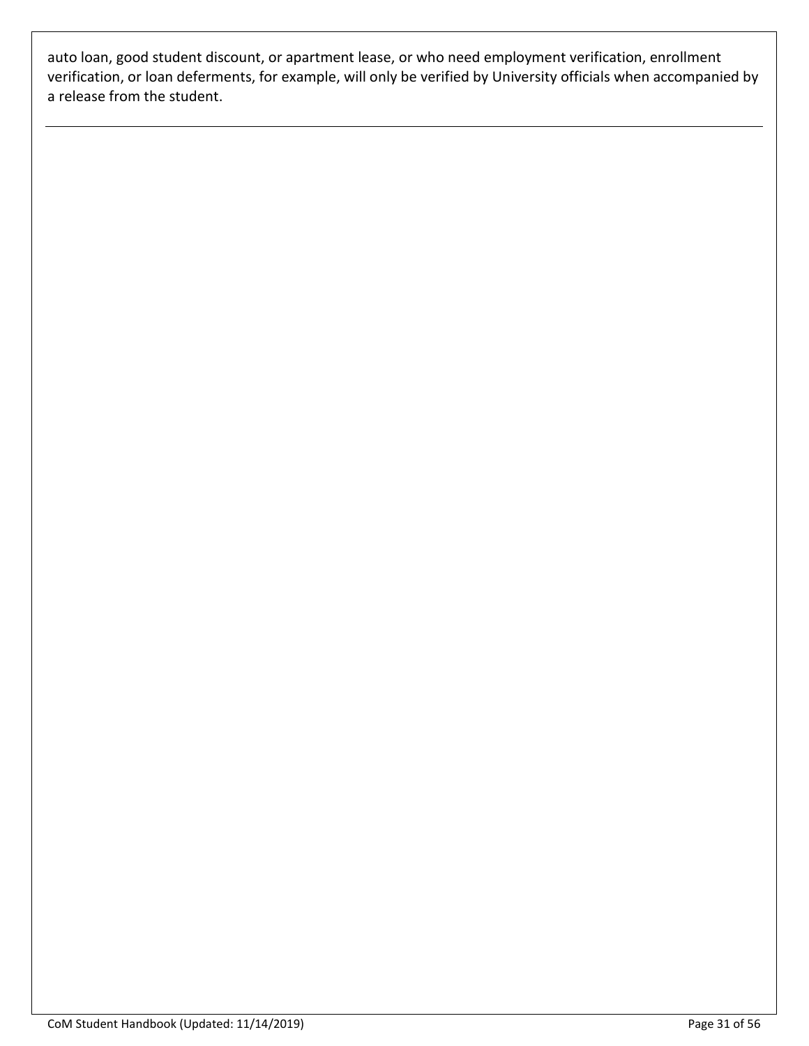auto loan, good student discount, or apartment lease, or who need employment verification, enrollment verification, or loan deferments, for example, will only be verified by University officials when accompanied by a release from the student.

---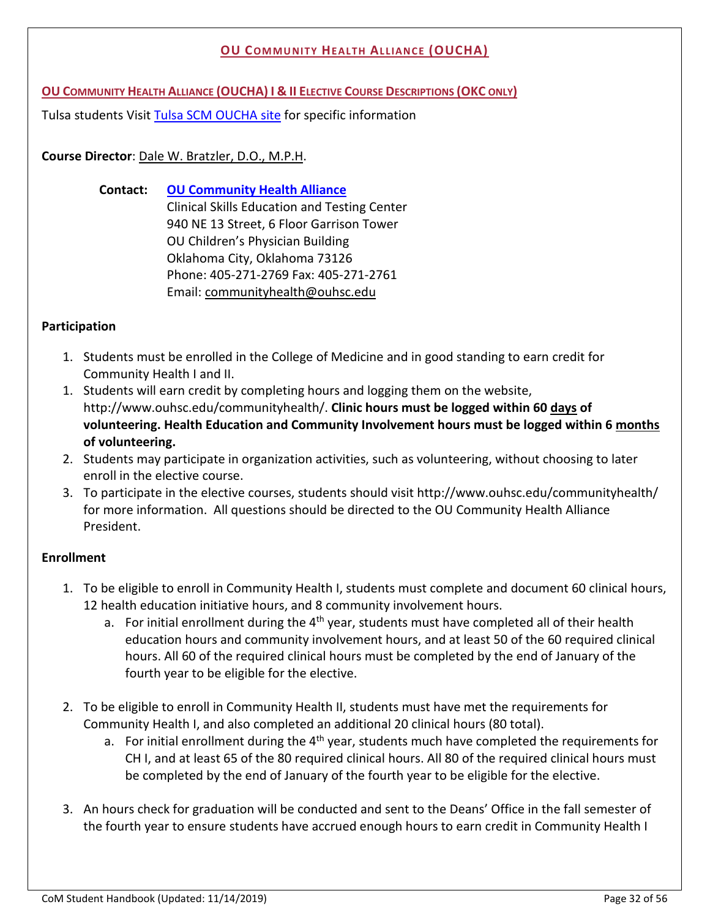## OU COMMUNITY HEALTH ALLIANCE (OUCHA)

### OU COMMUNITY HEALTH ALLIANCE (OUCHA) I & II ELECTIVE COURSE DESCRIPTIONS (OKC ONLY)

Tulsa students Visit Tulsa SCM OUCHA site for specific information

**Course Director**: Dale W. Bratzler, D.O., M.P.H.

**Contact:** **OU Community Health Alliance**
Clinical Skills Education and Testing Center
940 NE 13 Street, 6 Floor Garrison Tower
OU Children's Physician Building
Oklahoma City, Oklahoma 73126
Phone: 405-271-2769 Fax: 405-271-2761
Email: communityhealth@ouhsc.edu

**Participation**

1. Students must be enrolled in the College of Medicine and in good standing to earn credit for Community Health I and II.
1. Students will earn credit by completing hours and logging them on the website, http://www.ouhsc.edu/communityhealth/. **Clinic hours must be logged within 60 days of volunteering. Health Education and Community Involvement hours must be logged within 6 months of volunteering.**
2. Students may participate in organization activities, such as volunteering, without choosing to later enroll in the elective course.
3. To participate in the elective courses, students should visit http://www.ouhsc.edu/communityhealth/ for more information. All questions should be directed to the OU Community Health Alliance President.

**Enrollment**

1. To be eligible to enroll in Community Health I, students must complete and document 60 clinical hours, 12 health education initiative hours, and 8 community involvement hours.
   a. For initial enrollment during the 4th year, students must have completed all of their health education hours and community involvement hours, and at least 50 of the 60 required clinical hours. All 60 of the required clinical hours must be completed by the end of January of the fourth year to be eligible for the elective.

2. To be eligible to enroll in Community Health II, students must have met the requirements for Community Health I, and also completed an additional 20 clinical hours (80 total).
   a. For initial enrollment during the 4th year, students much have completed the requirements for CH I, and at least 65 of the 80 required clinical hours. All 80 of the required clinical hours must be completed by the end of January of the fourth year to be eligible for the elective.

3. An hours check for graduation will be conducted and sent to the Deans' Office in the fall semester of the fourth year to ensure students have accrued enough hours to earn credit in Community Health I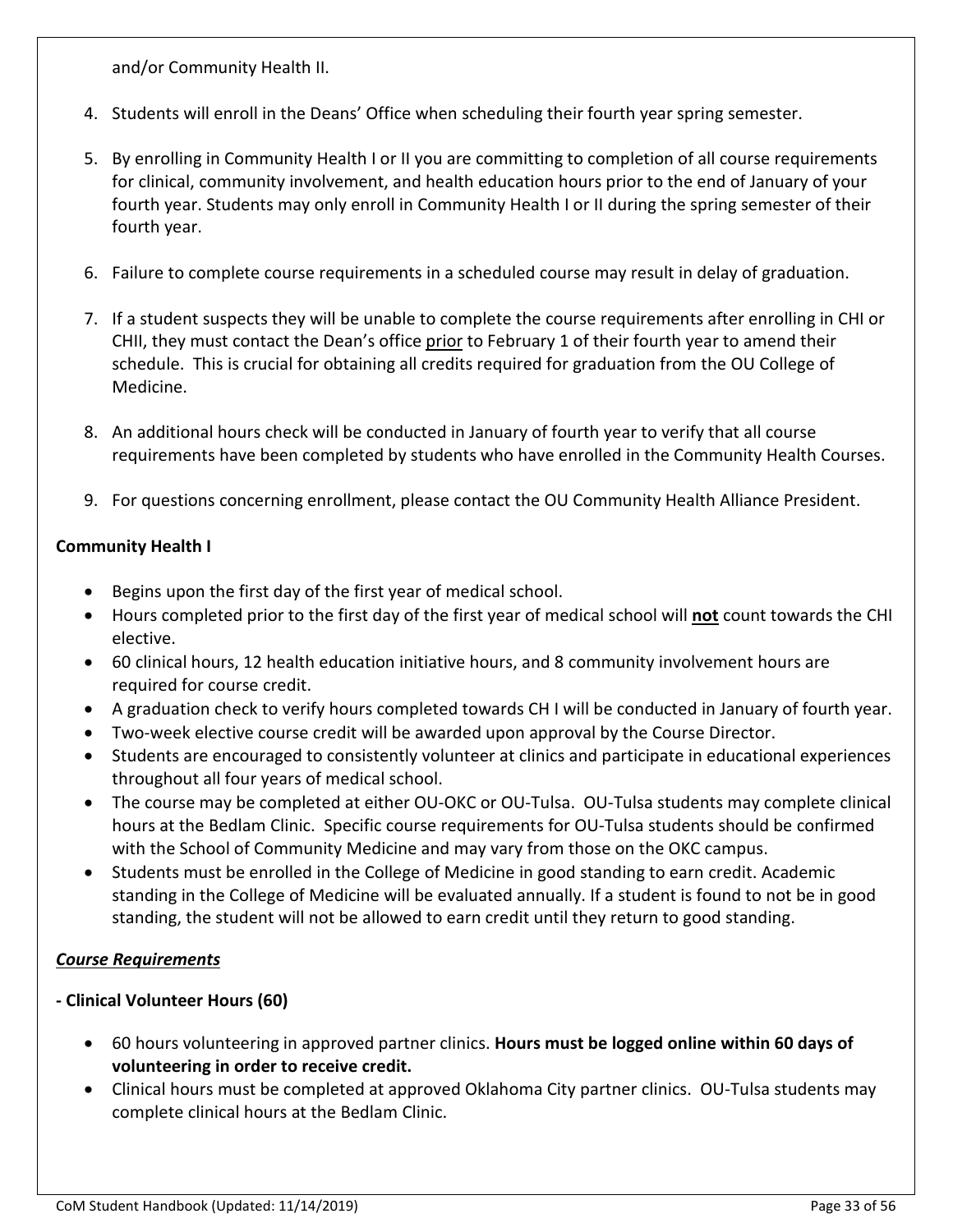and/or Community Health II.

4. Students will enroll in the Deans' Office when scheduling their fourth year spring semester.

5. By enrolling in Community Health I or II you are committing to completion of all course requirements for clinical, community involvement, and health education hours prior to the end of January of your fourth year. Students may only enroll in Community Health I or II during the spring semester of their fourth year.

6. Failure to complete course requirements in a scheduled course may result in delay of graduation.

7. If a student suspects they will be unable to complete the course requirements after enrolling in CHI or CHII, they must contact the Dean's office prior to February 1 of their fourth year to amend their schedule. This is crucial for obtaining all credits required for graduation from the OU College of Medicine.

8. An additional hours check will be conducted in January of fourth year to verify that all course requirements have been completed by students who have enrolled in the Community Health Courses.

9. For questions concerning enrollment, please contact the OU Community Health Alliance President.

**Community Health I**

- Begins upon the first day of the first year of medical school.
- Hours completed prior to the first day of the first year of medical school will **not** count towards the CHI elective.
- 60 clinical hours, 12 health education initiative hours, and 8 community involvement hours are required for course credit.
- A graduation check to verify hours completed towards CH I will be conducted in January of fourth year.
- Two-week elective course credit will be awarded upon approval by the Course Director.
- Students are encouraged to consistently volunteer at clinics and participate in educational experiences throughout all four years of medical school.
- The course may be completed at either OU-OKC or OU-Tulsa. OU-Tulsa students may complete clinical hours at the Bedlam Clinic. Specific course requirements for OU-Tulsa students should be confirmed with the School of Community Medicine and may vary from those on the OKC campus.
- Students must be enrolled in the College of Medicine in good standing to earn credit. Academic standing in the College of Medicine will be evaluated annually. If a student is found to not be in good standing, the student will not be allowed to earn credit until they return to good standing.

***Course Requirements***

**- Clinical Volunteer Hours (60)**

- 60 hours volunteering in approved partner clinics. **Hours must be logged online within 60 days of volunteering in order to receive credit.**
- Clinical hours must be completed at approved Oklahoma City partner clinics. OU-Tulsa students may complete clinical hours at the Bedlam Clinic.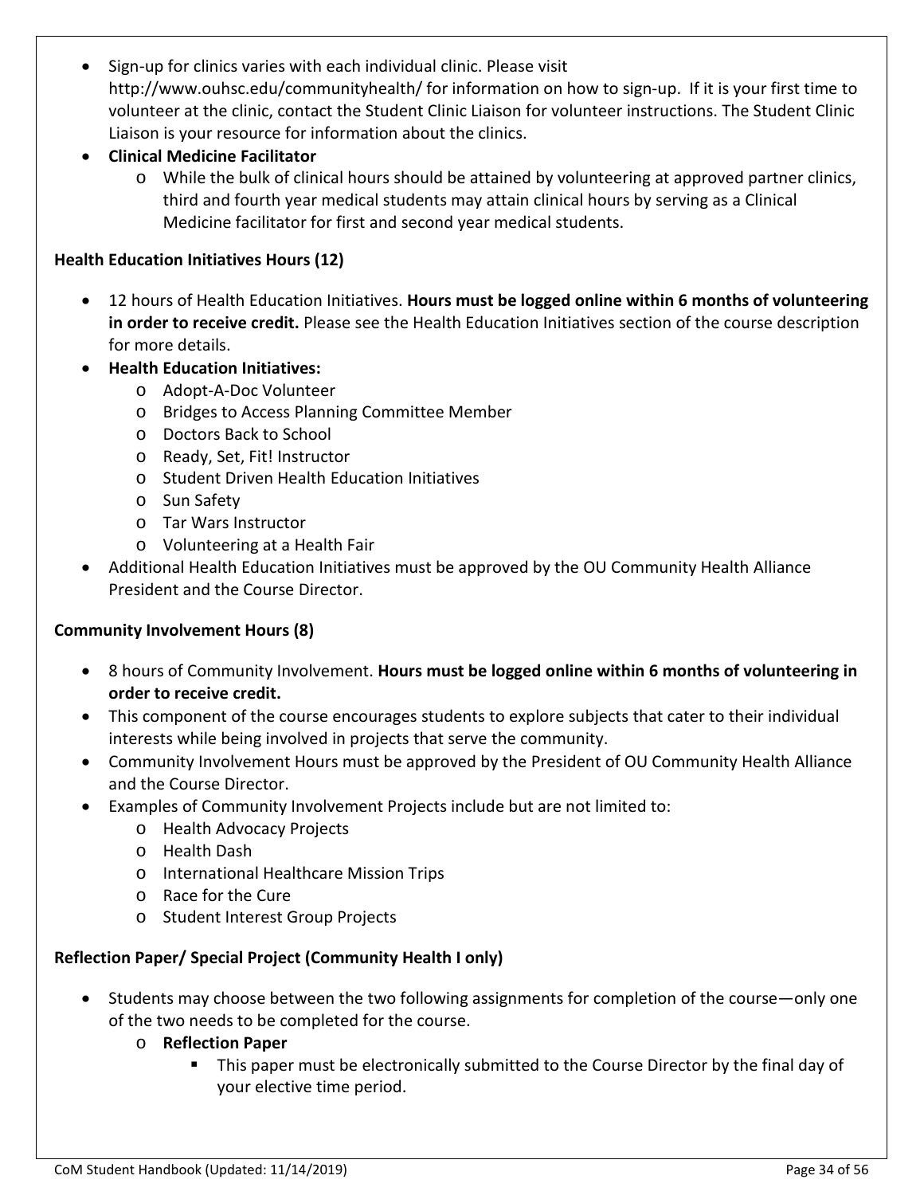- Sign-up for clinics varies with each individual clinic. Please visit http://www.ouhsc.edu/communityhealth/ for information on how to sign-up. If it is your first time to volunteer at the clinic, contact the Student Clinic Liaison for volunteer instructions. The Student Clinic Liaison is your resource for information about the clinics.
- **Clinical Medicine Facilitator**
  - While the bulk of clinical hours should be attained by volunteering at approved partner clinics, third and fourth year medical students may attain clinical hours by serving as a Clinical Medicine facilitator for first and second year medical students.

**Health Education Initiatives Hours (12)**

- 12 hours of Health Education Initiatives. **Hours must be logged online within 6 months of volunteering in order to receive credit.** Please see the Health Education Initiatives section of the course description for more details.
- **Health Education Initiatives:**
  - Adopt-A-Doc Volunteer
  - Bridges to Access Planning Committee Member
  - Doctors Back to School
  - Ready, Set, Fit! Instructor
  - Student Driven Health Education Initiatives
  - Sun Safety
  - Tar Wars Instructor
  - Volunteering at a Health Fair
- Additional Health Education Initiatives must be approved by the OU Community Health Alliance President and the Course Director.

**Community Involvement Hours (8)**

- 8 hours of Community Involvement. **Hours must be logged online within 6 months of volunteering in order to receive credit.**
- This component of the course encourages students to explore subjects that cater to their individual interests while being involved in projects that serve the community.
- Community Involvement Hours must be approved by the President of OU Community Health Alliance and the Course Director.
- Examples of Community Involvement Projects include but are not limited to:
  - Health Advocacy Projects
  - Health Dash
  - International Healthcare Mission Trips
  - Race for the Cure
  - Student Interest Group Projects

**Reflection Paper/ Special Project (Community Health I only)**

- Students may choose between the two following assignments for completion of the course—only one of the two needs to be completed for the course.
  - **Reflection Paper**
    - This paper must be electronically submitted to the Course Director by the final day of your elective time period.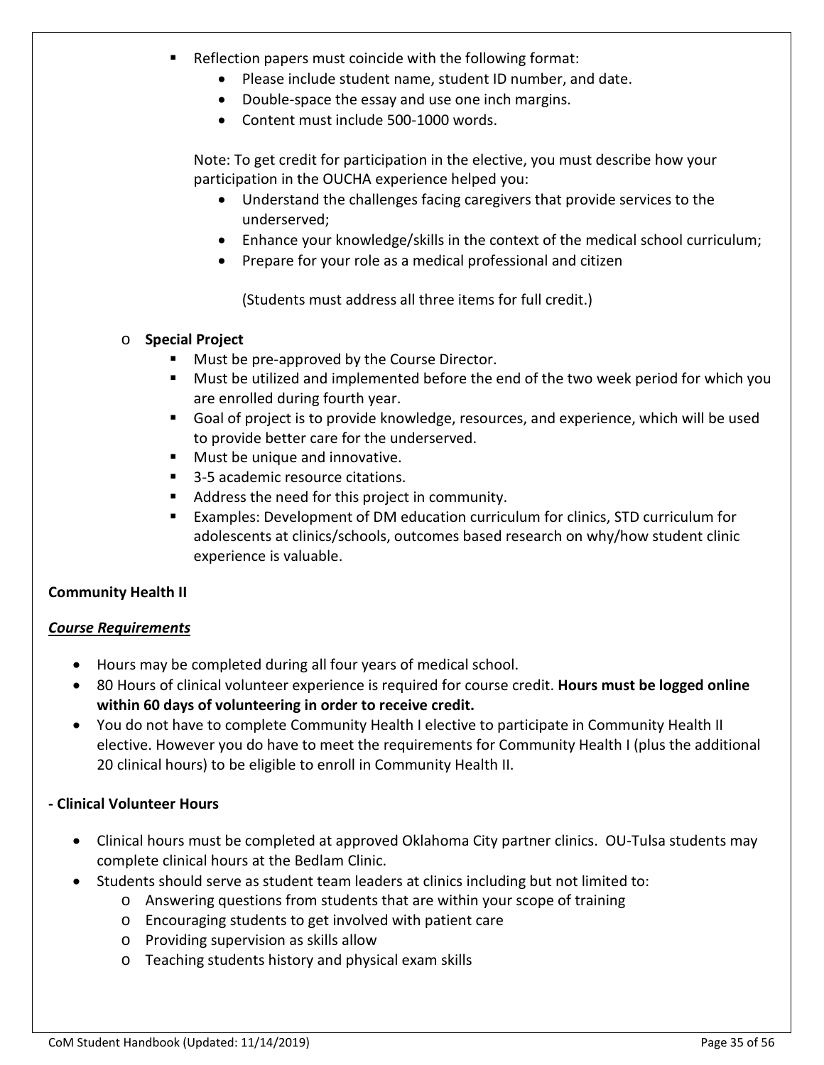- Reflection papers must coincide with the following format:
  - Please include student name, student ID number, and date.
  - Double-space the essay and use one inch margins.
  - Content must include 500-1000 words.

  Note: To get credit for participation in the elective, you must describe how your participation in the OUCHA experience helped you:
  - Understand the challenges facing caregivers that provide services to the underserved;
  - Enhance your knowledge/skills in the context of the medical school curriculum;
  - Prepare for your role as a medical professional and citizen

    (Students must address all three items for full credit.)

- **Special Project**
  - Must be pre-approved by the Course Director.
  - Must be utilized and implemented before the end of the two week period for which you are enrolled during fourth year.
  - Goal of project is to provide knowledge, resources, and experience, which will be used to provide better care for the underserved.
  - Must be unique and innovative.
  - 3-5 academic resource citations.
  - Address the need for this project in community.
  - Examples: Development of DM education curriculum for clinics, STD curriculum for adolescents at clinics/schools, outcomes based research on why/how student clinic experience is valuable.

**Community Health II**

***Course Requirements***

- Hours may be completed during all four years of medical school.
- 80 Hours of clinical volunteer experience is required for course credit. **Hours must be logged online within 60 days of volunteering in order to receive credit.**
- You do not have to complete Community Health I elective to participate in Community Health II elective. However you do have to meet the requirements for Community Health I (plus the additional 20 clinical hours) to be eligible to enroll in Community Health II.

**- Clinical Volunteer Hours**

- Clinical hours must be completed at approved Oklahoma City partner clinics. OU-Tulsa students may complete clinical hours at the Bedlam Clinic.
- Students should serve as student team leaders at clinics including but not limited to:
  - Answering questions from students that are within your scope of training
  - Encouraging students to get involved with patient care
  - Providing supervision as skills allow
  - Teaching students history and physical exam skills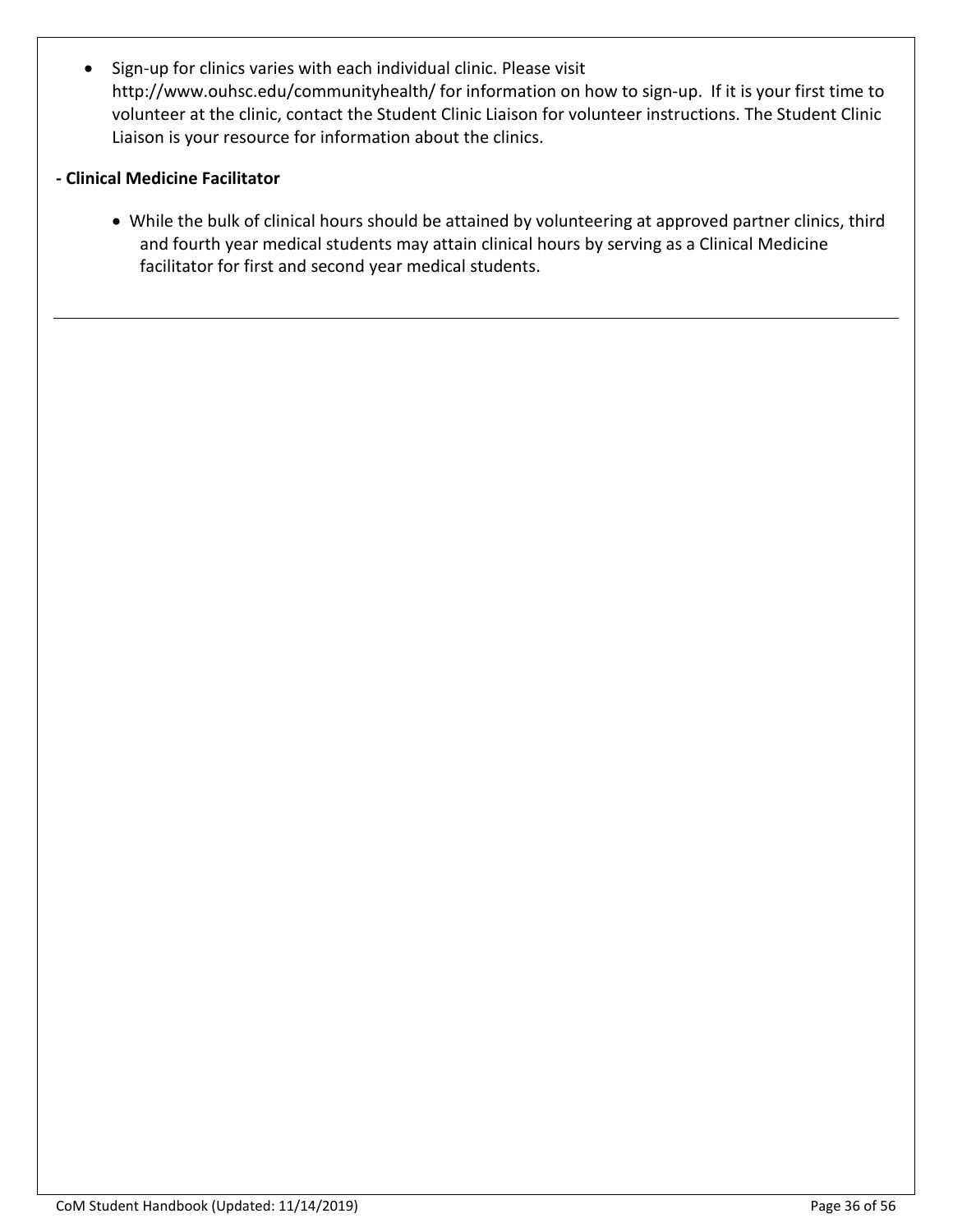- Sign-up for clinics varies with each individual clinic. Please visit http://www.ouhsc.edu/communityhealth/ for information on how to sign-up. If it is your first time to volunteer at the clinic, contact the Student Clinic Liaison for volunteer instructions. The Student Clinic Liaison is your resource for information about the clinics.

**- Clinical Medicine Facilitator**

- While the bulk of clinical hours should be attained by volunteering at approved partner clinics, third and fourth year medical students may attain clinical hours by serving as a Clinical Medicine facilitator for first and second year medical students.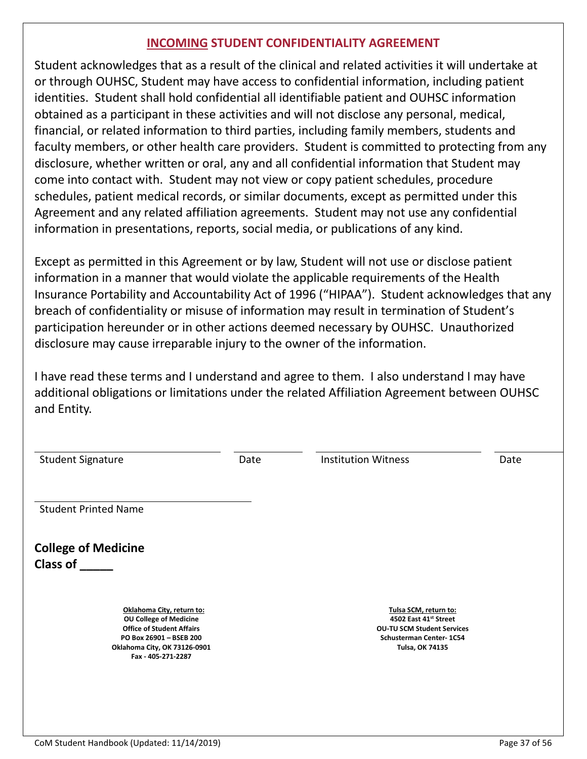## INCOMING STUDENT CONFIDENTIALITY AGREEMENT

Student acknowledges that as a result of the clinical and related activities it will undertake at or through OUHSC, Student may have access to confidential information, including patient identities. Student shall hold confidential all identifiable patient and OUHSC information obtained as a participant in these activities and will not disclose any personal, medical, financial, or related information to third parties, including family members, students and faculty members, or other health care providers. Student is committed to protecting from any disclosure, whether written or oral, any and all confidential information that Student may come into contact with. Student may not view or copy patient schedules, procedure schedules, patient medical records, or similar documents, except as permitted under this Agreement and any related affiliation agreements. Student may not use any confidential information in presentations, reports, social media, or publications of any kind.

Except as permitted in this Agreement or by law, Student will not use or disclose patient information in a manner that would violate the applicable requirements of the Health Insurance Portability and Accountability Act of 1996 ("HIPAA"). Student acknowledges that any breach of confidentiality or misuse of information may result in termination of Student's participation hereunder or in other actions deemed necessary by OUHSC. Unauthorized disclosure may cause irreparable injury to the owner of the information.

I have read these terms and I understand and agree to them. I also understand I may have additional obligations or limitations under the related Affiliation Agreement between OUHSC and Entity.

______________________________ ____________ ______________________________ ____________
Student Signature Date Institution Witness Date

______________________________
Student Printed Name

**College of Medicine**
**Class of _____**

**Oklahoma City, return to:**
**OU College of Medicine**
**Office of Student Affairs**
**PO Box 26901 – BSEB 200**
**Oklahoma City, OK 73126-0901**
**Fax - 405-271-2287**

**Tulsa SCM, return to:**
**4502 East 41st Street**
**OU-TU SCM Student Services**
**Schusterman Center- 1C54**
**Tulsa, OK 74135**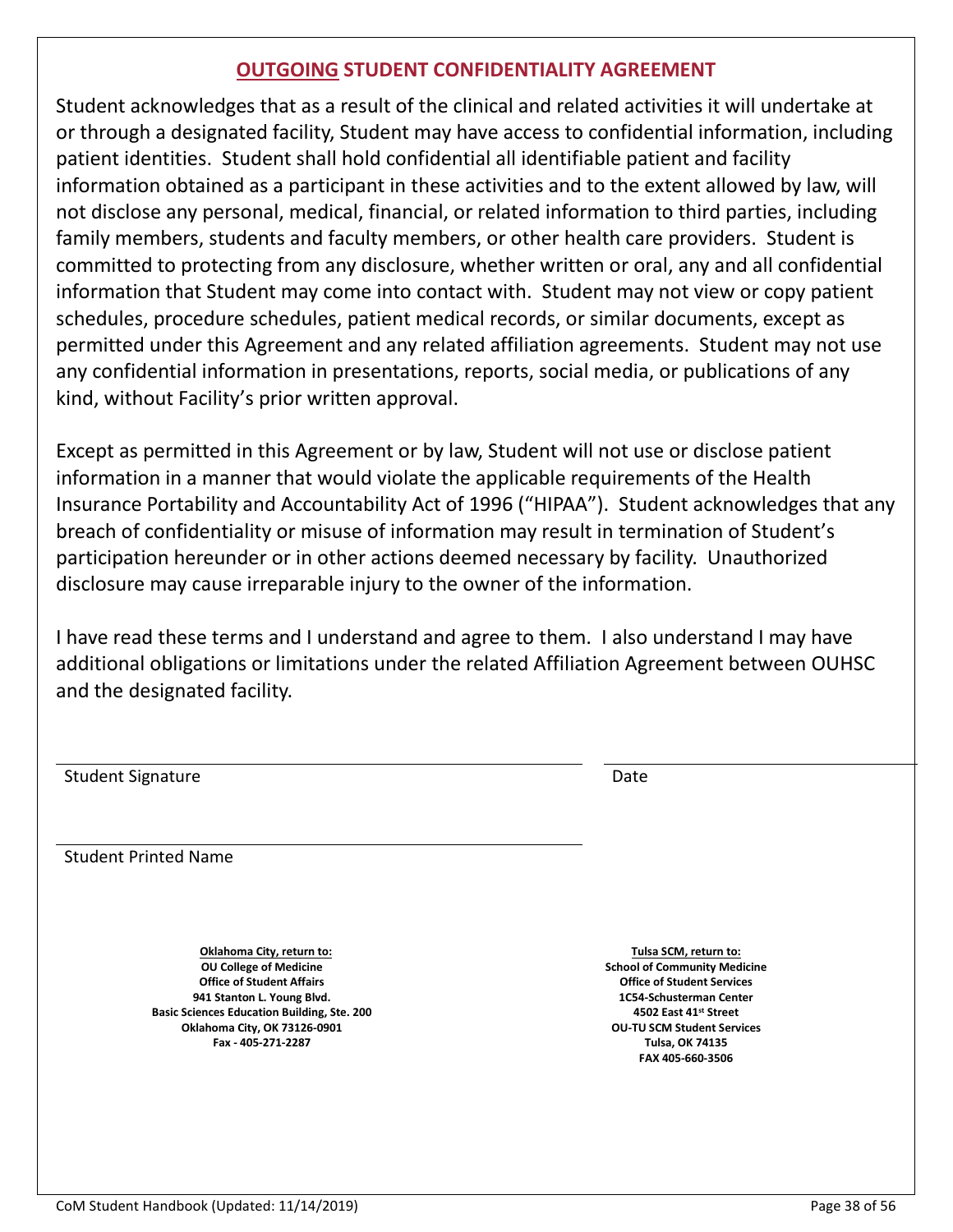## **OUTGOING** STUDENT CONFIDENTIALITY AGREEMENT

Student acknowledges that as a result of the clinical and related activities it will undertake at or through a designated facility, Student may have access to confidential information, including patient identities. Student shall hold confidential all identifiable patient and facility information obtained as a participant in these activities and to the extent allowed by law, will not disclose any personal, medical, financial, or related information to third parties, including family members, students and faculty members, or other health care providers. Student is committed to protecting from any disclosure, whether written or oral, any and all confidential information that Student may come into contact with. Student may not view or copy patient schedules, procedure schedules, patient medical records, or similar documents, except as permitted under this Agreement and any related affiliation agreements. Student may not use any confidential information in presentations, reports, social media, or publications of any kind, without Facility's prior written approval.

Except as permitted in this Agreement or by law, Student will not use or disclose patient information in a manner that would violate the applicable requirements of the Health Insurance Portability and Accountability Act of 1996 ("HIPAA"). Student acknowledges that any breach of confidentiality or misuse of information may result in termination of Student's participation hereunder or in other actions deemed necessary by facility. Unauthorized disclosure may cause irreparable injury to the owner of the information.

I have read these terms and I understand and agree to them. I also understand I may have additional obligations or limitations under the related Affiliation Agreement between OUHSC and the designated facility.

\_\_\_\_\_\_\_\_\_\_\_\_\_\_\_\_\_\_\_\_\_\_\_\_\_\_\_\_\_\_\_\_\_\_\_\_\_\_\_ \_\_\_\_\_\_\_\_\_\_\_\_\_\_\_\_\_\_\_\_\_\_\_\_

Student Signature Date

\_\_\_\_\_\_\_\_\_\_\_\_\_\_\_\_\_\_\_\_\_\_\_\_\_\_\_\_\_\_\_\_\_\_\_\_\_\_\_

Student Printed Name

**Oklahoma City, return to:**
**OU College of Medicine**
**Office of Student Affairs**
**941 Stanton L. Young Blvd.**
**Basic Sciences Education Building, Ste. 200**
**Oklahoma City, OK 73126-0901**
**Fax - 405-271-2287**

**Tulsa SCM, return to:**
**School of Community Medicine**
**Office of Student Services**
**1C54-Schusterman Center**
**4502 East 41st Street**
**OU-TU SCM Student Services**
**Tulsa, OK 74135**
**FAX 405-660-3506**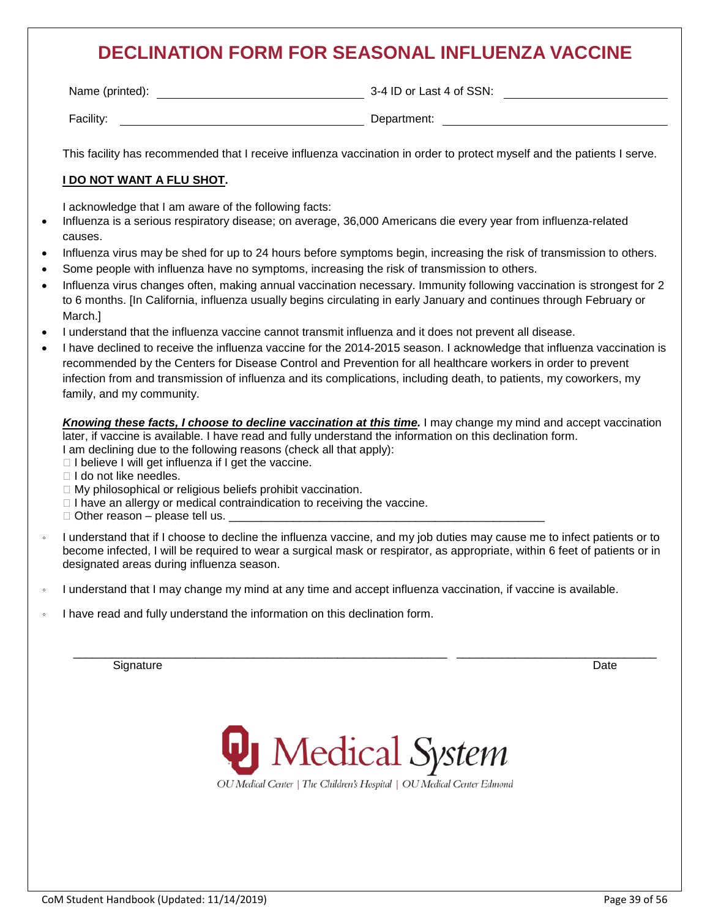# DECLINATION FORM FOR SEASONAL INFLUENZA VACCINE

Name (printed): ______________________ 3-4 ID or Last 4 of SSN: ______________________

Facility: ______________________ Department: ______________________

This facility has recommended that I receive influenza vaccination in order to protect myself and the patients I serve.

**I DO NOT WANT A FLU SHOT.**

I acknowledge that I am aware of the following facts:

- Influenza is a serious respiratory disease; on average, 36,000 Americans die every year from influenza-related causes.
- Influenza virus may be shed for up to 24 hours before symptoms begin, increasing the risk of transmission to others.
- Some people with influenza have no symptoms, increasing the risk of transmission to others.
- Influenza virus changes often, making annual vaccination necessary. Immunity following vaccination is strongest for 2 to 6 months. [In California, influenza usually begins circulating in early January and continues through February or March.]
- I understand that the influenza vaccine cannot transmit influenza and it does not prevent all disease.
- I have declined to receive the influenza vaccine for the 2014-2015 season. I acknowledge that influenza vaccination is recommended by the Centers for Disease Control and Prevention for all healthcare workers in order to prevent infection from and transmission of influenza and its complications, including death, to patients, my coworkers, my family, and my community.

***Knowing these facts, I choose to decline vaccination at this time.*** I may change my mind and accept vaccination later, if vaccine is available. I have read and fully understand the information on this declination form.
I am declining due to the following reasons (check all that apply):

- ☐ I believe I will get influenza if I get the vaccine.
- ☐ I do not like needles.
- ☐ My philosophical or religious beliefs prohibit vaccination.
- ☐ I have an allergy or medical contraindication to receiving the vaccine.
- ☐ Other reason – please tell us. ______________________________________________

- I understand that if I choose to decline the influenza vaccine, and my job duties may cause me to infect patients or to become infected, I will be required to wear a surgical mask or respirator, as appropriate, within 6 feet of patients or in designated areas during influenza season.
- I understand that I may change my mind at any time and accept influenza vaccination, if vaccine is available.
- I have read and fully understand the information on this declination form.

______________________________________________ ______________________________

Signature Date

OU Medical System

OU Medical Center | The Children's Hospital | OU Medical Center Edmond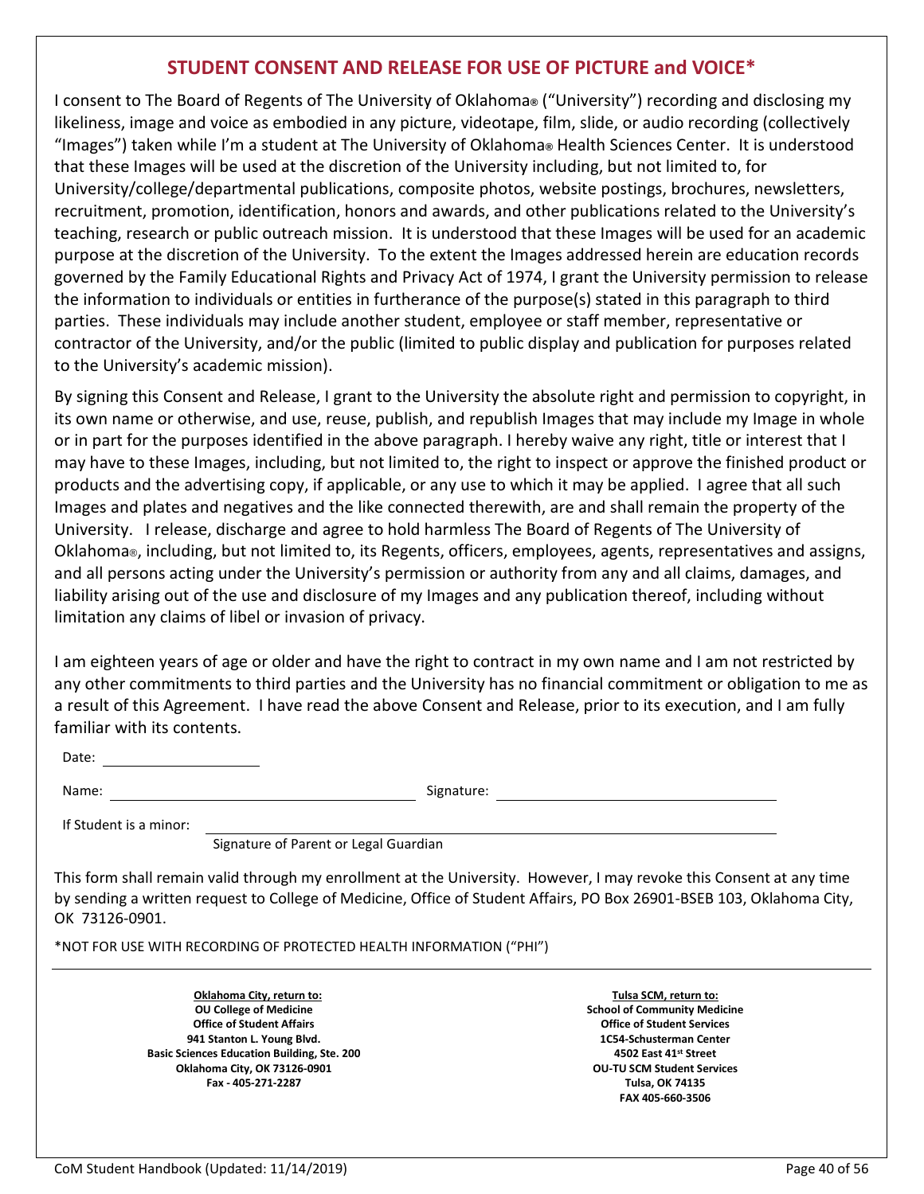## STUDENT CONSENT AND RELEASE FOR USE OF PICTURE and VOICE*

I consent to The Board of Regents of The University of Oklahoma® ("University") recording and disclosing my likeliness, image and voice as embodied in any picture, videotape, film, slide, or audio recording (collectively "Images") taken while I'm a student at The University of Oklahoma® Health Sciences Center. It is understood that these Images will be used at the discretion of the University including, but not limited to, for University/college/departmental publications, composite photos, website postings, brochures, newsletters, recruitment, promotion, identification, honors and awards, and other publications related to the University's teaching, research or public outreach mission. It is understood that these Images will be used for an academic purpose at the discretion of the University. To the extent the Images addressed herein are education records governed by the Family Educational Rights and Privacy Act of 1974, I grant the University permission to release the information to individuals or entities in furtherance of the purpose(s) stated in this paragraph to third parties. These individuals may include another student, employee or staff member, representative or contractor of the University, and/or the public (limited to public display and publication for purposes related to the University's academic mission).

By signing this Consent and Release, I grant to the University the absolute right and permission to copyright, in its own name or otherwise, and use, reuse, publish, and republish Images that may include my Image in whole or in part for the purposes identified in the above paragraph. I hereby waive any right, title or interest that I may have to these Images, including, but not limited to, the right to inspect or approve the finished product or products and the advertising copy, if applicable, or any use to which it may be applied. I agree that all such Images and plates and negatives and the like connected therewith, are and shall remain the property of the University. I release, discharge and agree to hold harmless The Board of Regents of The University of Oklahoma®, including, but not limited to, its Regents, officers, employees, agents, representatives and assigns, and all persons acting under the University's permission or authority from any and all claims, damages, and liability arising out of the use and disclosure of my Images and any publication thereof, including without limitation any claims of libel or invasion of privacy.

I am eighteen years of age or older and have the right to contract in my own name and I am not restricted by any other commitments to third parties and the University has no financial commitment or obligation to me as a result of this Agreement. I have read the above Consent and Release, prior to its execution, and I am fully familiar with its contents.

Date: ____________________

Name: ________________________________________ Signature: ________________________________________

If Student is a minor: ____________________________________________________________
Signature of Parent or Legal Guardian

This form shall remain valid through my enrollment at the University. However, I may revoke this Consent at any time by sending a written request to College of Medicine, Office of Student Affairs, PO Box 26901-BSEB 103, Oklahoma City, OK 73126-0901.

*NOT FOR USE WITH RECORDING OF PROTECTED HEALTH INFORMATION ("PHI")

---

**Oklahoma City, return to:**
**OU College of Medicine**
**Office of Student Affairs**
**941 Stanton L. Young Blvd.**
**Basic Sciences Education Building, Ste. 200**
**Oklahoma City, OK 73126-0901**
**Fax - 405-271-2287**

**Tulsa SCM, return to:**
**School of Community Medicine**
**Office of Student Services**
**1C54-Schusterman Center**
**4502 East 41st Street**
**OU-TU SCM Student Services**
**Tulsa, OK 74135**
**FAX 405-660-3506**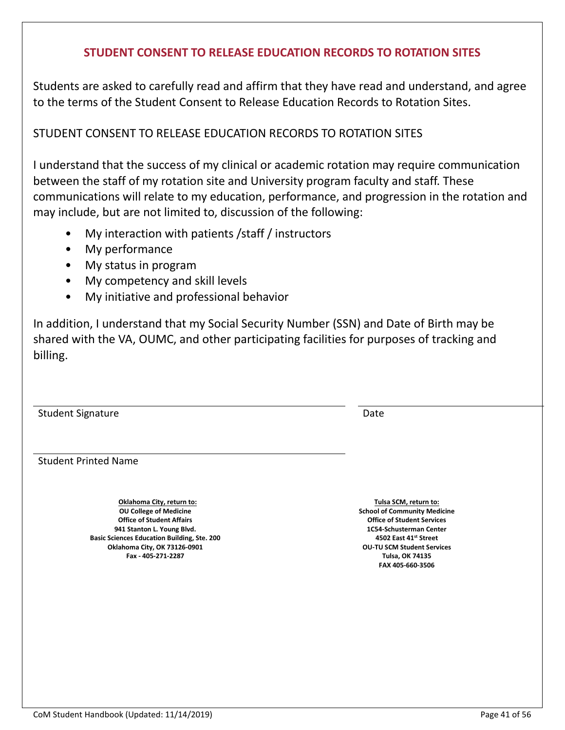## STUDENT CONSENT TO RELEASE EDUCATION RECORDS TO ROTATION SITES

Students are asked to carefully read and affirm that they have read and understand, and agree to the terms of the Student Consent to Release Education Records to Rotation Sites.

STUDENT CONSENT TO RELEASE EDUCATION RECORDS TO ROTATION SITES

I understand that the success of my clinical or academic rotation may require communication between the staff of my rotation site and University program faculty and staff. These communications will relate to my education, performance, and progression in the rotation and may include, but are not limited to, discussion of the following:

- My interaction with patients /staff / instructors
- My performance
- My status in program
- My competency and skill levels
- My initiative and professional behavior

In addition, I understand that my Social Security Number (SSN) and Date of Birth may be shared with the VA, OUMC, and other participating facilities for purposes of tracking and billing.

Student Signature ______________________________ Date ______________________________

Student Printed Name ______________________________

**Oklahoma City, return to:**
**OU College of Medicine**
**Office of Student Affairs**
**941 Stanton L. Young Blvd.**
**Basic Sciences Education Building, Ste. 200**
**Oklahoma City, OK 73126-0901**
**Fax - 405-271-2287**

**Tulsa SCM, return to:**
**School of Community Medicine**
**Office of Student Services**
**1C54-Schusterman Center**
**4502 East 41st Street**
**OU-TU SCM Student Services**
**Tulsa, OK 74135**
**FAX 405-660-3506**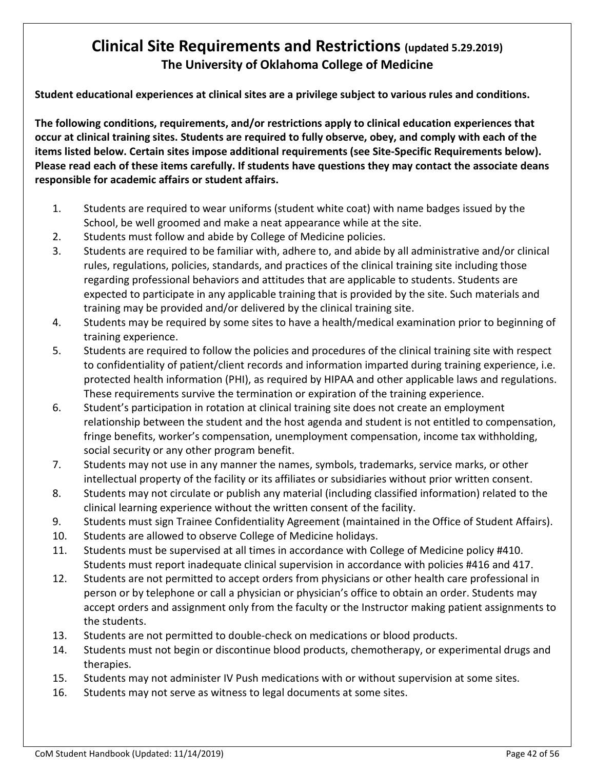# Clinical Site Requirements and Restrictions (updated 5.29.2019)

## The University of Oklahoma College of Medicine

**Student educational experiences at clinical sites are a privilege subject to various rules and conditions.**

**The following conditions, requirements, and/or restrictions apply to clinical education experiences that occur at clinical training sites. Students are required to fully observe, obey, and comply with each of the items listed below. Certain sites impose additional requirements (see Site-Specific Requirements below). Please read each of these items carefully. If students have questions they may contact the associate deans responsible for academic affairs or student affairs.**

1. Students are required to wear uniforms (student white coat) with name badges issued by the School, be well groomed and make a neat appearance while at the site.
2. Students must follow and abide by College of Medicine policies.
3. Students are required to be familiar with, adhere to, and abide by all administrative and/or clinical rules, regulations, policies, standards, and practices of the clinical training site including those regarding professional behaviors and attitudes that are applicable to students. Students are expected to participate in any applicable training that is provided by the site. Such materials and training may be provided and/or delivered by the clinical training site.
4. Students may be required by some sites to have a health/medical examination prior to beginning of training experience.
5. Students are required to follow the policies and procedures of the clinical training site with respect to confidentiality of patient/client records and information imparted during training experience, i.e. protected health information (PHI), as required by HIPAA and other applicable laws and regulations. These requirements survive the termination or expiration of the training experience.
6. Student's participation in rotation at clinical training site does not create an employment relationship between the student and the host agenda and student is not entitled to compensation, fringe benefits, worker's compensation, unemployment compensation, income tax withholding, social security or any other program benefit.
7. Students may not use in any manner the names, symbols, trademarks, service marks, or other intellectual property of the facility or its affiliates or subsidiaries without prior written consent.
8. Students may not circulate or publish any material (including classified information) related to the clinical learning experience without the written consent of the facility.
9. Students must sign Trainee Confidentiality Agreement (maintained in the Office of Student Affairs).
10. Students are allowed to observe College of Medicine holidays.
11. Students must be supervised at all times in accordance with College of Medicine policy #410. Students must report inadequate clinical supervision in accordance with policies #416 and 417.
12. Students are not permitted to accept orders from physicians or other health care professional in person or by telephone or call a physician or physician's office to obtain an order. Students may accept orders and assignment only from the faculty or the Instructor making patient assignments to the students.
13. Students are not permitted to double-check on medications or blood products.
14. Students must not begin or discontinue blood products, chemotherapy, or experimental drugs and therapies.
15. Students may not administer IV Push medications with or without supervision at some sites.
16. Students may not serve as witness to legal documents at some sites.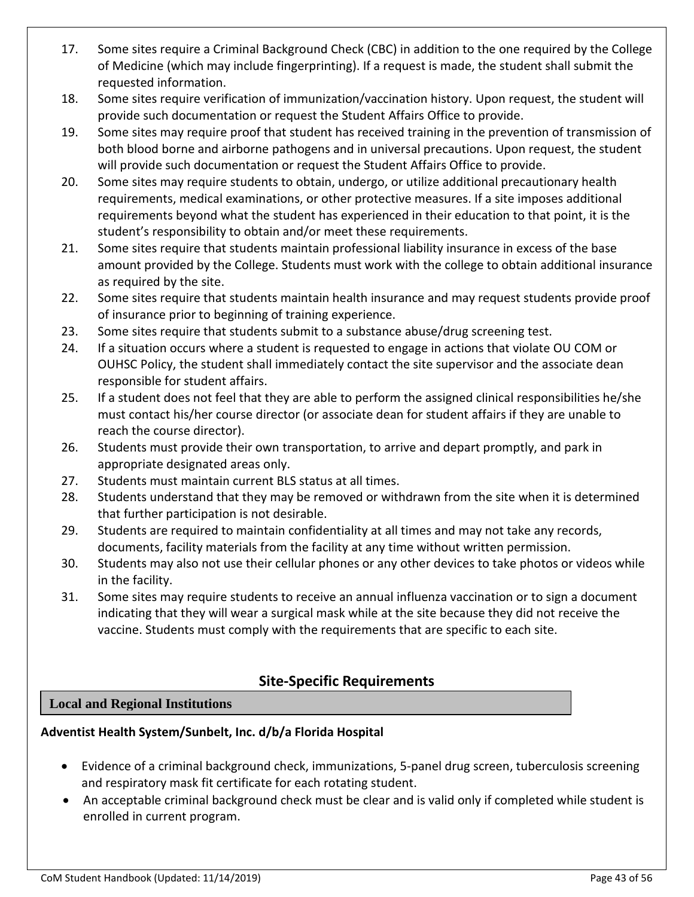17. Some sites require a Criminal Background Check (CBC) in addition to the one required by the College of Medicine (which may include fingerprinting). If a request is made, the student shall submit the requested information.
18. Some sites require verification of immunization/vaccination history. Upon request, the student will provide such documentation or request the Student Affairs Office to provide.
19. Some sites may require proof that student has received training in the prevention of transmission of both blood borne and airborne pathogens and in universal precautions. Upon request, the student will provide such documentation or request the Student Affairs Office to provide.
20. Some sites may require students to obtain, undergo, or utilize additional precautionary health requirements, medical examinations, or other protective measures. If a site imposes additional requirements beyond what the student has experienced in their education to that point, it is the student's responsibility to obtain and/or meet these requirements.
21. Some sites require that students maintain professional liability insurance in excess of the base amount provided by the College. Students must work with the college to obtain additional insurance as required by the site.
22. Some sites require that students maintain health insurance and may request students provide proof of insurance prior to beginning of training experience.
23. Some sites require that students submit to a substance abuse/drug screening test.
24. If a situation occurs where a student is requested to engage in actions that violate OU COM or OUHSC Policy, the student shall immediately contact the site supervisor and the associate dean responsible for student affairs.
25. If a student does not feel that they are able to perform the assigned clinical responsibilities he/she must contact his/her course director (or associate dean for student affairs if they are unable to reach the course director).
26. Students must provide their own transportation, to arrive and depart promptly, and park in appropriate designated areas only.
27. Students must maintain current BLS status at all times.
28. Students understand that they may be removed or withdrawn from the site when it is determined that further participation is not desirable.
29. Students are required to maintain confidentiality at all times and may not take any records, documents, facility materials from the facility at any time without written permission.
30. Students may also not use their cellular phones or any other devices to take photos or videos while in the facility.
31. Some sites may require students to receive an annual influenza vaccination or to sign a document indicating that they will wear a surgical mask while at the site because they did not receive the vaccine. Students must comply with the requirements that are specific to each site.

## Site-Specific Requirements

### Local and Regional Institutions

**Adventist Health System/Sunbelt, Inc. d/b/a Florida Hospital**

- Evidence of a criminal background check, immunizations, 5-panel drug screen, tuberculosis screening and respiratory mask fit certificate for each rotating student.
- An acceptable criminal background check must be clear and is valid only if completed while student is enrolled in current program.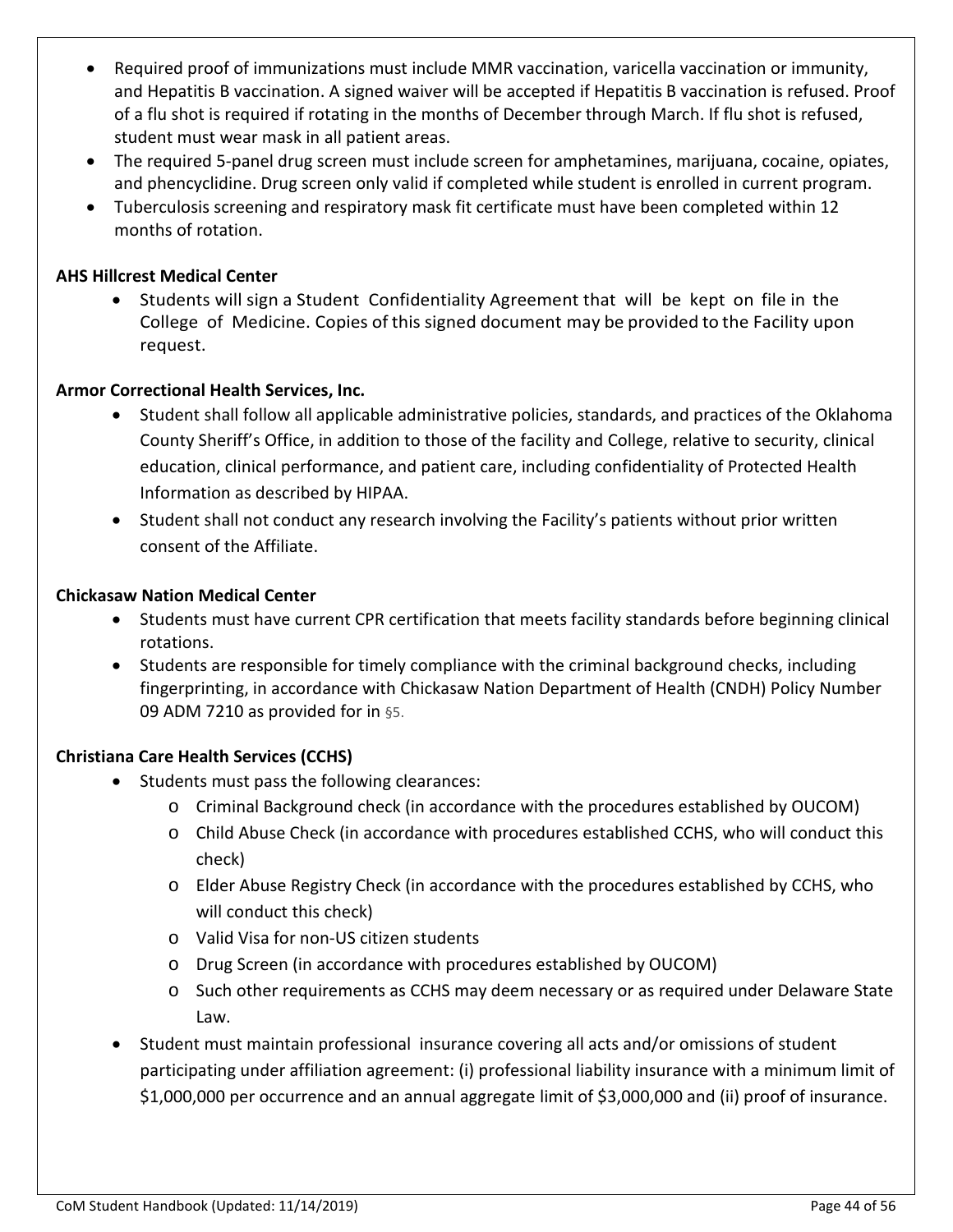- Required proof of immunizations must include MMR vaccination, varicella vaccination or immunity, and Hepatitis B vaccination. A signed waiver will be accepted if Hepatitis B vaccination is refused. Proof of a flu shot is required if rotating in the months of December through March. If flu shot is refused, student must wear mask in all patient areas.
- The required 5-panel drug screen must include screen for amphetamines, marijuana, cocaine, opiates, and phencyclidine. Drug screen only valid if completed while student is enrolled in current program.
- Tuberculosis screening and respiratory mask fit certificate must have been completed within 12 months of rotation.

**AHS Hillcrest Medical Center**

- Students will sign a Student Confidentiality Agreement that will be kept on file in the College of Medicine. Copies of this signed document may be provided to the Facility upon request.

**Armor Correctional Health Services, Inc.**

- Student shall follow all applicable administrative policies, standards, and practices of the Oklahoma County Sheriff's Office, in addition to those of the facility and College, relative to security, clinical education, clinical performance, and patient care, including confidentiality of Protected Health Information as described by HIPAA.
- Student shall not conduct any research involving the Facility's patients without prior written consent of the Affiliate.

**Chickasaw Nation Medical Center**

- Students must have current CPR certification that meets facility standards before beginning clinical rotations.
- Students are responsible for timely compliance with the criminal background checks, including fingerprinting, in accordance with Chickasaw Nation Department of Health (CNDH) Policy Number 09 ADM 7210 as provided for in §5.

**Christiana Care Health Services (CCHS)**

- Students must pass the following clearances:
  - Criminal Background check (in accordance with the procedures established by OUCOM)
  - Child Abuse Check (in accordance with procedures established CCHS, who will conduct this check)
  - Elder Abuse Registry Check (in accordance with the procedures established by CCHS, who will conduct this check)
  - Valid Visa for non-US citizen students
  - Drug Screen (in accordance with procedures established by OUCOM)
  - Such other requirements as CCHS may deem necessary or as required under Delaware State Law.
- Student must maintain professional insurance covering all acts and/or omissions of student participating under affiliation agreement: (i) professional liability insurance with a minimum limit of $1,000,000 per occurrence and an annual aggregate limit of $3,000,000 and (ii) proof of insurance.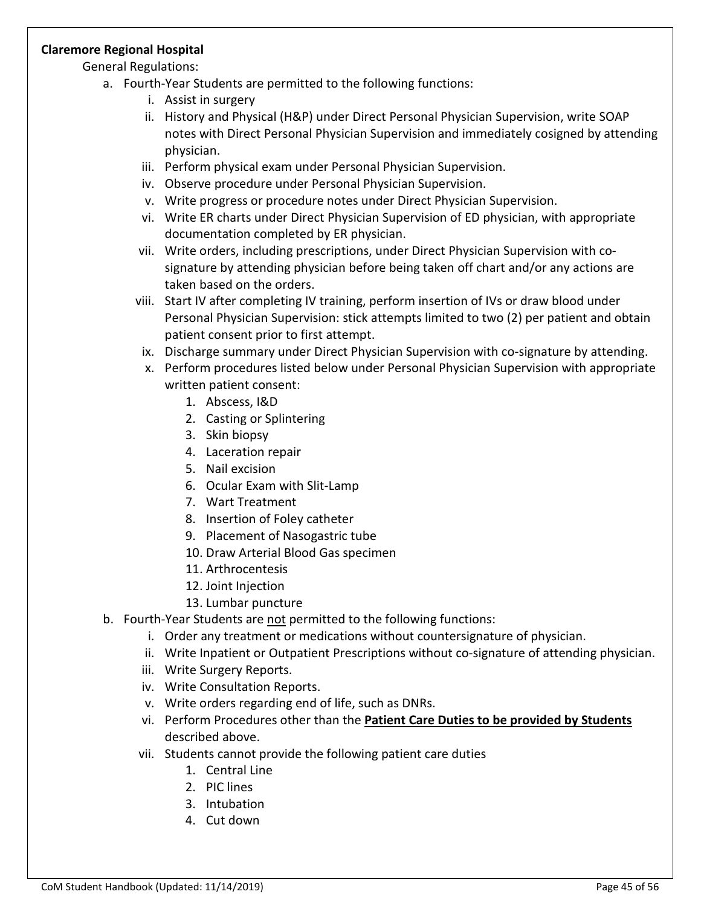**Claremore Regional Hospital**

General Regulations:

a. Fourth-Year Students are permitted to the following functions:
   i. Assist in surgery
   ii. History and Physical (H&P) under Direct Personal Physician Supervision, write SOAP notes with Direct Personal Physician Supervision and immediately cosigned by attending physician.
   iii. Perform physical exam under Personal Physician Supervision.
   iv. Observe procedure under Personal Physician Supervision.
   v. Write progress or procedure notes under Direct Physician Supervision.
   vi. Write ER charts under Direct Physician Supervision of ED physician, with appropriate documentation completed by ER physician.
   vii. Write orders, including prescriptions, under Direct Physician Supervision with co-signature by attending physician before being taken off chart and/or any actions are taken based on the orders.
   viii. Start IV after completing IV training, perform insertion of IVs or draw blood under Personal Physician Supervision: stick attempts limited to two (2) per patient and obtain patient consent prior to first attempt.
   ix. Discharge summary under Direct Physician Supervision with co-signature by attending.
   x. Perform procedures listed below under Personal Physician Supervision with appropriate written patient consent:
      1. Abscess, I&D
      2. Casting or Splintering
      3. Skin biopsy
      4. Laceration repair
      5. Nail excision
      6. Ocular Exam with Slit-Lamp
      7. Wart Treatment
      8. Insertion of Foley catheter
      9. Placement of Nasogastric tube
      10. Draw Arterial Blood Gas specimen
      11. Arthrocentesis
      12. Joint Injection
      13. Lumbar puncture

b. Fourth-Year Students are <u>not</u> permitted to the following functions:
   i. Order any treatment or medications without countersignature of physician.
   ii. Write Inpatient or Outpatient Prescriptions without co-signature of attending physician.
   iii. Write Surgery Reports.
   iv. Write Consultation Reports.
   v. Write orders regarding end of life, such as DNRs.
   vi. Perform Procedures other than the **<u>Patient Care Duties to be provided by Students</u>** described above.
   vii. Students cannot provide the following patient care duties
      1. Central Line
      2. PIC lines
      3. Intubation
      4. Cut down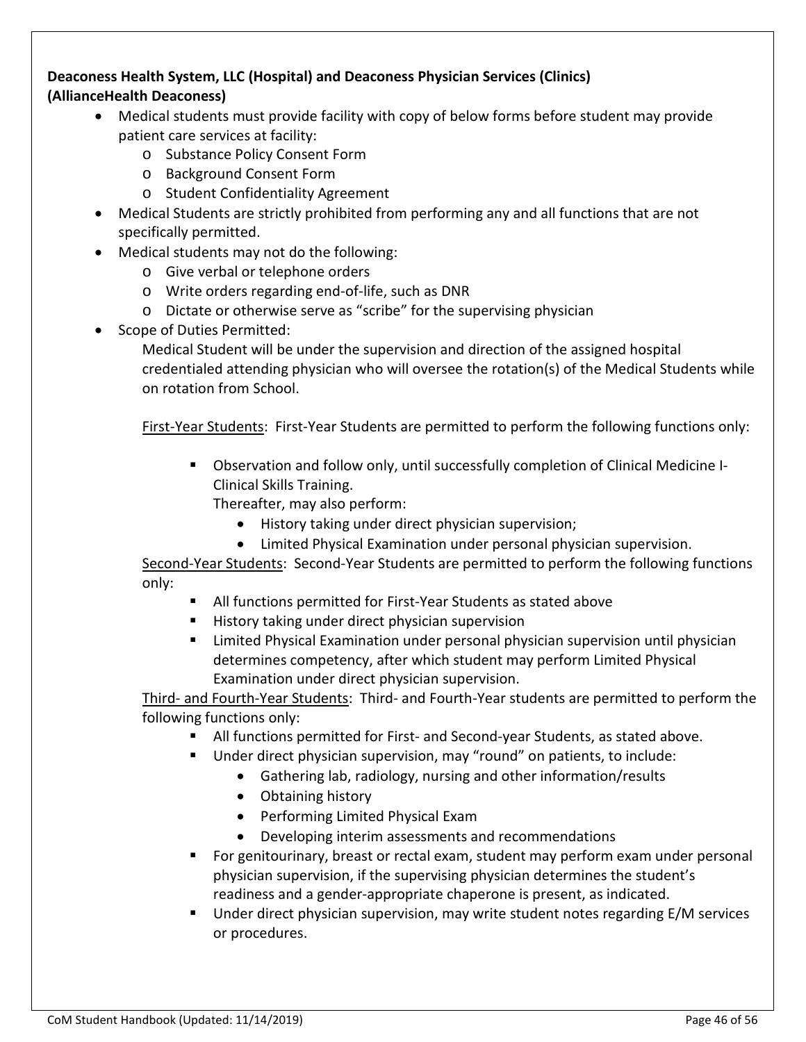**Deaconess Health System, LLC (Hospital) and Deaconess Physician Services (Clinics) (AllianceHealth Deaconess)**

- Medical students must provide facility with copy of below forms before student may provide patient care services at facility:
  - Substance Policy Consent Form
  - Background Consent Form
  - Student Confidentiality Agreement
- Medical Students are strictly prohibited from performing any and all functions that are not specifically permitted.
- Medical students may not do the following:
  - Give verbal or telephone orders
  - Write orders regarding end-of-life, such as DNR
  - Dictate or otherwise serve as "scribe" for the supervising physician
- Scope of Duties Permitted:

  Medical Student will be under the supervision and direction of the assigned hospital credentialed attending physician who will oversee the rotation(s) of the Medical Students while on rotation from School.

  <u>First-Year Students</u>: First-Year Students are permitted to perform the following functions only:

  - Observation and follow only, until successfully completion of Clinical Medicine I-Clinical Skills Training.

    Thereafter, may also perform:
    - History taking under direct physician supervision;
    - Limited Physical Examination under personal physician supervision.

  <u>Second-Year Students</u>: Second-Year Students are permitted to perform the following functions only:

  - All functions permitted for First-Year Students as stated above
  - History taking under direct physician supervision
  - Limited Physical Examination under personal physician supervision until physician determines competency, after which student may perform Limited Physical Examination under direct physician supervision.

  <u>Third- and Fourth-Year Students</u>: Third- and Fourth-Year students are permitted to perform the following functions only:

  - All functions permitted for First- and Second-year Students, as stated above.
  - Under direct physician supervision, may "round" on patients, to include:
    - Gathering lab, radiology, nursing and other information/results
    - Obtaining history
    - Performing Limited Physical Exam
    - Developing interim assessments and recommendations
  - For genitourinary, breast or rectal exam, student may perform exam under personal physician supervision, if the supervising physician determines the student's readiness and a gender-appropriate chaperone is present, as indicated.
  - Under direct physician supervision, may write student notes regarding E/M services or procedures.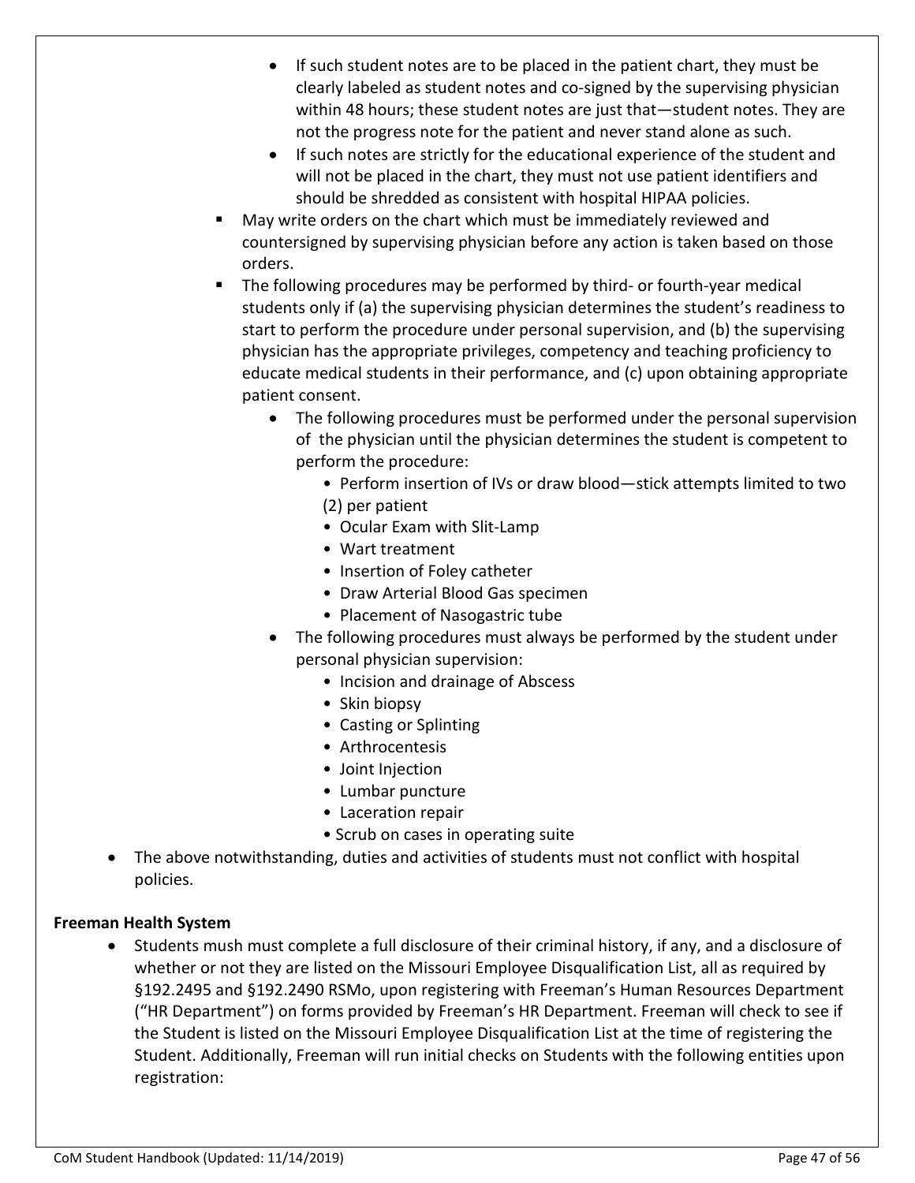- If such student notes are to be placed in the patient chart, they must be clearly labeled as student notes and co-signed by the supervising physician within 48 hours; these student notes are just that—student notes. They are not the progress note for the patient and never stand alone as such.
- If such notes are strictly for the educational experience of the student and will not be placed in the chart, they must not use patient identifiers and should be shredded as consistent with hospital HIPAA policies.

- May write orders on the chart which must be immediately reviewed and countersigned by supervising physician before any action is taken based on those orders.
- The following procedures may be performed by third- or fourth-year medical students only if (a) the supervising physician determines the student's readiness to start to perform the procedure under personal supervision, and (b) the supervising physician has the appropriate privileges, competency and teaching proficiency to educate medical students in their performance, and (c) upon obtaining appropriate patient consent.
  - The following procedures must be performed under the personal supervision of the physician until the physician determines the student is competent to perform the procedure:
    - Perform insertion of IVs or draw blood—stick attempts limited to two (2) per patient
    - Ocular Exam with Slit-Lamp
    - Wart treatment
    - Insertion of Foley catheter
    - Draw Arterial Blood Gas specimen
    - Placement of Nasogastric tube
  - The following procedures must always be performed by the student under personal physician supervision:
    - Incision and drainage of Abscess
    - Skin biopsy
    - Casting or Splinting
    - Arthrocentesis
    - Joint Injection
    - Lumbar puncture
    - Laceration repair
    - Scrub on cases in operating suite

- The above notwithstanding, duties and activities of students must not conflict with hospital policies.

**Freeman Health System**

- Students mush must complete a full disclosure of their criminal history, if any, and a disclosure of whether or not they are listed on the Missouri Employee Disqualification List, all as required by §192.2495 and §192.2490 RSMo, upon registering with Freeman's Human Resources Department ("HR Department") on forms provided by Freeman's HR Department. Freeman will check to see if the Student is listed on the Missouri Employee Disqualification List at the time of registering the Student. Additionally, Freeman will run initial checks on Students with the following entities upon registration: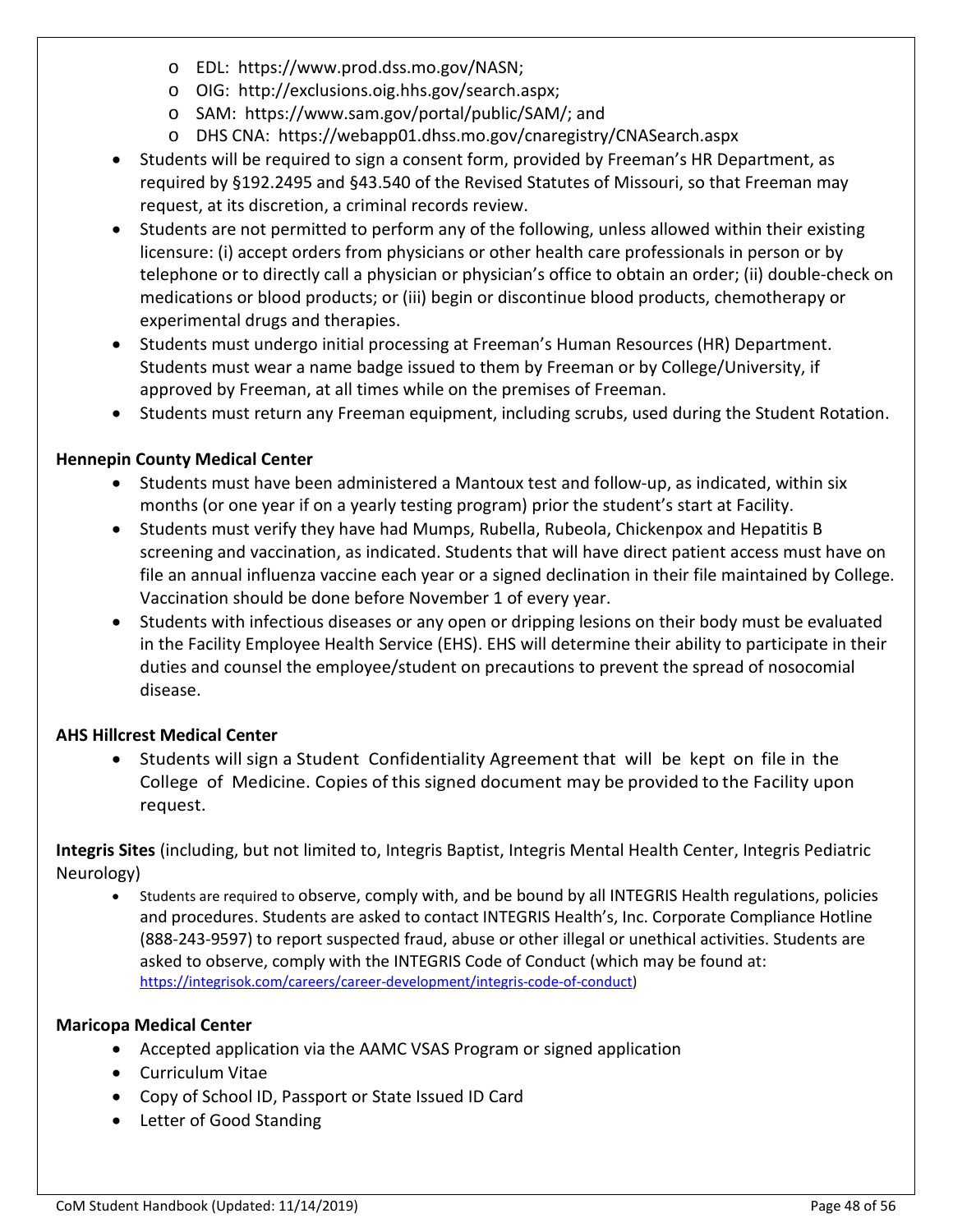- EDL: https://www.prod.dss.mo.gov/NASN;
    - OIG: http://exclusions.oig.hhs.gov/search.aspx;
    - SAM: https://www.sam.gov/portal/public/SAM/; and
    - DHS CNA: https://webapp01.dhss.mo.gov/cnaregistry/CNASearch.aspx
- Students will be required to sign a consent form, provided by Freeman's HR Department, as required by §192.2495 and §43.540 of the Revised Statutes of Missouri, so that Freeman may request, at its discretion, a criminal records review.
- Students are not permitted to perform any of the following, unless allowed within their existing licensure: (i) accept orders from physicians or other health care professionals in person or by telephone or to directly call a physician or physician's office to obtain an order; (ii) double-check on medications or blood products; or (iii) begin or discontinue blood products, chemotherapy or experimental drugs and therapies.
- Students must undergo initial processing at Freeman's Human Resources (HR) Department. Students must wear a name badge issued to them by Freeman or by College/University, if approved by Freeman, at all times while on the premises of Freeman.
- Students must return any Freeman equipment, including scrubs, used during the Student Rotation.

**Hennepin County Medical Center**

- Students must have been administered a Mantoux test and follow-up, as indicated, within six months (or one year if on a yearly testing program) prior the student's start at Facility.
- Students must verify they have had Mumps, Rubella, Rubeola, Chickenpox and Hepatitis B screening and vaccination, as indicated. Students that will have direct patient access must have on file an annual influenza vaccine each year or a signed declination in their file maintained by College. Vaccination should be done before November 1 of every year.
- Students with infectious diseases or any open or dripping lesions on their body must be evaluated in the Facility Employee Health Service (EHS). EHS will determine their ability to participate in their duties and counsel the employee/student on precautions to prevent the spread of nosocomial disease.

**AHS Hillcrest Medical Center**

- Students will sign a Student Confidentiality Agreement that will be kept on file in the College of Medicine. Copies of this signed document may be provided to the Facility upon request.

**Integris Sites** (including, but not limited to, Integris Baptist, Integris Mental Health Center, Integris Pediatric Neurology)

- Students are required to observe, comply with, and be bound by all INTEGRIS Health regulations, policies and procedures. Students are asked to contact INTEGRIS Health's, Inc. Corporate Compliance Hotline (888-243-9597) to report suspected fraud, abuse or other illegal or unethical activities. Students are asked to observe, comply with the INTEGRIS Code of Conduct (which may be found at: https://integrisok.com/careers/career-development/integris-code-of-conduct)

**Maricopa Medical Center**

- Accepted application via the AAMC VSAS Program or signed application
- Curriculum Vitae
- Copy of School ID, Passport or State Issued ID Card
- Letter of Good Standing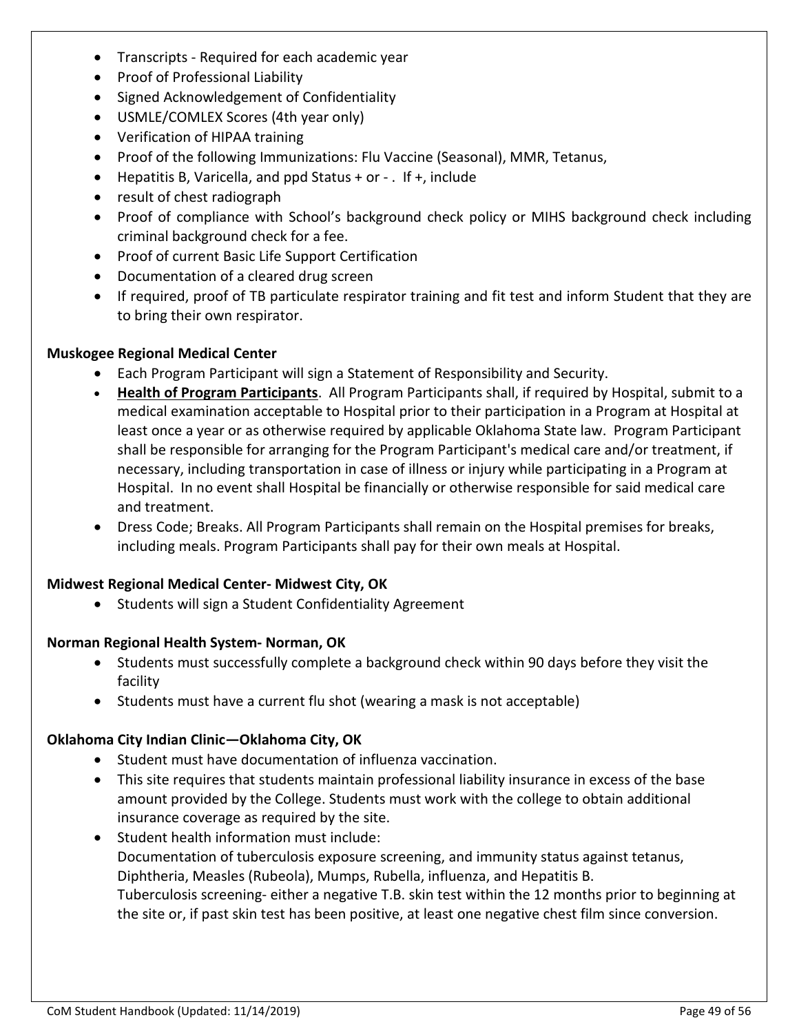- Transcripts - Required for each academic year
- Proof of Professional Liability
- Signed Acknowledgement of Confidentiality
- USMLE/COMLEX Scores (4th year only)
- Verification of HIPAA training
- Proof of the following Immunizations: Flu Vaccine (Seasonal), MMR, Tetanus,
- Hepatitis B, Varicella, and ppd Status + or - .  If +, include
- result of chest radiograph
- Proof of compliance with School's background check policy or MIHS background check including criminal background check for a fee.
- Proof of current Basic Life Support Certification
- Documentation of a cleared drug screen
- If required, proof of TB particulate respirator training and fit test and inform Student that they are to bring their own respirator.

**Muskogee Regional Medical Center**

- Each Program Participant will sign a Statement of Responsibility and Security.
- **Health of Program Participants**. All Program Participants shall, if required by Hospital, submit to a medical examination acceptable to Hospital prior to their participation in a Program at Hospital at least once a year or as otherwise required by applicable Oklahoma State law. Program Participant shall be responsible for arranging for the Program Participant's medical care and/or treatment, if necessary, including transportation in case of illness or injury while participating in a Program at Hospital. In no event shall Hospital be financially or otherwise responsible for said medical care and treatment.
- Dress Code; Breaks. All Program Participants shall remain on the Hospital premises for breaks, including meals. Program Participants shall pay for their own meals at Hospital.

**Midwest Regional Medical Center- Midwest City, OK**

- Students will sign a Student Confidentiality Agreement

**Norman Regional Health System- Norman, OK**

- Students must successfully complete a background check within 90 days before they visit the facility
- Students must have a current flu shot (wearing a mask is not acceptable)

**Oklahoma City Indian Clinic—Oklahoma City, OK**

- Student must have documentation of influenza vaccination.
- This site requires that students maintain professional liability insurance in excess of the base amount provided by the College. Students must work with the college to obtain additional insurance coverage as required by the site.
- Student health information must include:
  Documentation of tuberculosis exposure screening, and immunity status against tetanus, Diphtheria, Measles (Rubeola), Mumps, Rubella, influenza, and Hepatitis B.
  Tuberculosis screening- either a negative T.B. skin test within the 12 months prior to beginning at the site or, if past skin test has been positive, at least one negative chest film since conversion.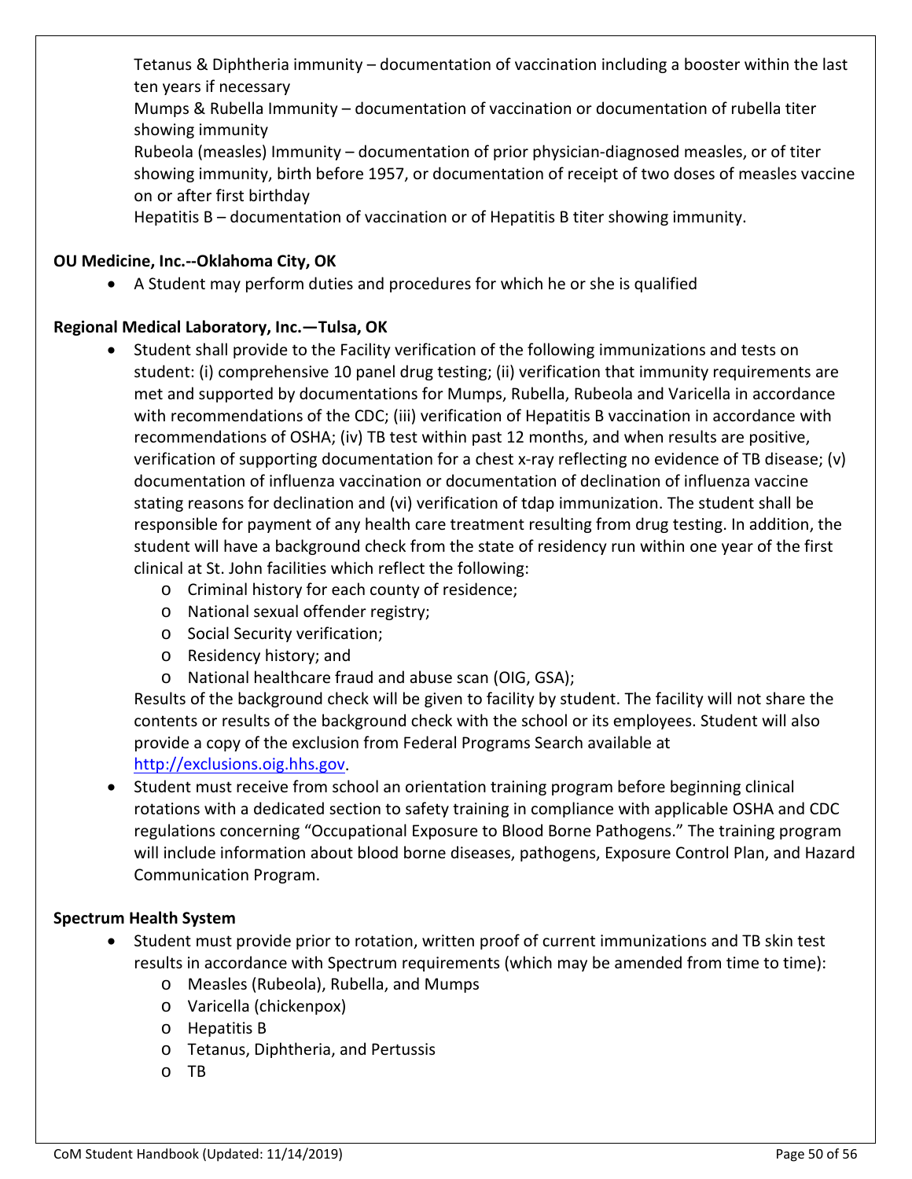Tetanus & Diphtheria immunity – documentation of vaccination including a booster within the last ten years if necessary
Mumps & Rubella Immunity – documentation of vaccination or documentation of rubella titer showing immunity
Rubeola (measles) Immunity – documentation of prior physician-diagnosed measles, or of titer showing immunity, birth before 1957, or documentation of receipt of two doses of measles vaccine on or after first birthday
Hepatitis B – documentation of vaccination or of Hepatitis B titer showing immunity.

**OU Medicine, Inc.--Oklahoma City, OK**

- A Student may perform duties and procedures for which he or she is qualified

**Regional Medical Laboratory, Inc.—Tulsa, OK**

- Student shall provide to the Facility verification of the following immunizations and tests on student: (i) comprehensive 10 panel drug testing; (ii) verification that immunity requirements are met and supported by documentations for Mumps, Rubella, Rubeola and Varicella in accordance with recommendations of the CDC; (iii) verification of Hepatitis B vaccination in accordance with recommendations of OSHA; (iv) TB test within past 12 months, and when results are positive, verification of supporting documentation for a chest x-ray reflecting no evidence of TB disease; (v) documentation of influenza vaccination or documentation of declination of influenza vaccine stating reasons for declination and (vi) verification of tdap immunization. The student shall be responsible for payment of any health care treatment resulting from drug testing. In addition, the student will have a background check from the state of residency run within one year of the first clinical at St. John facilities which reflect the following:
    - Criminal history for each county of residence;
    - National sexual offender registry;
    - Social Security verification;
    - Residency history; and
    - National healthcare fraud and abuse scan (OIG, GSA);

  Results of the background check will be given to facility by student. The facility will not share the contents or results of the background check with the school or its employees. Student will also provide a copy of the exclusion from Federal Programs Search available at http://exclusions.oig.hhs.gov.
- Student must receive from school an orientation training program before beginning clinical rotations with a dedicated section to safety training in compliance with applicable OSHA and CDC regulations concerning "Occupational Exposure to Blood Borne Pathogens." The training program will include information about blood borne diseases, pathogens, Exposure Control Plan, and Hazard Communication Program.

**Spectrum Health System**

- Student must provide prior to rotation, written proof of current immunizations and TB skin test results in accordance with Spectrum requirements (which may be amended from time to time):
    - Measles (Rubeola), Rubella, and Mumps
    - Varicella (chickenpox)
    - Hepatitis B
    - Tetanus, Diphtheria, and Pertussis
    - TB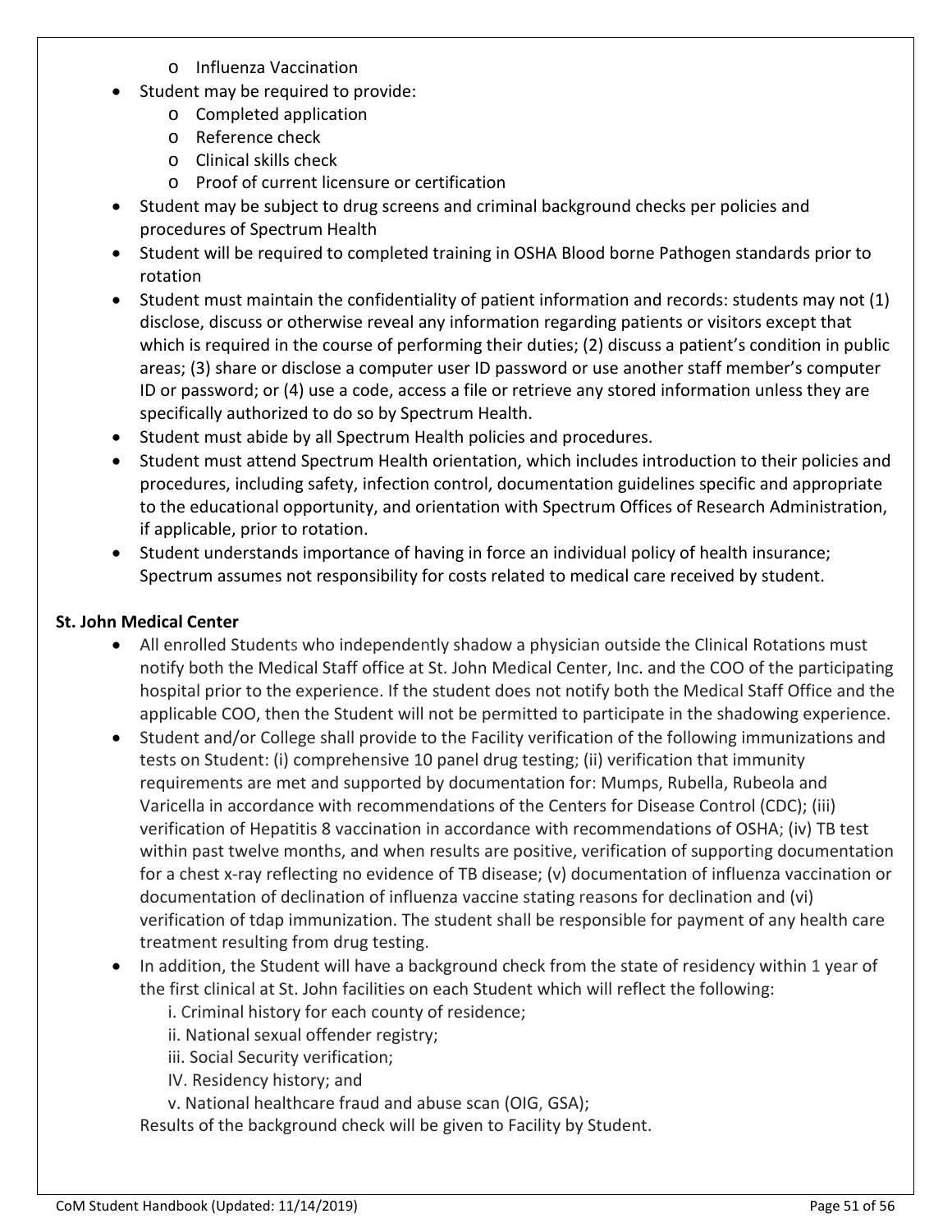- Influenza Vaccination
- Student may be required to provide:
  - Completed application
  - Reference check
  - Clinical skills check
  - Proof of current licensure or certification
- Student may be subject to drug screens and criminal background checks per policies and procedures of Spectrum Health
- Student will be required to completed training in OSHA Blood borne Pathogen standards prior to rotation
- Student must maintain the confidentiality of patient information and records: students may not (1) disclose, discuss or otherwise reveal any information regarding patients or visitors except that which is required in the course of performing their duties; (2) discuss a patient's condition in public areas; (3) share or disclose a computer user ID password or use another staff member's computer ID or password; or (4) use a code, access a file or retrieve any stored information unless they are specifically authorized to do so by Spectrum Health.
- Student must abide by all Spectrum Health policies and procedures.
- Student must attend Spectrum Health orientation, which includes introduction to their policies and procedures, including safety, infection control, documentation guidelines specific and appropriate to the educational opportunity, and orientation with Spectrum Offices of Research Administration, if applicable, prior to rotation.
- Student understands importance of having in force an individual policy of health insurance; Spectrum assumes not responsibility for costs related to medical care received by student.

**St. John Medical Center**

- All enrolled Students who independently shadow a physician outside the Clinical Rotations must notify both the Medical Staff office at St. John Medical Center, Inc. and the COO of the participating hospital prior to the experience. If the student does not notify both the Medical Staff Office and the applicable COO, then the Student will not be permitted to participate in the shadowing experience.
- Student and/or College shall provide to the Facility verification of the following immunizations and tests on Student: (i) comprehensive 10 panel drug testing; (ii) verification that immunity requirements are met and supported by documentation for: Mumps, Rubella, Rubeola and Varicella in accordance with recommendations of the Centers for Disease Control (CDC); (iii) verification of Hepatitis 8 vaccination in accordance with recommendations of OSHA; (iv) TB test within past twelve months, and when results are positive, verification of supporting documentation for a chest x-ray reflecting no evidence of TB disease; (v) documentation of influenza vaccination or documentation of declination of influenza vaccine stating reasons for declination and (vi) verification of tdap immunization. The student shall be responsible for payment of any health care treatment resulting from drug testing.
- In addition, the Student will have a background check from the state of residency within 1 year of the first clinical at St. John facilities on each Student which will reflect the following:

  i. Criminal history for each county of residence;

  ii. National sexual offender registry;

  iii. Social Security verification;

  IV. Residency history; and

  v. National healthcare fraud and abuse scan (OIG, GSA);

  Results of the background check will be given to Facility by Student.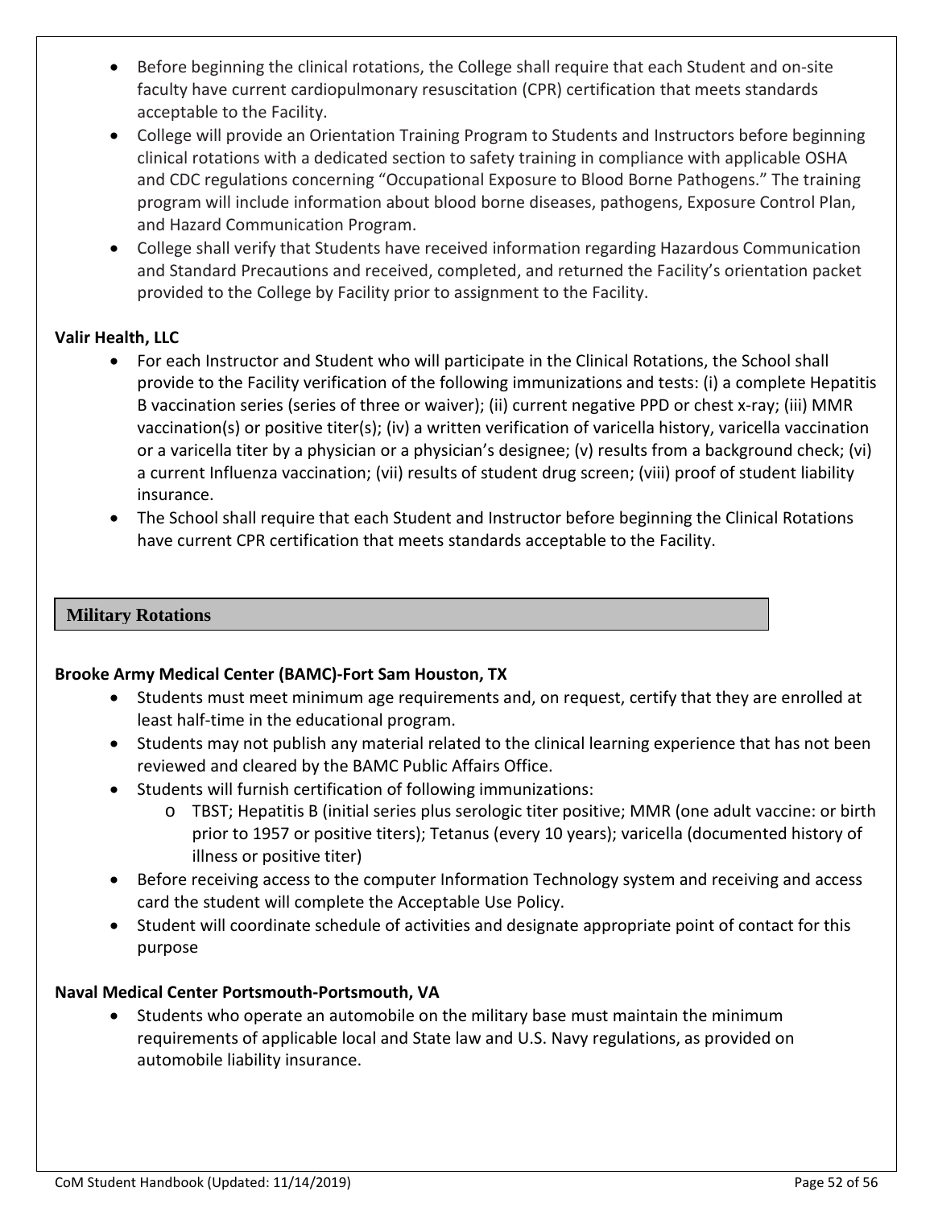- Before beginning the clinical rotations, the College shall require that each Student and on-site faculty have current cardiopulmonary resuscitation (CPR) certification that meets standards acceptable to the Facility.
- College will provide an Orientation Training Program to Students and Instructors before beginning clinical rotations with a dedicated section to safety training in compliance with applicable OSHA and CDC regulations concerning "Occupational Exposure to Blood Borne Pathogens." The training program will include information about blood borne diseases, pathogens, Exposure Control Plan, and Hazard Communication Program.
- College shall verify that Students have received information regarding Hazardous Communication and Standard Precautions and received, completed, and returned the Facility's orientation packet provided to the College by Facility prior to assignment to the Facility.

**Valir Health, LLC**

- For each Instructor and Student who will participate in the Clinical Rotations, the School shall provide to the Facility verification of the following immunizations and tests: (i) a complete Hepatitis B vaccination series (series of three or waiver); (ii) current negative PPD or chest x-ray; (iii) MMR vaccination(s) or positive titer(s); (iv) a written verification of varicella history, varicella vaccination or a varicella titer by a physician or a physician's designee; (v) results from a background check; (vi) a current Influenza vaccination; (vii) results of student drug screen; (viii) proof of student liability insurance.
- The School shall require that each Student and Instructor before beginning the Clinical Rotations have current CPR certification that meets standards acceptable to the Facility.

## Military Rotations

**Brooke Army Medical Center (BAMC)-Fort Sam Houston, TX**

- Students must meet minimum age requirements and, on request, certify that they are enrolled at least half-time in the educational program.
- Students may not publish any material related to the clinical learning experience that has not been reviewed and cleared by the BAMC Public Affairs Office.
- Students will furnish certification of following immunizations:
  - TBST; Hepatitis B (initial series plus serologic titer positive; MMR (one adult vaccine: or birth prior to 1957 or positive titers); Tetanus (every 10 years); varicella (documented history of illness or positive titer)
- Before receiving access to the computer Information Technology system and receiving and access card the student will complete the Acceptable Use Policy.
- Student will coordinate schedule of activities and designate appropriate point of contact for this purpose

**Naval Medical Center Portsmouth-Portsmouth, VA**

- Students who operate an automobile on the military base must maintain the minimum requirements of applicable local and State law and U.S. Navy regulations, as provided on automobile liability insurance.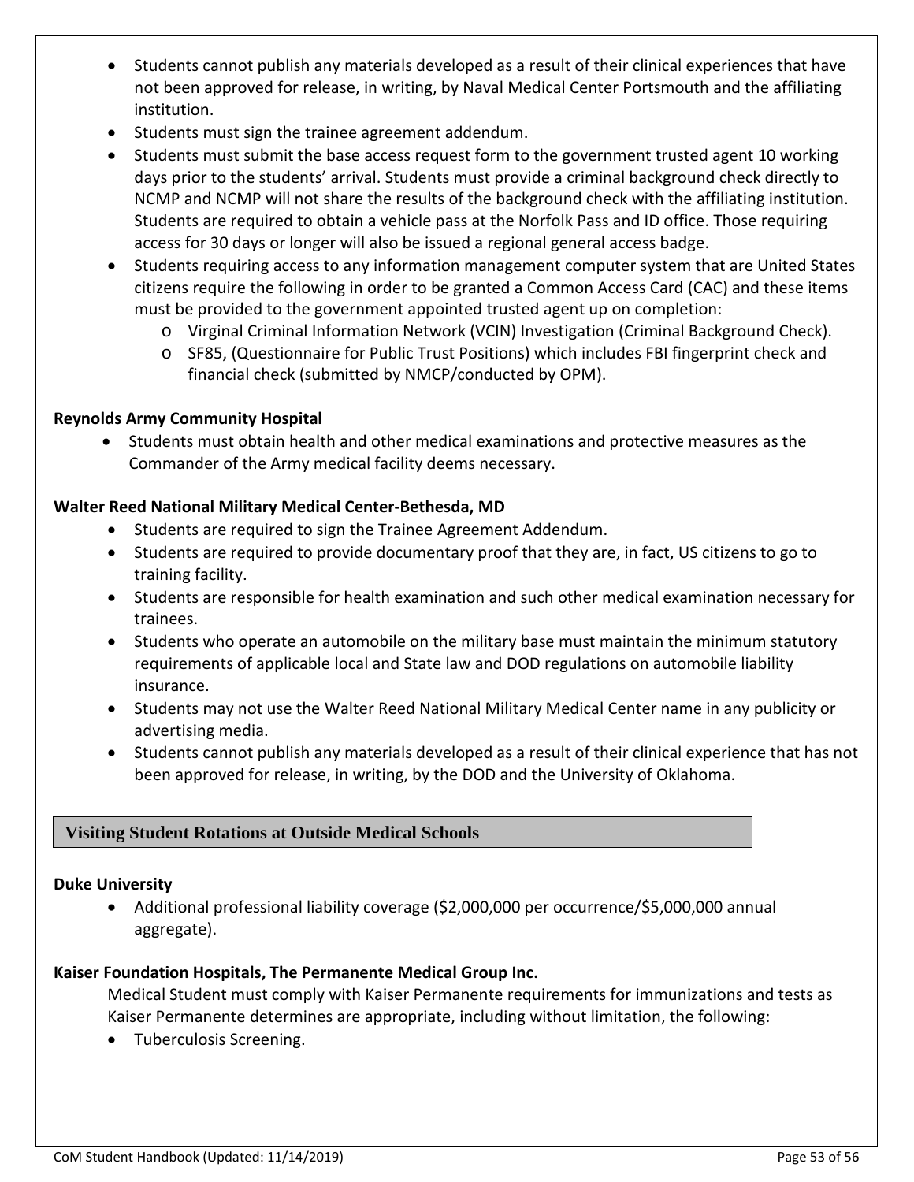- Students cannot publish any materials developed as a result of their clinical experiences that have not been approved for release, in writing, by Naval Medical Center Portsmouth and the affiliating institution.
- Students must sign the trainee agreement addendum.
- Students must submit the base access request form to the government trusted agent 10 working days prior to the students' arrival. Students must provide a criminal background check directly to NCMP and NCMP will not share the results of the background check with the affiliating institution. Students are required to obtain a vehicle pass at the Norfolk Pass and ID office. Those requiring access for 30 days or longer will also be issued a regional general access badge.
- Students requiring access to any information management computer system that are United States citizens require the following in order to be granted a Common Access Card (CAC) and these items must be provided to the government appointed trusted agent up on completion:
  - Virginal Criminal Information Network (VCIN) Investigation (Criminal Background Check).
  - SF85, (Questionnaire for Public Trust Positions) which includes FBI fingerprint check and financial check (submitted by NMCP/conducted by OPM).

**Reynolds Army Community Hospital**

- Students must obtain health and other medical examinations and protective measures as the Commander of the Army medical facility deems necessary.

**Walter Reed National Military Medical Center-Bethesda, MD**

- Students are required to sign the Trainee Agreement Addendum.
- Students are required to provide documentary proof that they are, in fact, US citizens to go to training facility.
- Students are responsible for health examination and such other medical examination necessary for trainees.
- Students who operate an automobile on the military base must maintain the minimum statutory requirements of applicable local and State law and DOD regulations on automobile liability insurance.
- Students may not use the Walter Reed National Military Medical Center name in any publicity or advertising media.
- Students cannot publish any materials developed as a result of their clinical experience that has not been approved for release, in writing, by the DOD and the University of Oklahoma.

## Visiting Student Rotations at Outside Medical Schools

**Duke University**

- Additional professional liability coverage ($2,000,000 per occurrence/$5,000,000 annual aggregate).

**Kaiser Foundation Hospitals, The Permanente Medical Group Inc.**

Medical Student must comply with Kaiser Permanente requirements for immunizations and tests as Kaiser Permanente determines are appropriate, including without limitation, the following:

- Tuberculosis Screening.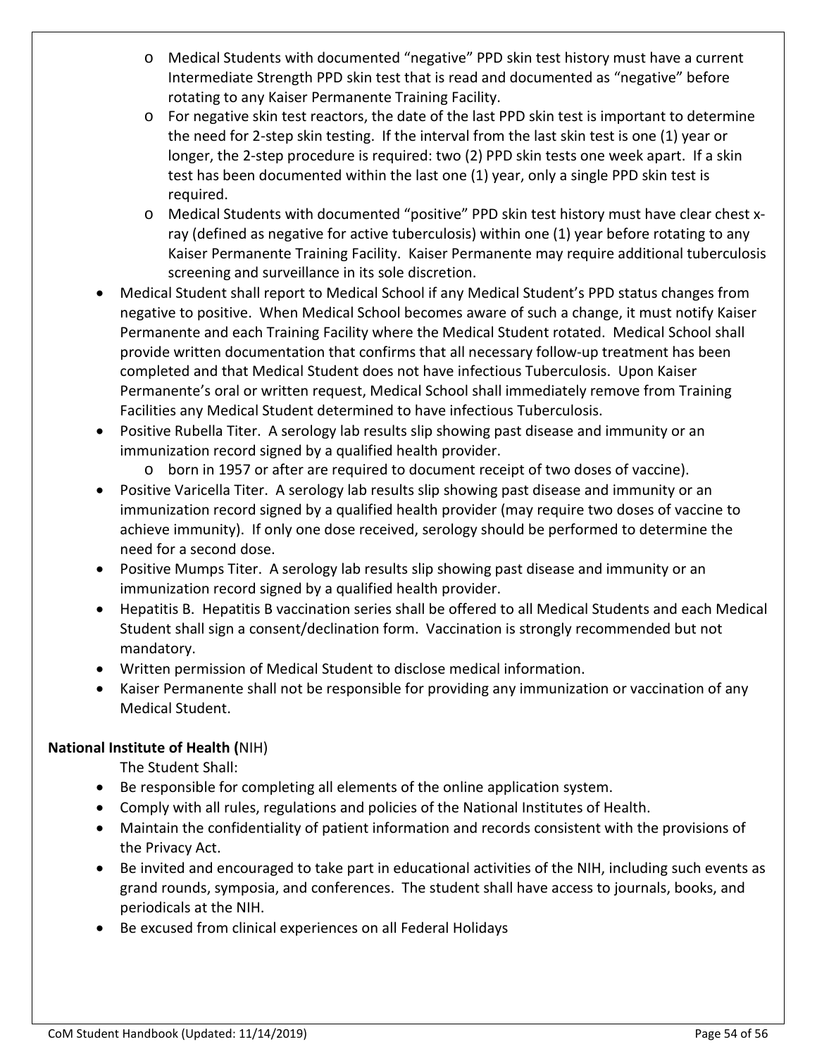- Medical Students with documented "negative" PPD skin test history must have a current Intermediate Strength PPD skin test that is read and documented as "negative" before rotating to any Kaiser Permanente Training Facility.
  - For negative skin test reactors, the date of the last PPD skin test is important to determine the need for 2-step skin testing. If the interval from the last skin test is one (1) year or longer, the 2-step procedure is required: two (2) PPD skin tests one week apart. If a skin test has been documented within the last one (1) year, only a single PPD skin test is required.
  - Medical Students with documented "positive" PPD skin test history must have clear chest x-ray (defined as negative for active tuberculosis) within one (1) year before rotating to any Kaiser Permanente Training Facility. Kaiser Permanente may require additional tuberculosis screening and surveillance in its sole discretion.
- Medical Student shall report to Medical School if any Medical Student's PPD status changes from negative to positive. When Medical School becomes aware of such a change, it must notify Kaiser Permanente and each Training Facility where the Medical Student rotated. Medical School shall provide written documentation that confirms that all necessary follow-up treatment has been completed and that Medical Student does not have infectious Tuberculosis. Upon Kaiser Permanente's oral or written request, Medical School shall immediately remove from Training Facilities any Medical Student determined to have infectious Tuberculosis.
- Positive Rubella Titer. A serology lab results slip showing past disease and immunity or an immunization record signed by a qualified health provider.
  - born in 1957 or after are required to document receipt of two doses of vaccine).
- Positive Varicella Titer. A serology lab results slip showing past disease and immunity or an immunization record signed by a qualified health provider (may require two doses of vaccine to achieve immunity). If only one dose received, serology should be performed to determine the need for a second dose.
- Positive Mumps Titer. A serology lab results slip showing past disease and immunity or an immunization record signed by a qualified health provider.
- Hepatitis B. Hepatitis B vaccination series shall be offered to all Medical Students and each Medical Student shall sign a consent/declination form. Vaccination is strongly recommended but not mandatory.
- Written permission of Medical Student to disclose medical information.
- Kaiser Permanente shall not be responsible for providing any immunization or vaccination of any Medical Student.

**National Institute of Health (**NIH)

The Student Shall:

- Be responsible for completing all elements of the online application system.
- Comply with all rules, regulations and policies of the National Institutes of Health.
- Maintain the confidentiality of patient information and records consistent with the provisions of the Privacy Act.
- Be invited and encouraged to take part in educational activities of the NIH, including such events as grand rounds, symposia, and conferences. The student shall have access to journals, books, and periodicals at the NIH.
- Be excused from clinical experiences on all Federal Holidays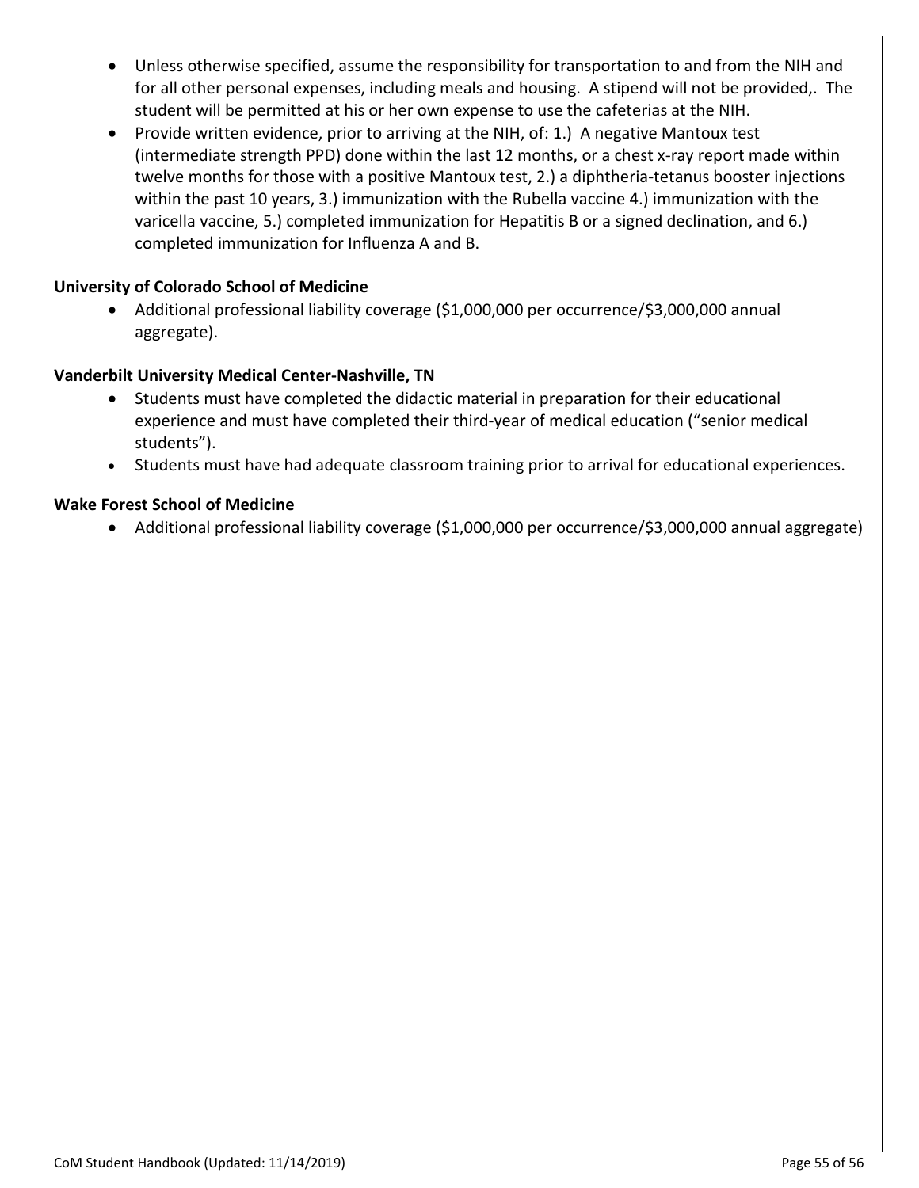- Unless otherwise specified, assume the responsibility for transportation to and from the NIH and for all other personal expenses, including meals and housing. A stipend will not be provided,. The student will be permitted at his or her own expense to use the cafeterias at the NIH.
- Provide written evidence, prior to arriving at the NIH, of: 1.) A negative Mantoux test (intermediate strength PPD) done within the last 12 months, or a chest x-ray report made within twelve months for those with a positive Mantoux test, 2.) a diphtheria-tetanus booster injections within the past 10 years, 3.) immunization with the Rubella vaccine 4.) immunization with the varicella vaccine, 5.) completed immunization for Hepatitis B or a signed declination, and 6.) completed immunization for Influenza A and B.

**University of Colorado School of Medicine**

- Additional professional liability coverage ($1,000,000 per occurrence/$3,000,000 annual aggregate).

**Vanderbilt University Medical Center-Nashville, TN**

- Students must have completed the didactic material in preparation for their educational experience and must have completed their third-year of medical education ("senior medical students").
- Students must have had adequate classroom training prior to arrival for educational experiences.

**Wake Forest School of Medicine**

- Additional professional liability coverage ($1,000,000 per occurrence/$3,000,000 annual aggregate)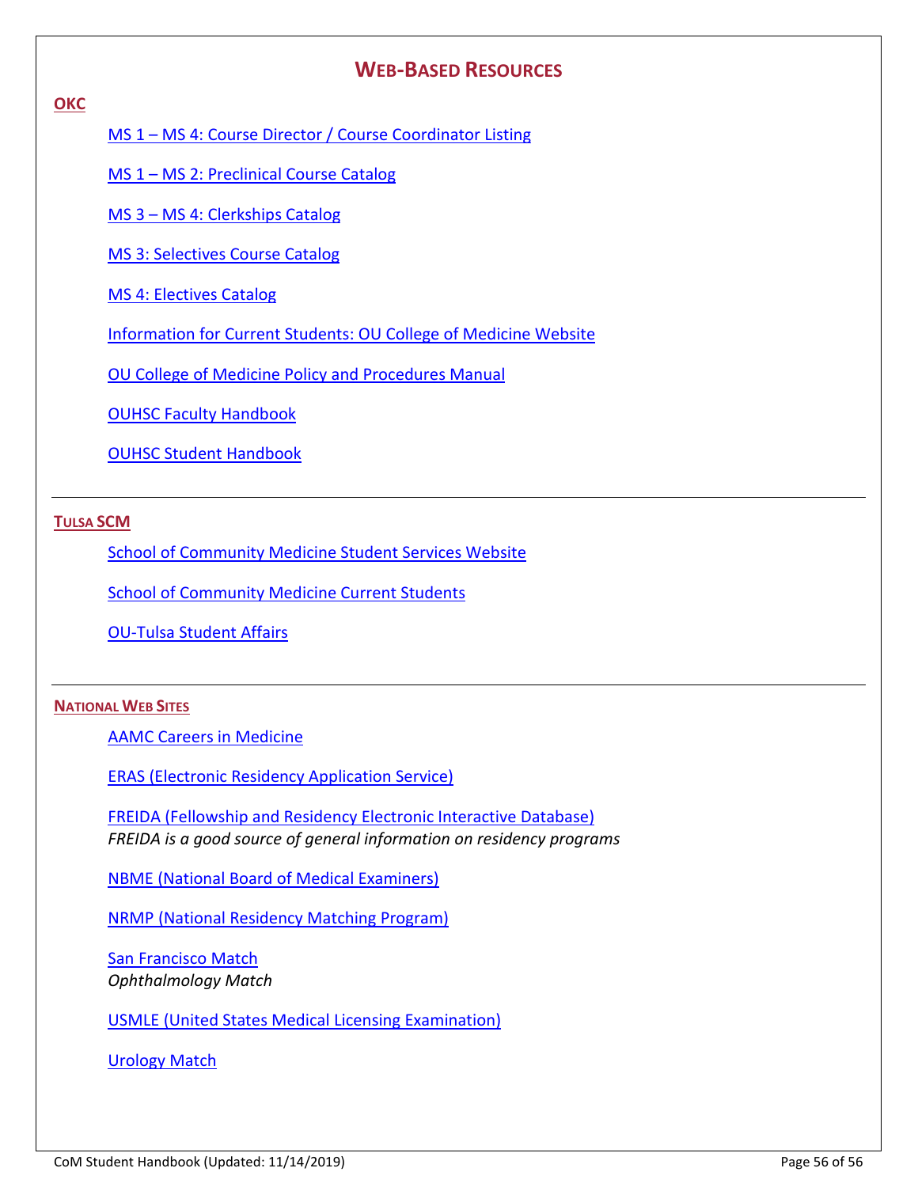# Web-Based Resources

## OKC

- MS 1 – MS 4: Course Director / Course Coordinator Listing
- MS 1 – MS 2: Preclinical Course Catalog
- MS 3 – MS 4: Clerkships Catalog
- MS 3: Selectives Course Catalog
- MS 4: Electives Catalog
- Information for Current Students: OU College of Medicine Website
- OU College of Medicine Policy and Procedures Manual
- OUHSC Faculty Handbook
- OUHSC Student Handbook

---

## Tulsa SCM

- School of Community Medicine Student Services Website
- School of Community Medicine Current Students
- OU-Tulsa Student Affairs

---

## National Web Sites

- AAMC Careers in Medicine
- ERAS (Electronic Residency Application Service)
- FREIDA (Fellowship and Residency Electronic Interactive Database)
  *FREIDA is a good source of general information on residency programs*
- NBME (National Board of Medical Examiners)
- NRMP (National Residency Matching Program)
- San Francisco Match
  *Ophthalmology Match*
- USMLE (United States Medical Licensing Examination)
- Urology Match